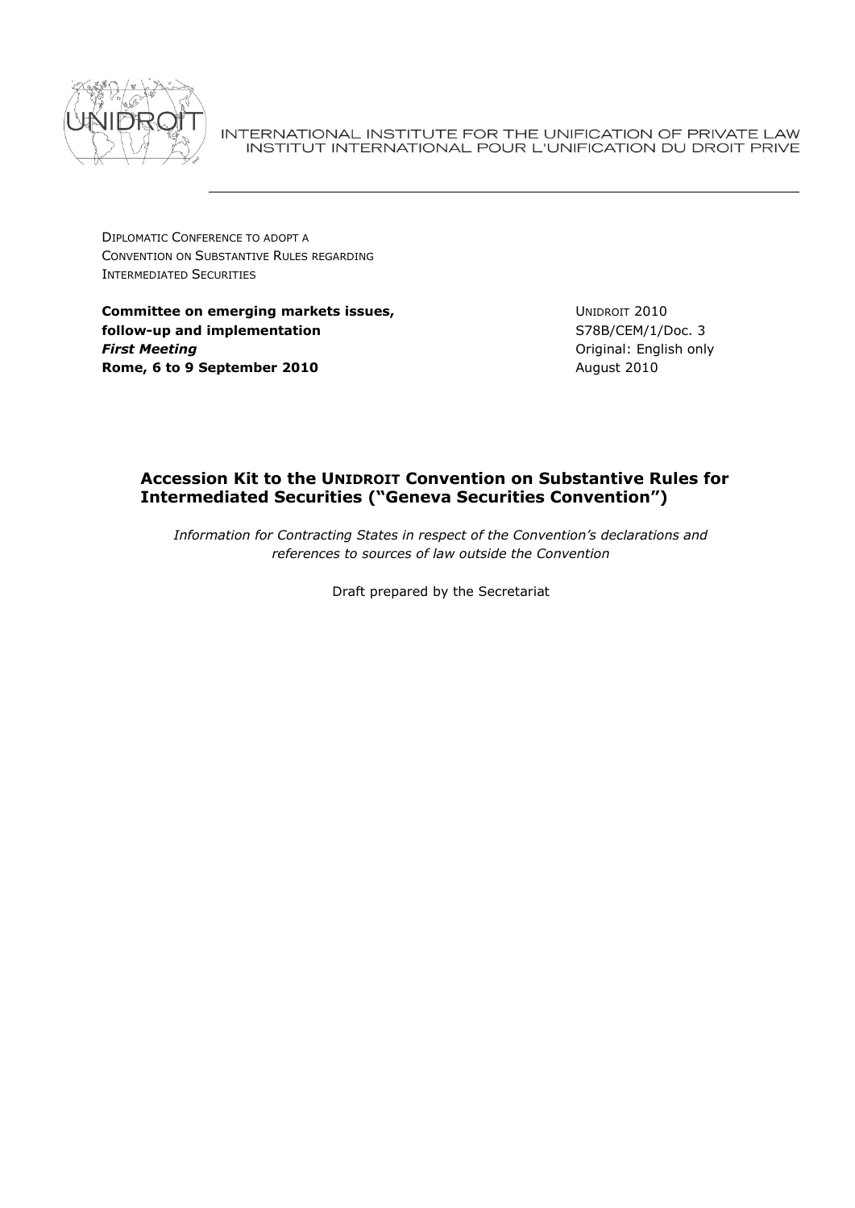INTERNATIONAL INSTITUTE FOR THE UNIFICATION OF PRIVATE LAW
INSTITUT INTERNATIONAL POUR L'UNIFICATION DU DROIT PRIVE

DIPLOMATIC CONFERENCE TO ADOPT A
CONVENTION ON SUBSTANTIVE RULES REGARDING
INTERMEDIATED SECURITIES

**Committee on emerging markets issues, follow-up and implementation**
***First Meeting***
**Rome, 6 to 9 September 2010**

UNIDROIT 2010
S78B/CEM/1/Doc. 3
Original: English only
August 2010

# Accession Kit to the UNIDROIT Convention on Substantive Rules for Intermediated Securities ("Geneva Securities Convention")

*Information for Contracting States in respect of the Convention's declarations and references to sources of law outside the Convention*

Draft prepared by the Secretariat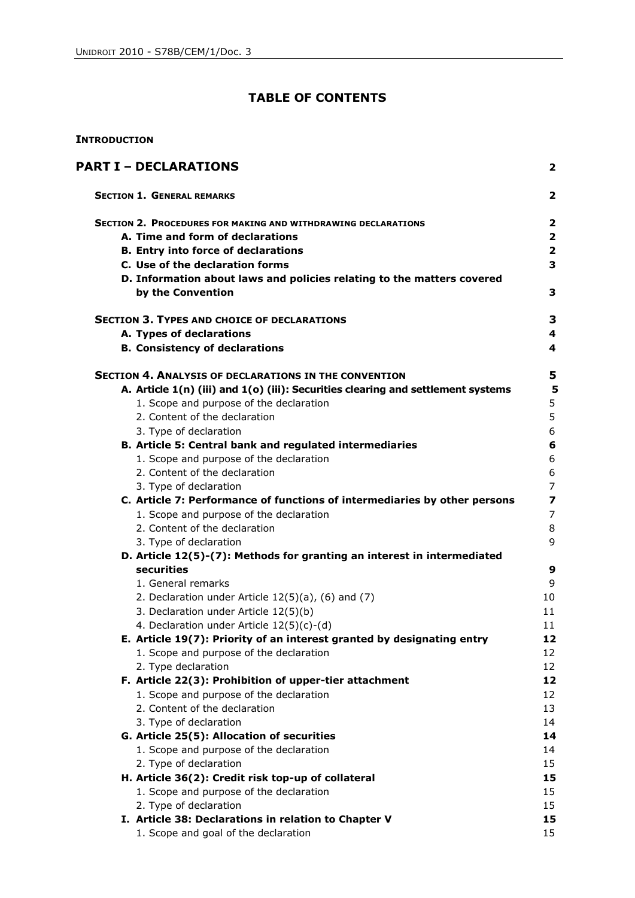# TABLE OF CONTENTS

**INTRODUCTION**

| | |
|---|---|
| **PART I – DECLARATIONS** | **2** |
| **SECTION 1. GENERAL REMARKS** | **2** |
| **SECTION 2. PROCEDURES FOR MAKING AND WITHDRAWING DECLARATIONS** | **2** |
| **A. Time and form of declarations** | **2** |
| **B. Entry into force of declarations** | **2** |
| **C. Use of the declaration forms** | **3** |
| **D. Information about laws and policies relating to the matters covered by the Convention** | **3** |
| **SECTION 3. TYPES AND CHOICE OF DECLARATIONS** | **3** |
| **A. Types of declarations** | **4** |
| **B. Consistency of declarations** | **4** |
| **SECTION 4. ANALYSIS OF DECLARATIONS IN THE CONVENTION** | **5** |
| **A. Article 1(n) (iii) and 1(o) (iii): Securities clearing and settlement systems** | **5** |
| 1. Scope and purpose of the declaration | 5 |
| 2. Content of the declaration | 5 |
| 3. Type of declaration | 6 |
| **B. Article 5: Central bank and regulated intermediaries** | **6** |
| 1. Scope and purpose of the declaration | 6 |
| 2. Content of the declaration | 6 |
| 3. Type of declaration | 7 |
| **C. Article 7: Performance of functions of intermediaries by other persons** | **7** |
| 1. Scope and purpose of the declaration | 7 |
| 2. Content of the declaration | 8 |
| 3. Type of declaration | 9 |
| **D. Article 12(5)-(7): Methods for granting an interest in intermediated securities** | **9** |
| 1. General remarks | 9 |
| 2. Declaration under Article 12(5)(a), (6) and (7) | 10 |
| 3. Declaration under Article 12(5)(b) | 11 |
| 4. Declaration under Article 12(5)(c)-(d) | 11 |
| **E. Article 19(7): Priority of an interest granted by designating entry** | **12** |
| 1. Scope and purpose of the declaration | 12 |
| 2. Type declaration | 12 |
| **F. Article 22(3): Prohibition of upper-tier attachment** | **12** |
| 1. Scope and purpose of the declaration | 12 |
| 2. Content of the declaration | 13 |
| 3. Type of declaration | 14 |
| **G. Article 25(5): Allocation of securities** | **14** |
| 1. Scope and purpose of the declaration | 14 |
| 2. Type of declaration | 15 |
| **H. Article 36(2): Credit risk top-up of collateral** | **15** |
| 1. Scope and purpose of the declaration | 15 |
| 2. Type of declaration | 15 |
| **I. Article 38: Declarations in relation to Chapter V** | **15** |
| 1. Scope and goal of the declaration | 15 |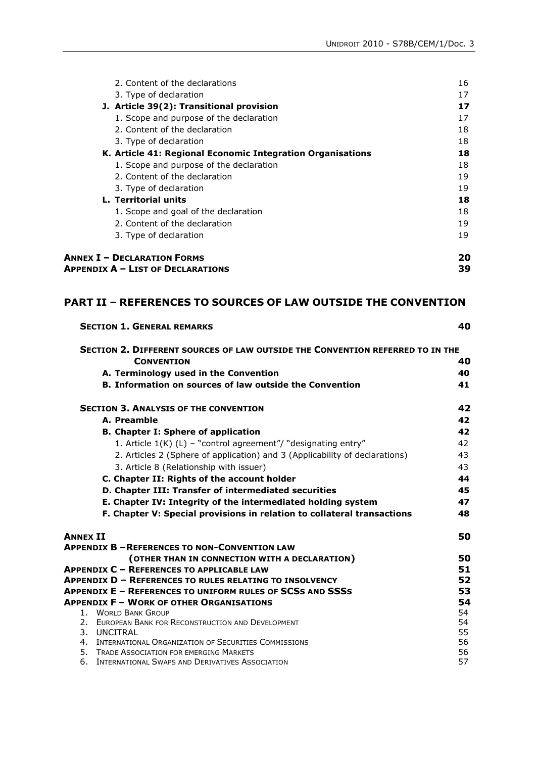2. Content of the declarations 16
3. Type of declaration 17

**J. Article 39(2): Transitional provision** **17**

1. Scope and purpose of the declaration 17
2. Content of the declaration 18
3. Type of declaration 18

**K. Article 41: Regional Economic Integration Organisations** **18**

1. Scope and purpose of the declaration 18
2. Content of the declaration 19
3. Type of declaration 19

**L. Territorial units** **18**

1. Scope and goal of the declaration 18
2. Content of the declaration 19
3. Type of declaration 19

**ANNEX I – DECLARATION FORMS** **20**

**APPENDIX A – LIST OF DECLARATIONS** **39**

## PART II – REFERENCES TO SOURCES OF LAW OUTSIDE THE CONVENTION

**SECTION 1. GENERAL REMARKS** **40**

**SECTION 2. DIFFERENT SOURCES OF LAW OUTSIDE THE CONVENTION REFERRED TO IN THE CONVENTION** **40**

**A. Terminology used in the Convention** **40**

**B. Information on sources of law outside the Convention** **41**

**SECTION 3. ANALYSIS OF THE CONVENTION** **42**

**A. Preamble** **42**

**B. Chapter I: Sphere of application** **42**

1. Article 1(K) (L) – "control agreement"/ "designating entry" 42
2. Articles 2 (Sphere of application) and 3 (Applicability of declarations) 43
3. Article 8 (Relationship with issuer) 43

**C. Chapter II: Rights of the account holder** **44**

**D. Chapter III: Transfer of intermediated securities** **45**

**E. Chapter IV: Integrity of the intermediated holding system** **47**

**F. Chapter V: Special provisions in relation to collateral transactions** **48**

**ANNEX II** **50**

**APPENDIX B – REFERENCES TO NON-CONVENTION LAW (OTHER THAN IN CONNECTION WITH A DECLARATION)** **50**

**APPENDIX C – REFERENCES TO APPLICABLE LAW** **51**

**APPENDIX D – REFERENCES TO RULES RELATING TO INSOLVENCY** **52**

**APPENDIX E – REFERENCES TO UNIFORM RULES OF SCSS AND SSSS** **53**

**APPENDIX F – WORK OF OTHER ORGANISATIONS** **54**

1. WORLD BANK GROUP 54
2. EUROPEAN BANK FOR RECONSTRUCTION AND DEVELOPMENT 54
3. UNCITRAL 55
4. INTERNATIONAL ORGANIZATION OF SECURITIES COMMISSIONS 56
5. TRADE ASSOCIATION FOR EMERGING MARKETS 56
6. INTERNATIONAL SWAPS AND DERIVATIVES ASSOCIATION 57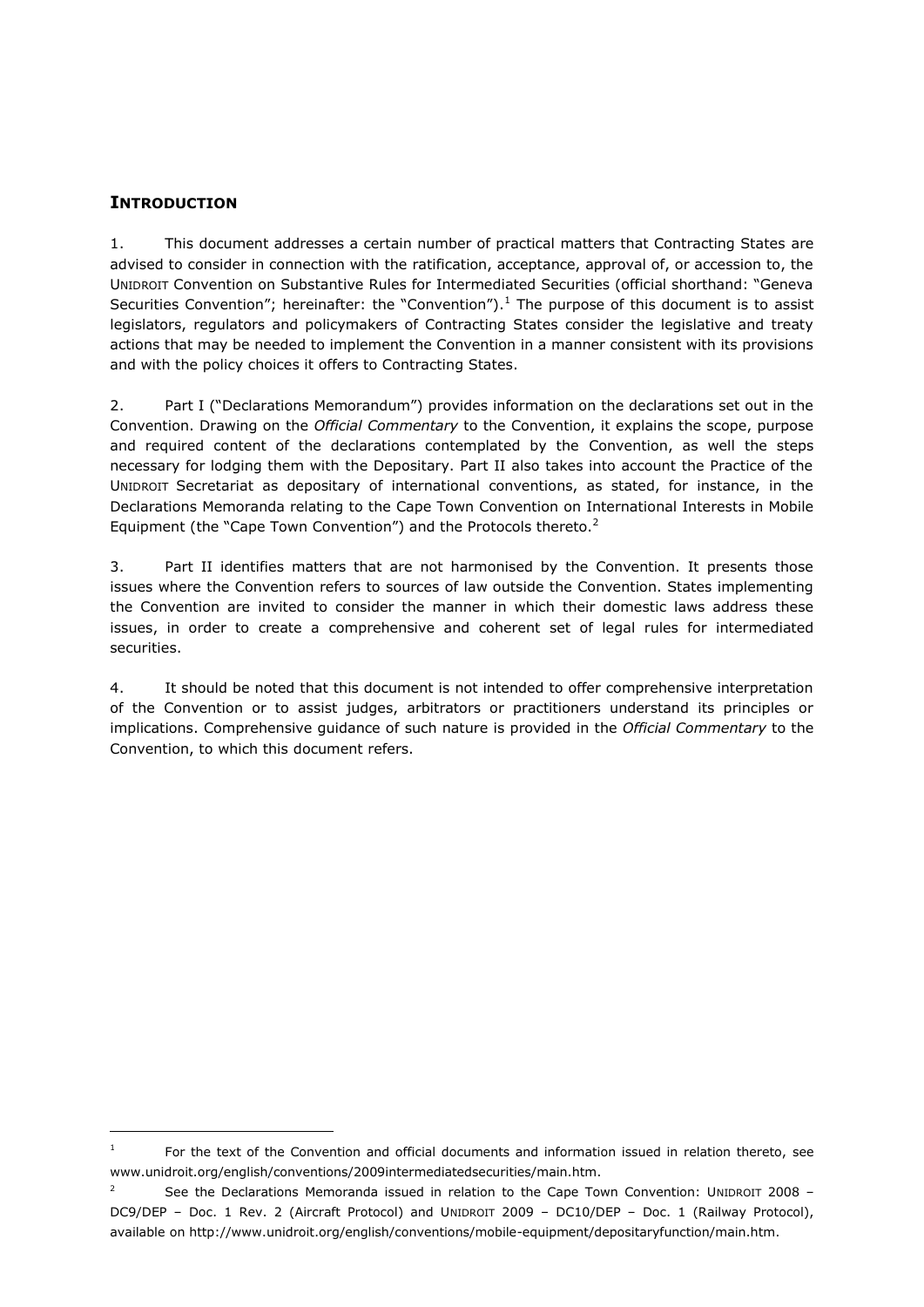## INTRODUCTION

1. This document addresses a certain number of practical matters that Contracting States are advised to consider in connection with the ratification, acceptance, approval of, or accession to, the UNIDROIT Convention on Substantive Rules for Intermediated Securities (official shorthand: "Geneva Securities Convention"; hereinafter: the "Convention").[1] The purpose of this document is to assist legislators, regulators and policymakers of Contracting States consider the legislative and treaty actions that may be needed to implement the Convention in a manner consistent with its provisions and with the policy choices it offers to Contracting States.

2. Part I ("Declarations Memorandum") provides information on the declarations set out in the Convention. Drawing on the *Official Commentary* to the Convention, it explains the scope, purpose and required content of the declarations contemplated by the Convention, as well the steps necessary for lodging them with the Depositary. Part II also takes into account the Practice of the UNIDROIT Secretariat as depositary of international conventions, as stated, for instance, in the Declarations Memoranda relating to the Cape Town Convention on International Interests in Mobile Equipment (the "Cape Town Convention") and the Protocols thereto.[2]

3. Part II identifies matters that are not harmonised by the Convention. It presents those issues where the Convention refers to sources of law outside the Convention. States implementing the Convention are invited to consider the manner in which their domestic laws address these issues, in order to create a comprehensive and coherent set of legal rules for intermediated securities.

4. It should be noted that this document is not intended to offer comprehensive interpretation of the Convention or to assist judges, arbitrators or practitioners understand its principles or implications. Comprehensive guidance of such nature is provided in the *Official Commentary* to the Convention, to which this document refers.

---

[1] For the text of the Convention and official documents and information issued in relation thereto, see www.unidroit.org/english/conventions/2009intermediatedsecurities/main.htm.

[2] See the Declarations Memoranda issued in relation to the Cape Town Convention: UNIDROIT 2008 – DC9/DEP – Doc. 1 Rev. 2 (Aircraft Protocol) and UNIDROIT 2009 – DC10/DEP – Doc. 1 (Railway Protocol), available on http://www.unidroit.org/english/conventions/mobile-equipment/depositaryfunction/main.htm.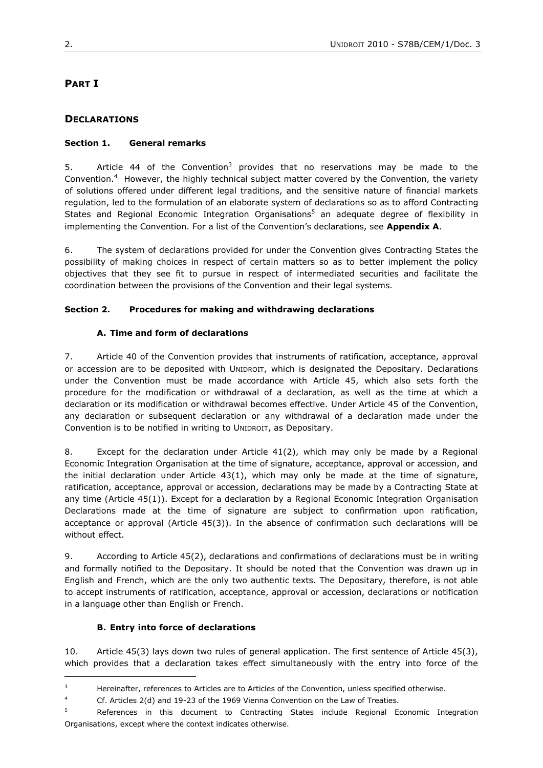# PART I

## DECLARATIONS

### Section 1. General remarks

5. Article 44 of the Convention[3] provides that no reservations may be made to the Convention.[4] However, the highly technical subject matter covered by the Convention, the variety of solutions offered under different legal traditions, and the sensitive nature of financial markets regulation, led to the formulation of an elaborate system of declarations so as to afford Contracting States and Regional Economic Integration Organisations[5] an adequate degree of flexibility in implementing the Convention. For a list of the Convention's declarations, see **Appendix A**.

6. The system of declarations provided for under the Convention gives Contracting States the possibility of making choices in respect of certain matters so as to better implement the policy objectives that they see fit to pursue in respect of intermediated securities and facilitate the coordination between the provisions of the Convention and their legal systems.

### Section 2. Procedures for making and withdrawing declarations

#### A. Time and form of declarations

7. Article 40 of the Convention provides that instruments of ratification, acceptance, approval or accession are to be deposited with UNIDROIT, which is designated the Depositary. Declarations under the Convention must be made accordance with Article 45, which also sets forth the procedure for the modification or withdrawal of a declaration, as well as the time at which a declaration or its modification or withdrawal becomes effective. Under Article 45 of the Convention, any declaration or subsequent declaration or any withdrawal of a declaration made under the Convention is to be notified in writing to UNIDROIT, as Depositary.

8. Except for the declaration under Article 41(2), which may only be made by a Regional Economic Integration Organisation at the time of signature, acceptance, approval or accession, and the initial declaration under Article 43(1), which may only be made at the time of signature, ratification, acceptance, approval or accession, declarations may be made by a Contracting State at any time (Article 45(1)). Except for a declaration by a Regional Economic Integration Organisation Declarations made at the time of signature are subject to confirmation upon ratification, acceptance or approval (Article 45(3)). In the absence of confirmation such declarations will be without effect.

9. According to Article 45(2), declarations and confirmations of declarations must be in writing and formally notified to the Depositary. It should be noted that the Convention was drawn up in English and French, which are the only two authentic texts. The Depositary, therefore, is not able to accept instruments of ratification, acceptance, approval or accession, declarations or notification in a language other than English or French.

#### B. Entry into force of declarations

10. Article 45(3) lays down two rules of general application. The first sentence of Article 45(3), which provides that a declaration takes effect simultaneously with the entry into force of the

[3] Hereinafter, references to Articles are to Articles of the Convention, unless specified otherwise.

[4] Cf. Articles 2(d) and 19-23 of the 1969 Vienna Convention on the Law of Treaties.

[5] References in this document to Contracting States include Regional Economic Integration Organisations, except where the context indicates otherwise.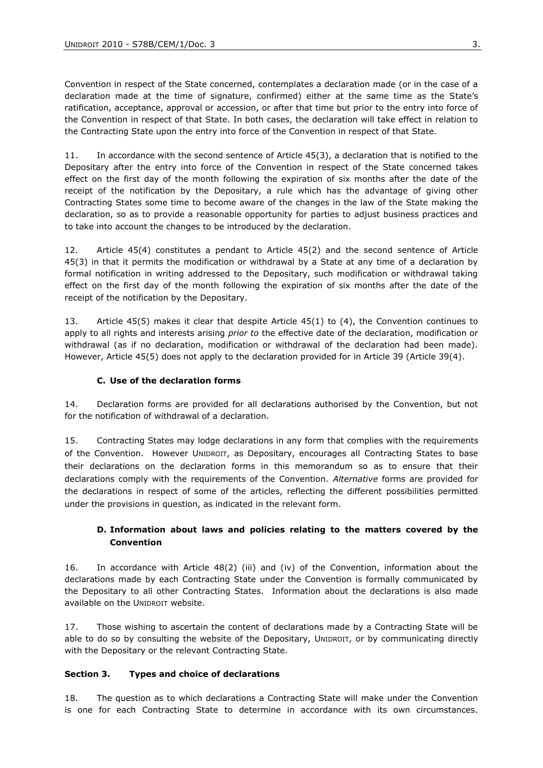Convention in respect of the State concerned, contemplates a declaration made (or in the case of a declaration made at the time of signature, confirmed) either at the same time as the State's ratification, acceptance, approval or accession, or after that time but prior to the entry into force of the Convention in respect of that State. In both cases, the declaration will take effect in relation to the Contracting State upon the entry into force of the Convention in respect of that State.

11. In accordance with the second sentence of Article 45(3), a declaration that is notified to the Depositary after the entry into force of the Convention in respect of the State concerned takes effect on the first day of the month following the expiration of six months after the date of the receipt of the notification by the Depositary, a rule which has the advantage of giving other Contracting States some time to become aware of the changes in the law of the State making the declaration, so as to provide a reasonable opportunity for parties to adjust business practices and to take into account the changes to be introduced by the declaration.

12. Article 45(4) constitutes a pendant to Article 45(2) and the second sentence of Article 45(3) in that it permits the modification or withdrawal by a State at any time of a declaration by formal notification in writing addressed to the Depositary, such modification or withdrawal taking effect on the first day of the month following the expiration of six months after the date of the receipt of the notification by the Depositary.

13. Article 45(5) makes it clear that despite Article 45(1) to (4), the Convention continues to apply to all rights and interests arising *prior to* the effective date of the declaration, modification or withdrawal (as if no declaration, modification or withdrawal of the declaration had been made). However, Article 45(5) does not apply to the declaration provided for in Article 39 (Article 39(4).

### C. Use of the declaration forms

14. Declaration forms are provided for all declarations authorised by the Convention, but not for the notification of withdrawal of a declaration.

15. Contracting States may lodge declarations in any form that complies with the requirements of the Convention. However UNIDROIT, as Depositary, encourages all Contracting States to base their declarations on the declaration forms in this memorandum so as to ensure that their declarations comply with the requirements of the Convention. *Alternative* forms are provided for the declarations in respect of some of the articles, reflecting the different possibilities permitted under the provisions in question, as indicated in the relevant form.

### D. Information about laws and policies relating to the matters covered by the Convention

16. In accordance with Article 48(2) (iii) and (iv) of the Convention, information about the declarations made by each Contracting State under the Convention is formally communicated by the Depositary to all other Contracting States. Information about the declarations is also made available on the UNIDROIT website.

17. Those wishing to ascertain the content of declarations made by a Contracting State will be able to do so by consulting the website of the Depositary, UNIDROIT, or by communicating directly with the Depositary or the relevant Contracting State.

## Section 3. Types and choice of declarations

18. The question as to which declarations a Contracting State will make under the Convention is one for each Contracting State to determine in accordance with its own circumstances.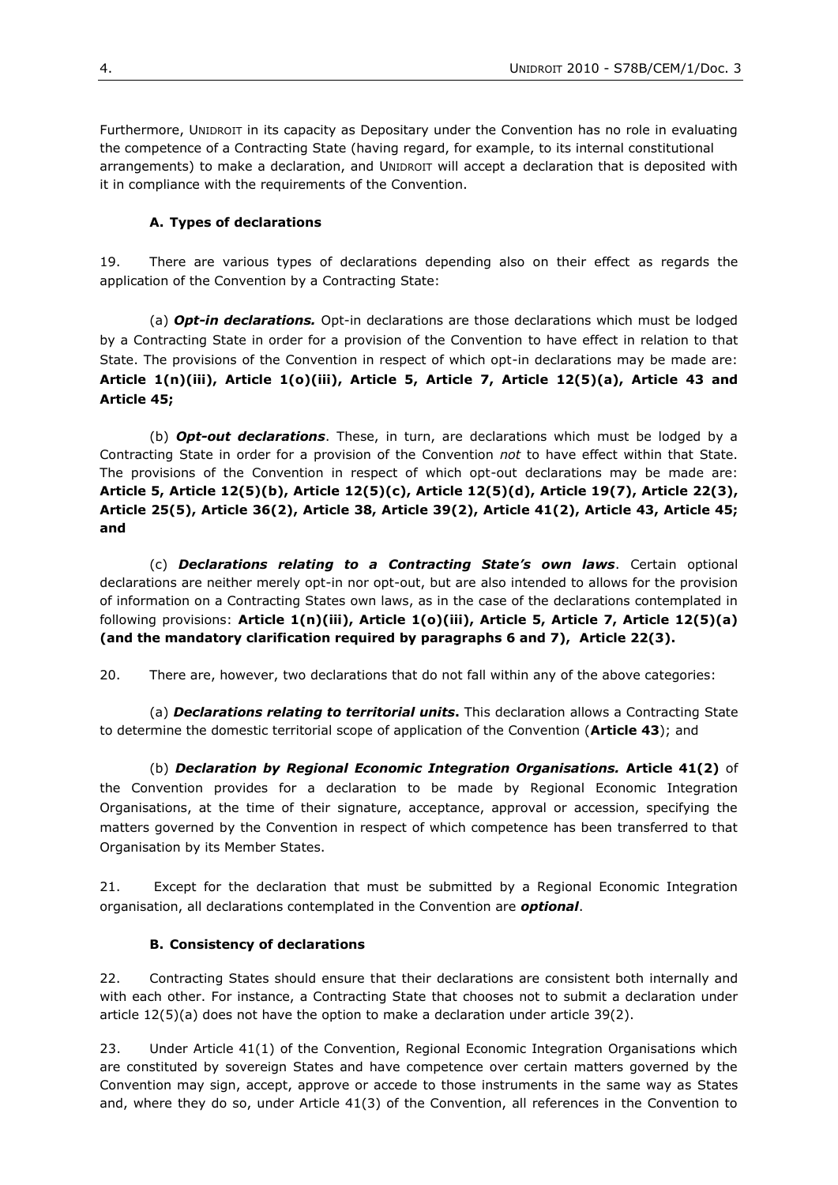Furthermore, UNIDROIT in its capacity as Depositary under the Convention has no role in evaluating the competence of a Contracting State (having regard, for example, to its internal constitutional arrangements) to make a declaration, and UNIDROIT will accept a declaration that is deposited with it in compliance with the requirements of the Convention.

### A. Types of declarations

19. There are various types of declarations depending also on their effect as regards the application of the Convention by a Contracting State:

(a) ***Opt-in declarations.*** Opt-in declarations are those declarations which must be lodged by a Contracting State in order for a provision of the Convention to have effect in relation to that State. The provisions of the Convention in respect of which opt-in declarations may be made are: **Article 1(n)(iii), Article 1(o)(iii), Article 5, Article 7, Article 12(5)(a), Article 43 and Article 45;**

(b) ***Opt-out declarations***. These, in turn, are declarations which must be lodged by a Contracting State in order for a provision of the Convention *not* to have effect within that State. The provisions of the Convention in respect of which opt-out declarations may be made are: **Article 5, Article 12(5)(b), Article 12(5)(c), Article 12(5)(d), Article 19(7), Article 22(3), Article 25(5), Article 36(2), Article 38, Article 39(2), Article 41(2), Article 43, Article 45; and**

(c) ***Declarations relating to a Contracting State's own laws***. Certain optional declarations are neither merely opt-in nor opt-out, but are also intended to allows for the provision of information on a Contracting States own laws, as in the case of the declarations contemplated in following provisions: **Article 1(n)(iii), Article 1(o)(iii), Article 5, Article 7, Article 12(5)(a) (and the mandatory clarification required by paragraphs 6 and 7), Article 22(3).**

20. There are, however, two declarations that do not fall within any of the above categories:

(a) ***Declarations relating to territorial units*.** This declaration allows a Contracting State to determine the domestic territorial scope of application of the Convention (**Article 43**); and

(b) ***Declaration by Regional Economic Integration Organisations.*** **Article 41(2)** of the Convention provides for a declaration to be made by Regional Economic Integration Organisations, at the time of their signature, acceptance, approval or accession, specifying the matters governed by the Convention in respect of which competence has been transferred to that Organisation by its Member States.

21. Except for the declaration that must be submitted by a Regional Economic Integration organisation, all declarations contemplated in the Convention are ***optional***.

### B. Consistency of declarations

22. Contracting States should ensure that their declarations are consistent both internally and with each other. For instance, a Contracting State that chooses not to submit a declaration under article 12(5)(a) does not have the option to make a declaration under article 39(2).

23. Under Article 41(1) of the Convention, Regional Economic Integration Organisations which are constituted by sovereign States and have competence over certain matters governed by the Convention may sign, accept, approve or accede to those instruments in the same way as States and, where they do so, under Article 41(3) of the Convention, all references in the Convention to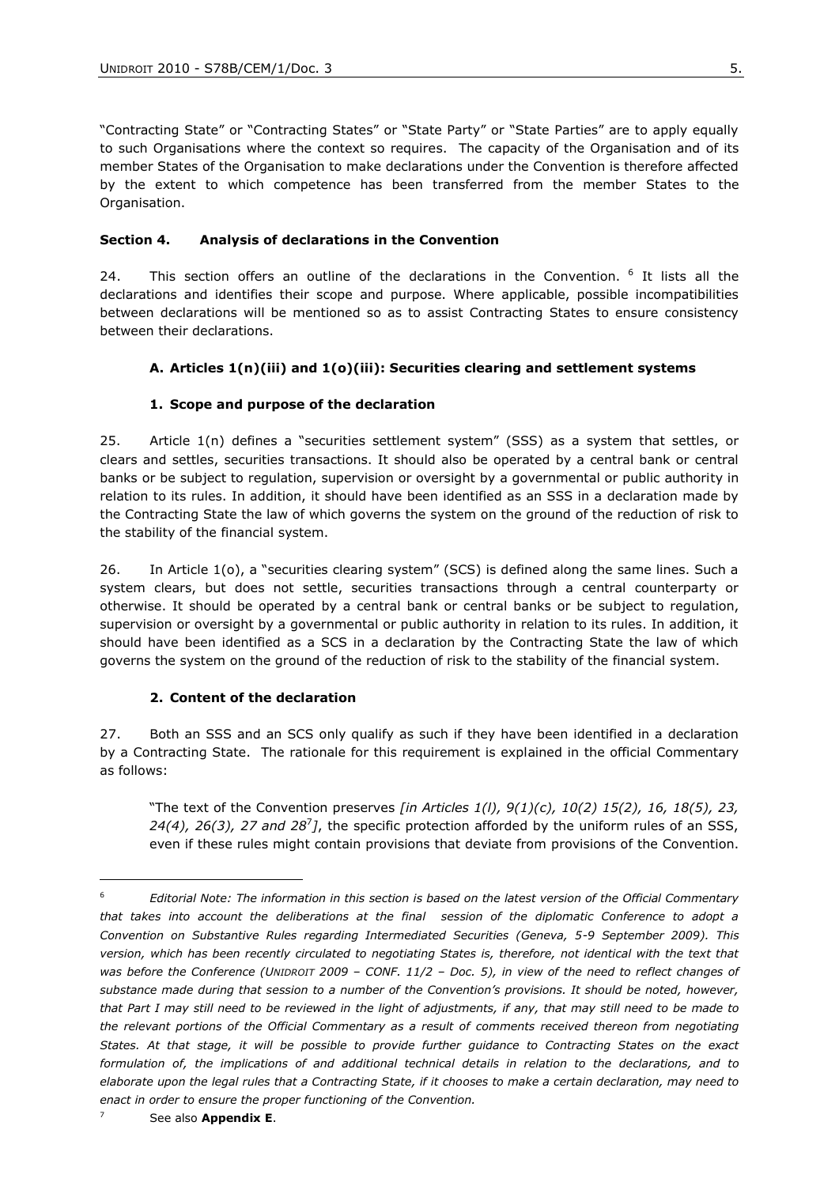"Contracting State" or "Contracting States" or "State Party" or "State Parties" are to apply equally to such Organisations where the context so requires. The capacity of the Organisation and of its member States of the Organisation to make declarations under the Convention is therefore affected by the extent to which competence has been transferred from the member States to the Organisation.

## Section 4. Analysis of declarations in the Convention

24. This section offers an outline of the declarations in the Convention. [6] It lists all the declarations and identifies their scope and purpose. Where applicable, possible incompatibilities between declarations will be mentioned so as to assist Contracting States to ensure consistency between their declarations.

### A. Articles 1(n)(iii) and 1(o)(iii): Securities clearing and settlement systems

#### 1. Scope and purpose of the declaration

25. Article 1(n) defines a "securities settlement system" (SSS) as a system that settles, or clears and settles, securities transactions. It should also be operated by a central bank or central banks or be subject to regulation, supervision or oversight by a governmental or public authority in relation to its rules. In addition, it should have been identified as an SSS in a declaration made by the Contracting State the law of which governs the system on the ground of the reduction of risk to the stability of the financial system.

26. In Article 1(o), a "securities clearing system" (SCS) is defined along the same lines. Such a system clears, but does not settle, securities transactions through a central counterparty or otherwise. It should be operated by a central bank or central banks or be subject to regulation, supervision or oversight by a governmental or public authority in relation to its rules. In addition, it should have been identified as a SCS in a declaration by the Contracting State the law of which governs the system on the ground of the reduction of risk to the stability of the financial system.

#### 2. Content of the declaration

27. Both an SSS and an SCS only qualify as such if they have been identified in a declaration by a Contracting State. The rationale for this requirement is explained in the official Commentary as follows:

> "The text of the Convention preserves *[in Articles 1(l), 9(1)(c), 10(2) 15(2), 16, 18(5), 23, 24(4), 26(3), 27 and 28[7]]*, the specific protection afforded by the uniform rules of an SSS, even if these rules might contain provisions that deviate from provisions of the Convention.

---

[6] *Editorial Note: The information in this section is based on the latest version of the Official Commentary that takes into account the deliberations at the final session of the diplomatic Conference to adopt a Convention on Substantive Rules regarding Intermediated Securities (Geneva, 5-9 September 2009). This version, which has been recently circulated to negotiating States is, therefore, not identical with the text that was before the Conference (UNIDROIT 2009 – CONF. 11/2 – Doc. 5), in view of the need to reflect changes of substance made during that session to a number of the Convention's provisions. It should be noted, however, that Part I may still need to be reviewed in the light of adjustments, if any, that may still need to be made to the relevant portions of the Official Commentary as a result of comments received thereon from negotiating States. At that stage, it will be possible to provide further guidance to Contracting States on the exact formulation of, the implications of and additional technical details in relation to the declarations, and to elaborate upon the legal rules that a Contracting State, if it chooses to make a certain declaration, may need to enact in order to ensure the proper functioning of the Convention.*

[7] See also **Appendix E**.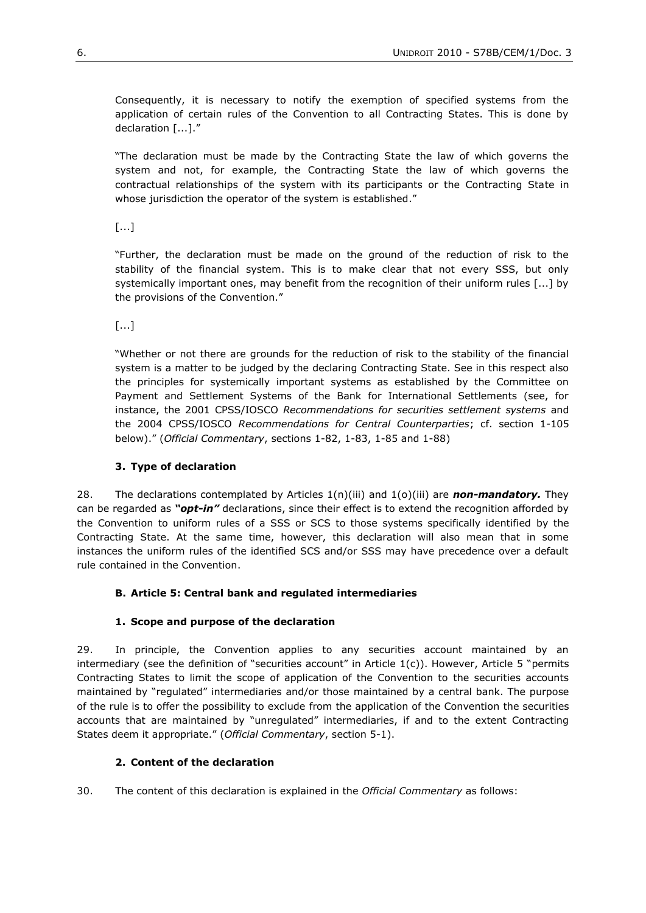Consequently, it is necessary to notify the exemption of specified systems from the application of certain rules of the Convention to all Contracting States. This is done by declaration [...]."

"The declaration must be made by the Contracting State the law of which governs the system and not, for example, the Contracting State the law of which governs the contractual relationships of the system with its participants or the Contracting State in whose jurisdiction the operator of the system is established."

[...]

"Further, the declaration must be made on the ground of the reduction of risk to the stability of the financial system. This is to make clear that not every SSS, but only systemically important ones, may benefit from the recognition of their uniform rules [...] by the provisions of the Convention."

[...]

"Whether or not there are grounds for the reduction of risk to the stability of the financial system is a matter to be judged by the declaring Contracting State. See in this respect also the principles for systemically important systems as established by the Committee on Payment and Settlement Systems of the Bank for International Settlements (see, for instance, the 2001 CPSS/IOSCO *Recommendations for securities settlement systems* and the 2004 CPSS/IOSCO *Recommendations for Central Counterparties*; cf. section 1-105 below)." (*Official Commentary*, sections 1-82, 1-83, 1-85 and 1-88)

### 3. Type of declaration

28. The declarations contemplated by Articles 1(n)(iii) and 1(o)(iii) are ***non-mandatory.*** They can be regarded as ***"opt-in"*** declarations, since their effect is to extend the recognition afforded by the Convention to uniform rules of a SSS or SCS to those systems specifically identified by the Contracting State. At the same time, however, this declaration will also mean that in some instances the uniform rules of the identified SCS and/or SSS may have precedence over a default rule contained in the Convention.

## B. Article 5: Central bank and regulated intermediaries

### 1. Scope and purpose of the declaration

29. In principle, the Convention applies to any securities account maintained by an intermediary (see the definition of "securities account" in Article 1(c)). However, Article 5 "permits Contracting States to limit the scope of application of the Convention to the securities accounts maintained by "regulated" intermediaries and/or those maintained by a central bank. The purpose of the rule is to offer the possibility to exclude from the application of the Convention the securities accounts that are maintained by "unregulated" intermediaries, if and to the extent Contracting States deem it appropriate." (*Official Commentary*, section 5-1).

### 2. Content of the declaration

30. The content of this declaration is explained in the *Official Commentary* as follows: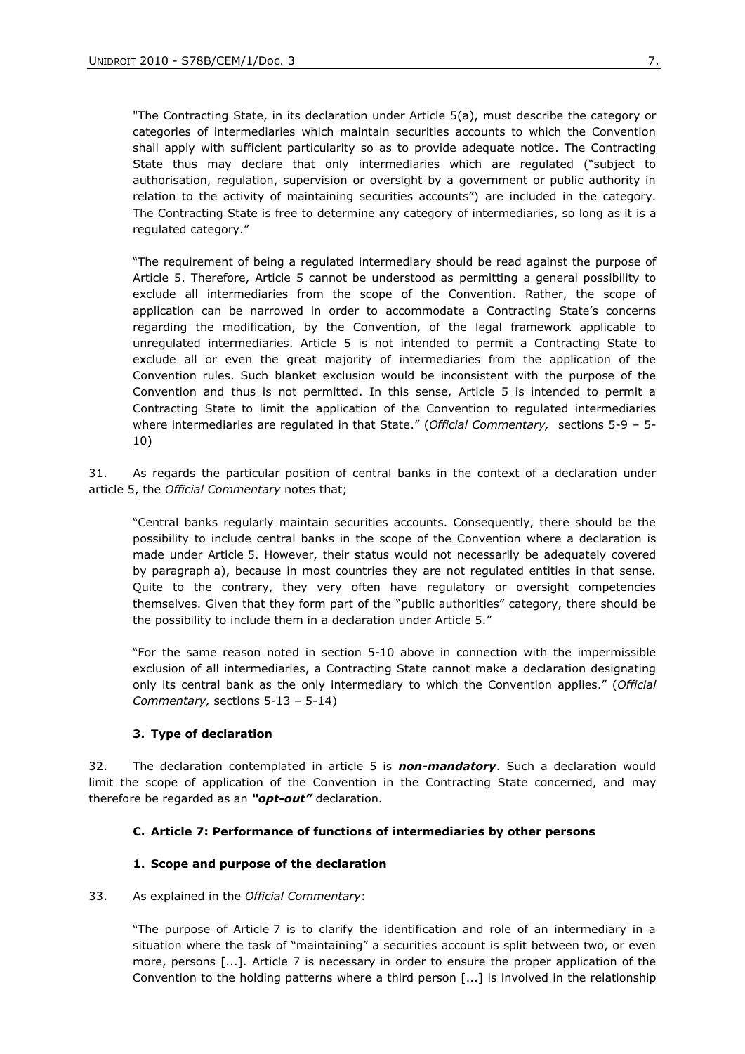"The Contracting State, in its declaration under Article 5(a), must describe the category or categories of intermediaries which maintain securities accounts to which the Convention shall apply with sufficient particularity so as to provide adequate notice. The Contracting State thus may declare that only intermediaries which are regulated ("subject to authorisation, regulation, supervision or oversight by a government or public authority in relation to the activity of maintaining securities accounts") are included in the category. The Contracting State is free to determine any category of intermediaries, so long as it is a regulated category."

"The requirement of being a regulated intermediary should be read against the purpose of Article 5. Therefore, Article 5 cannot be understood as permitting a general possibility to exclude all intermediaries from the scope of the Convention. Rather, the scope of application can be narrowed in order to accommodate a Contracting State's concerns regarding the modification, by the Convention, of the legal framework applicable to unregulated intermediaries. Article 5 is not intended to permit a Contracting State to exclude all or even the great majority of intermediaries from the application of the Convention rules. Such blanket exclusion would be inconsistent with the purpose of the Convention and thus is not permitted. In this sense, Article 5 is intended to permit a Contracting State to limit the application of the Convention to regulated intermediaries where intermediaries are regulated in that State." (*Official Commentary,* sections 5-9 – 5-10)

31. As regards the particular position of central banks in the context of a declaration under article 5, the *Official Commentary* notes that;

"Central banks regularly maintain securities accounts. Consequently, there should be the possibility to include central banks in the scope of the Convention where a declaration is made under Article 5. However, their status would not necessarily be adequately covered by paragraph a), because in most countries they are not regulated entities in that sense. Quite to the contrary, they very often have regulatory or oversight competencies themselves. Given that they form part of the "public authorities" category, there should be the possibility to include them in a declaration under Article 5."

"For the same reason noted in section 5-10 above in connection with the impermissible exclusion of all intermediaries, a Contracting State cannot make a declaration designating only its central bank as the only intermediary to which the Convention applies." (*Official Commentary,* sections 5-13 – 5-14)

### 3. Type of declaration

32. The declaration contemplated in article 5 is ***non-mandatory***. Such a declaration would limit the scope of application of the Convention in the Contracting State concerned, and may therefore be regarded as an ***"opt-out"*** declaration.

## C. Article 7: Performance of functions of intermediaries by other persons

### 1. Scope and purpose of the declaration

33. As explained in the *Official Commentary*:

"The purpose of Article 7 is to clarify the identification and role of an intermediary in a situation where the task of "maintaining" a securities account is split between two, or even more, persons [...]. Article 7 is necessary in order to ensure the proper application of the Convention to the holding patterns where a third person [...] is involved in the relationship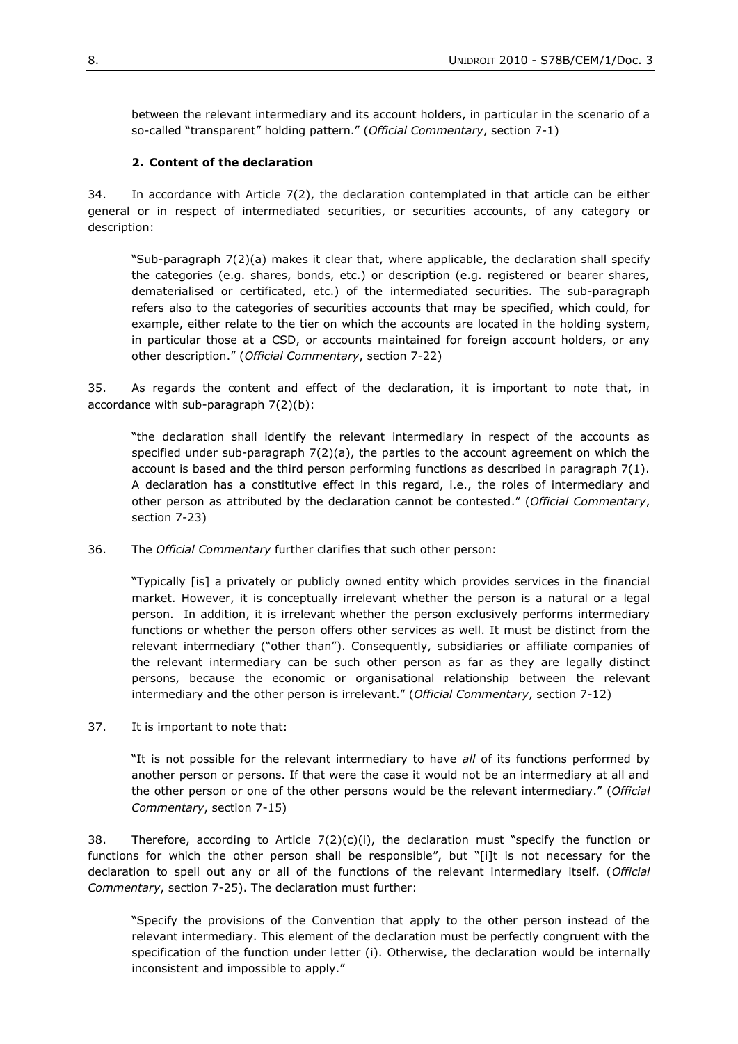between the relevant intermediary and its account holders, in particular in the scenario of a so-called "transparent" holding pattern." (*Official Commentary*, section 7-1)

### 2. Content of the declaration

34. In accordance with Article 7(2), the declaration contemplated in that article can be either general or in respect of intermediated securities, or securities accounts, of any category or description:

> "Sub-paragraph 7(2)(a) makes it clear that, where applicable, the declaration shall specify the categories (e.g. shares, bonds, etc.) or description (e.g. registered or bearer shares, dematerialised or certificated, etc.) of the intermediated securities. The sub-paragraph refers also to the categories of securities accounts that may be specified, which could, for example, either relate to the tier on which the accounts are located in the holding system, in particular those at a CSD, or accounts maintained for foreign account holders, or any other description." (*Official Commentary*, section 7-22)

35. As regards the content and effect of the declaration, it is important to note that, in accordance with sub-paragraph 7(2)(b):

> "the declaration shall identify the relevant intermediary in respect of the accounts as specified under sub-paragraph 7(2)(a), the parties to the account agreement on which the account is based and the third person performing functions as described in paragraph 7(1). A declaration has a constitutive effect in this regard, i.e., the roles of intermediary and other person as attributed by the declaration cannot be contested." (*Official Commentary*, section 7-23)

36. The *Official Commentary* further clarifies that such other person:

> "Typically [is] a privately or publicly owned entity which provides services in the financial market. However, it is conceptually irrelevant whether the person is a natural or a legal person. In addition, it is irrelevant whether the person exclusively performs intermediary functions or whether the person offers other services as well. It must be distinct from the relevant intermediary ("other than"). Consequently, subsidiaries or affiliate companies of the relevant intermediary can be such other person as far as they are legally distinct persons, because the economic or organisational relationship between the relevant intermediary and the other person is irrelevant." (*Official Commentary*, section 7-12)

37. It is important to note that:

> "It is not possible for the relevant intermediary to have *all* of its functions performed by another person or persons. If that were the case it would not be an intermediary at all and the other person or one of the other persons would be the relevant intermediary." (*Official Commentary*, section 7-15)

38. Therefore, according to Article 7(2)(c)(i), the declaration must "specify the function or functions for which the other person shall be responsible", but "[i]t is not necessary for the declaration to spell out any or all of the functions of the relevant intermediary itself. (*Official Commentary*, section 7-25). The declaration must further:

> "Specify the provisions of the Convention that apply to the other person instead of the relevant intermediary. This element of the declaration must be perfectly congruent with the specification of the function under letter (i). Otherwise, the declaration would be internally inconsistent and impossible to apply."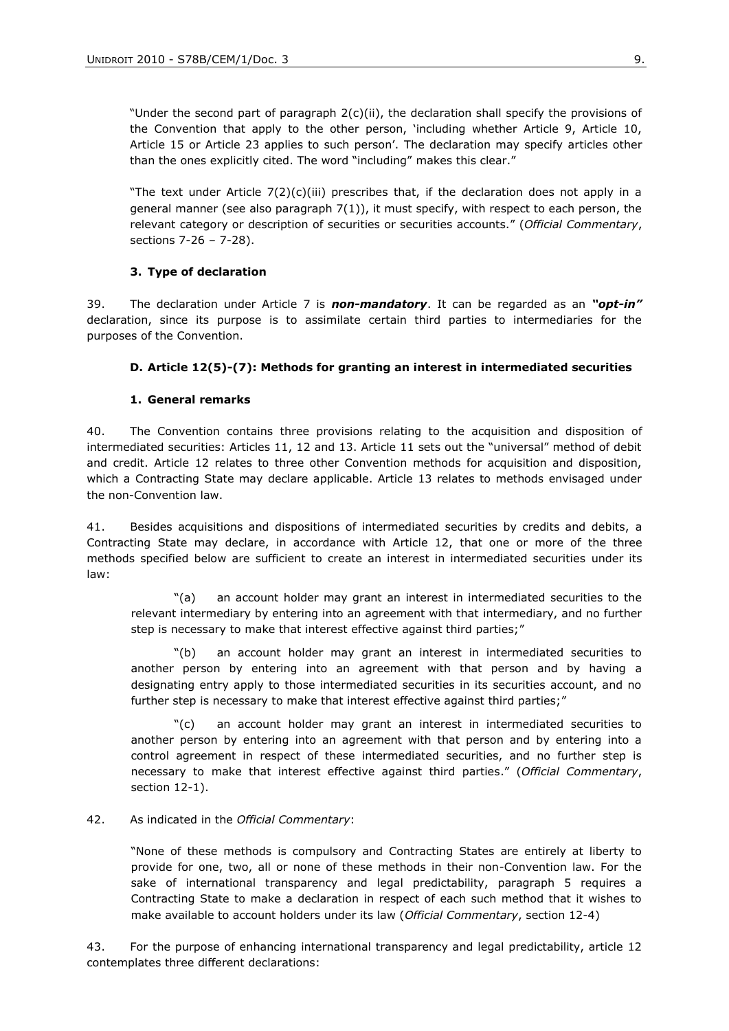"Under the second part of paragraph 2(c)(ii), the declaration shall specify the provisions of the Convention that apply to the other person, 'including whether Article 9, Article 10, Article 15 or Article 23 applies to such person'. The declaration may specify articles other than the ones explicitly cited. The word "including" makes this clear."

"The text under Article 7(2)(c)(iii) prescribes that, if the declaration does not apply in a general manner (see also paragraph 7(1)), it must specify, with respect to each person, the relevant category or description of securities or securities accounts." (*Official Commentary*, sections 7-26 – 7-28).

### 3. Type of declaration

39. The declaration under Article 7 is ***non-mandatory***. It can be regarded as an ***"opt-in"*** declaration, since its purpose is to assimilate certain third parties to intermediaries for the purposes of the Convention.

## D. Article 12(5)-(7): Methods for granting an interest in intermediated securities

### 1. General remarks

40. The Convention contains three provisions relating to the acquisition and disposition of intermediated securities: Articles 11, 12 and 13. Article 11 sets out the "universal" method of debit and credit. Article 12 relates to three other Convention methods for acquisition and disposition, which a Contracting State may declare applicable. Article 13 relates to methods envisaged under the non-Convention law.

41. Besides acquisitions and dispositions of intermediated securities by credits and debits, a Contracting State may declare, in accordance with Article 12, that one or more of the three methods specified below are sufficient to create an interest in intermediated securities under its law:

> "(a) an account holder may grant an interest in intermediated securities to the relevant intermediary by entering into an agreement with that intermediary, and no further step is necessary to make that interest effective against third parties;"
>
> "(b) an account holder may grant an interest in intermediated securities to another person by entering into an agreement with that person and by having a designating entry apply to those intermediated securities in its securities account, and no further step is necessary to make that interest effective against third parties;"
>
> "(c) an account holder may grant an interest in intermediated securities to another person by entering into an agreement with that person and by entering into a control agreement in respect of these intermediated securities, and no further step is necessary to make that interest effective against third parties." (*Official Commentary*, section 12-1).

42. As indicated in the *Official Commentary*:

"None of these methods is compulsory and Contracting States are entirely at liberty to provide for one, two, all or none of these methods in their non-Convention law. For the sake of international transparency and legal predictability, paragraph 5 requires a Contracting State to make a declaration in respect of each such method that it wishes to make available to account holders under its law (*Official Commentary*, section 12-4)

43. For the purpose of enhancing international transparency and legal predictability, article 12 contemplates three different declarations: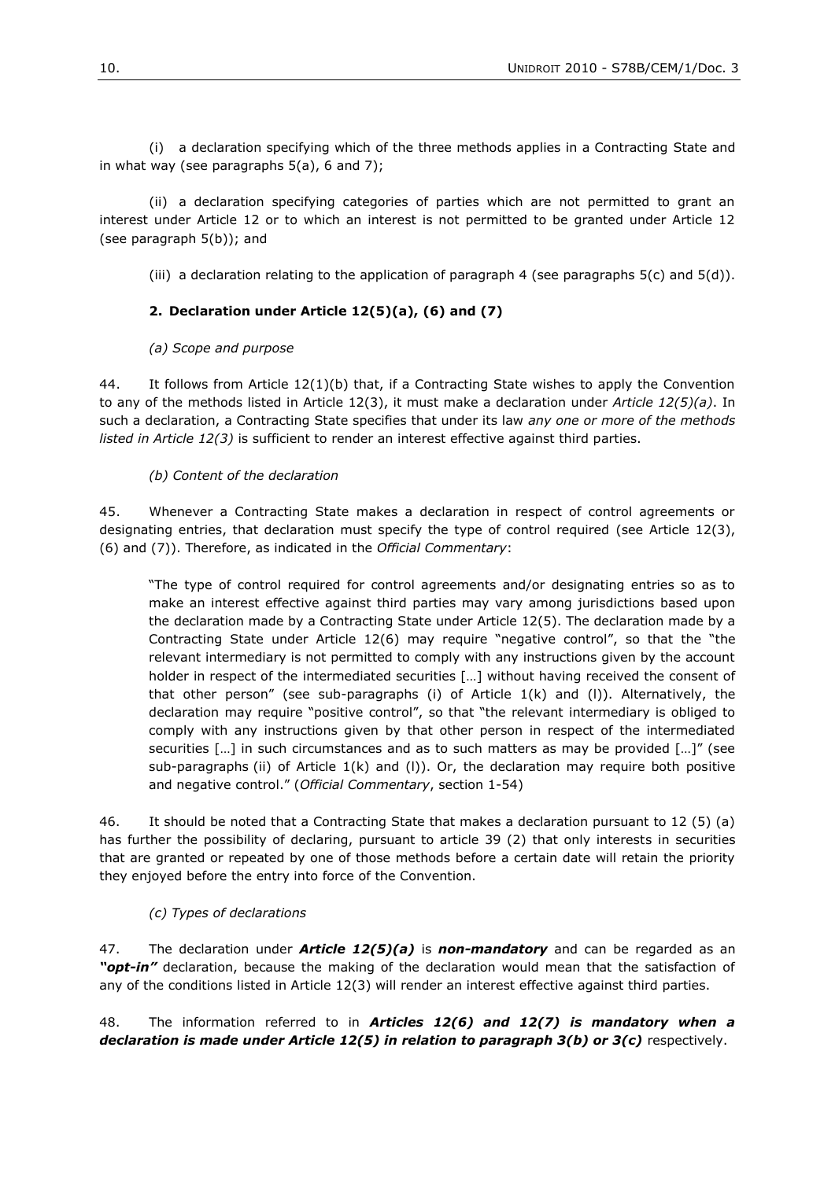(i) a declaration specifying which of the three methods applies in a Contracting State and in what way (see paragraphs 5(a), 6 and 7);

(ii) a declaration specifying categories of parties which are not permitted to grant an interest under Article 12 or to which an interest is not permitted to be granted under Article 12 (see paragraph 5(b)); and

(iii) a declaration relating to the application of paragraph 4 (see paragraphs 5(c) and 5(d)).

### 2. Declaration under Article 12(5)(a), (6) and (7)

*(a) Scope and purpose*

44. It follows from Article 12(1)(b) that, if a Contracting State wishes to apply the Convention to any of the methods listed in Article 12(3), it must make a declaration under *Article 12(5)(a)*. In such a declaration, a Contracting State specifies that under its law *any one or more of the methods listed in Article 12(3)* is sufficient to render an interest effective against third parties.

*(b) Content of the declaration*

45. Whenever a Contracting State makes a declaration in respect of control agreements or designating entries, that declaration must specify the type of control required (see Article 12(3), (6) and (7)). Therefore, as indicated in the *Official Commentary*:

> "The type of control required for control agreements and/or designating entries so as to make an interest effective against third parties may vary among jurisdictions based upon the declaration made by a Contracting State under Article 12(5). The declaration made by a Contracting State under Article 12(6) may require "negative control", so that the "the relevant intermediary is not permitted to comply with any instructions given by the account holder in respect of the intermediated securities […] without having received the consent of that other person" (see sub-paragraphs (i) of Article 1(k) and (l)). Alternatively, the declaration may require "positive control", so that "the relevant intermediary is obliged to comply with any instructions given by that other person in respect of the intermediated securities […] in such circumstances and as to such matters as may be provided […]" (see sub-paragraphs (ii) of Article 1(k) and (l)). Or, the declaration may require both positive and negative control." (*Official Commentary*, section 1-54)

46. It should be noted that a Contracting State that makes a declaration pursuant to 12 (5) (a) has further the possibility of declaring, pursuant to article 39 (2) that only interests in securities that are granted or repeated by one of those methods before a certain date will retain the priority they enjoyed before the entry into force of the Convention.

*(c) Types of declarations*

47. The declaration under ***Article 12(5)(a)*** is ***non-mandatory*** and can be regarded as an ***"opt-in"*** declaration, because the making of the declaration would mean that the satisfaction of any of the conditions listed in Article 12(3) will render an interest effective against third parties.

48. The information referred to in ***Articles 12(6) and 12(7) is mandatory when a declaration is made under Article 12(5) in relation to paragraph 3(b) or 3(c)*** respectively.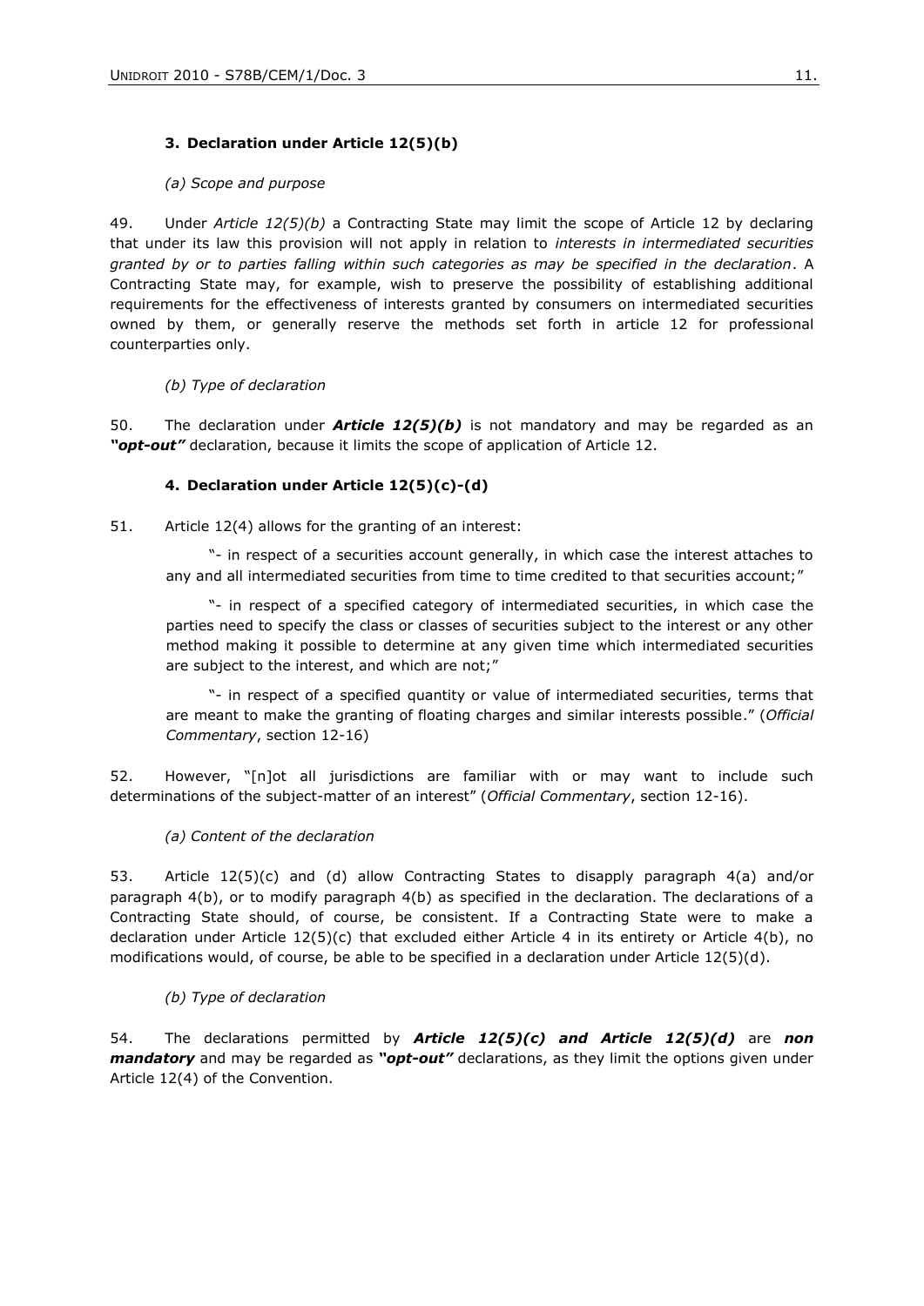### 3. Declaration under Article 12(5)(b)

#### *(a) Scope and purpose*

49. Under *Article 12(5)(b)* a Contracting State may limit the scope of Article 12 by declaring that under its law this provision will not apply in relation to *interests in intermediated securities granted by or to parties falling within such categories as may be specified in the declaration*. A Contracting State may, for example, wish to preserve the possibility of establishing additional requirements for the effectiveness of interests granted by consumers on intermediated securities owned by them, or generally reserve the methods set forth in article 12 for professional counterparties only.

#### *(b) Type of declaration*

50. The declaration under ***Article 12(5)(b)*** is not mandatory and may be regarded as an ***"opt-out"*** declaration, because it limits the scope of application of Article 12.

### 4. Declaration under Article 12(5)(c)-(d)

51. Article 12(4) allows for the granting of an interest:

> "- in respect of a securities account generally, in which case the interest attaches to any and all intermediated securities from time to time credited to that securities account;"
>
> "- in respect of a specified category of intermediated securities, in which case the parties need to specify the class or classes of securities subject to the interest or any other method making it possible to determine at any given time which intermediated securities are subject to the interest, and which are not;"
>
> "- in respect of a specified quantity or value of intermediated securities, terms that are meant to make the granting of floating charges and similar interests possible." (*Official Commentary*, section 12-16)

52. However, "[n]ot all jurisdictions are familiar with or may want to include such determinations of the subject-matter of an interest" (*Official Commentary*, section 12-16).

#### *(a) Content of the declaration*

53. Article 12(5)(c) and (d) allow Contracting States to disapply paragraph 4(a) and/or paragraph 4(b), or to modify paragraph 4(b) as specified in the declaration. The declarations of a Contracting State should, of course, be consistent. If a Contracting State were to make a declaration under Article 12(5)(c) that excluded either Article 4 in its entirety or Article 4(b), no modifications would, of course, be able to be specified in a declaration under Article 12(5)(d).

#### *(b) Type of declaration*

54. The declarations permitted by ***Article 12(5)(c) and Article 12(5)(d)*** are ***non mandatory*** and may be regarded as ***"opt-out"*** declarations, as they limit the options given under Article 12(4) of the Convention.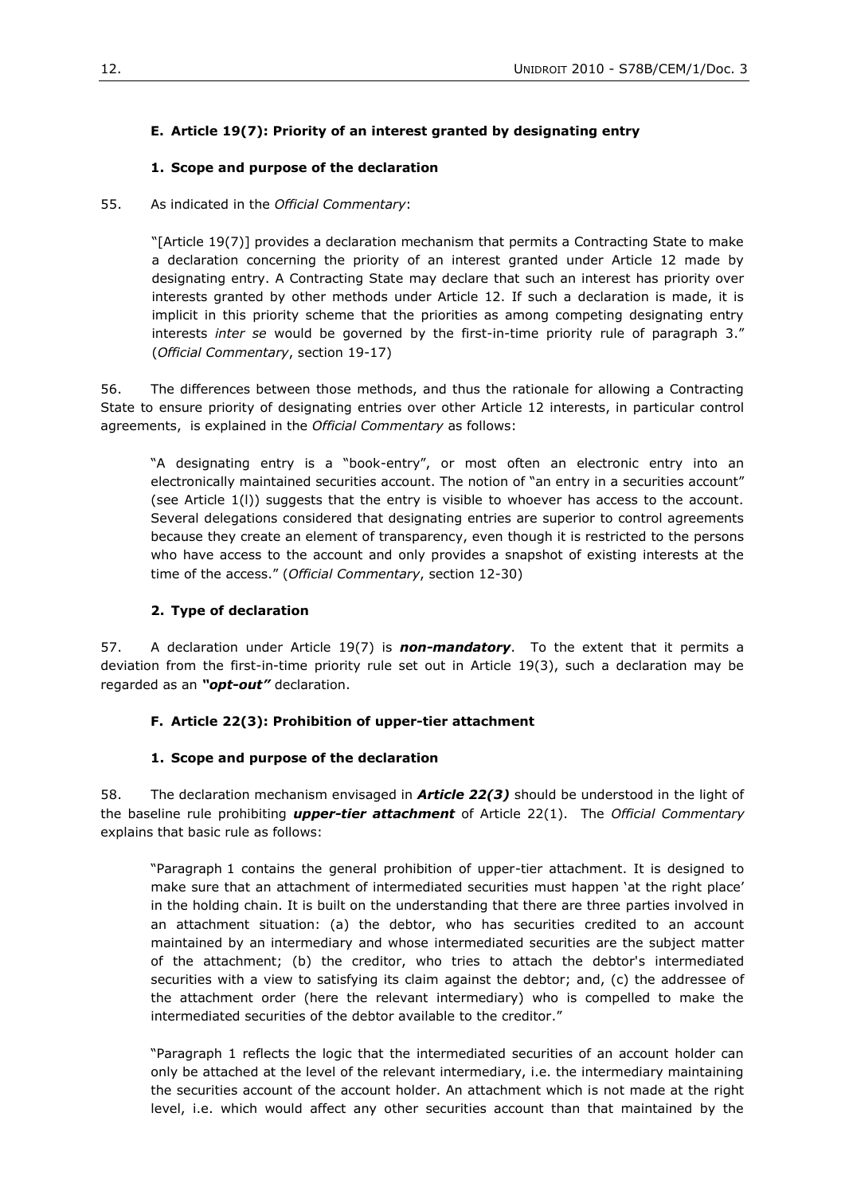### E. Article 19(7): Priority of an interest granted by designating entry

#### 1. Scope and purpose of the declaration

55. As indicated in the *Official Commentary*:

> "[Article 19(7)] provides a declaration mechanism that permits a Contracting State to make a declaration concerning the priority of an interest granted under Article 12 made by designating entry. A Contracting State may declare that such an interest has priority over interests granted by other methods under Article 12. If such a declaration is made, it is implicit in this priority scheme that the priorities as among competing designating entry interests *inter se* would be governed by the first-in-time priority rule of paragraph 3." (*Official Commentary*, section 19-17)

56. The differences between those methods, and thus the rationale for allowing a Contracting State to ensure priority of designating entries over other Article 12 interests, in particular control agreements, is explained in the *Official Commentary* as follows:

> "A designating entry is a "book-entry", or most often an electronic entry into an electronically maintained securities account. The notion of "an entry in a securities account" (see Article 1(l)) suggests that the entry is visible to whoever has access to the account. Several delegations considered that designating entries are superior to control agreements because they create an element of transparency, even though it is restricted to the persons who have access to the account and only provides a snapshot of existing interests at the time of the access." (*Official Commentary*, section 12-30)

#### 2. Type of declaration

57. A declaration under Article 19(7) is ***non-mandatory***. To the extent that it permits a deviation from the first-in-time priority rule set out in Article 19(3), such a declaration may be regarded as an ***"opt-out"*** declaration.

### F. Article 22(3): Prohibition of upper-tier attachment

#### 1. Scope and purpose of the declaration

58. The declaration mechanism envisaged in ***Article 22(3)*** should be understood in the light of the baseline rule prohibiting ***upper-tier attachment*** of Article 22(1). The *Official Commentary* explains that basic rule as follows:

> "Paragraph 1 contains the general prohibition of upper-tier attachment. It is designed to make sure that an attachment of intermediated securities must happen 'at the right place' in the holding chain. It is built on the understanding that there are three parties involved in an attachment situation: (a) the debtor, who has securities credited to an account maintained by an intermediary and whose intermediated securities are the subject matter of the attachment; (b) the creditor, who tries to attach the debtor's intermediated securities with a view to satisfying its claim against the debtor; and, (c) the addressee of the attachment order (here the relevant intermediary) who is compelled to make the intermediated securities of the debtor available to the creditor."
>
> "Paragraph 1 reflects the logic that the intermediated securities of an account holder can only be attached at the level of the relevant intermediary, i.e. the intermediary maintaining the securities account of the account holder. An attachment which is not made at the right level, i.e. which would affect any other securities account than that maintained by the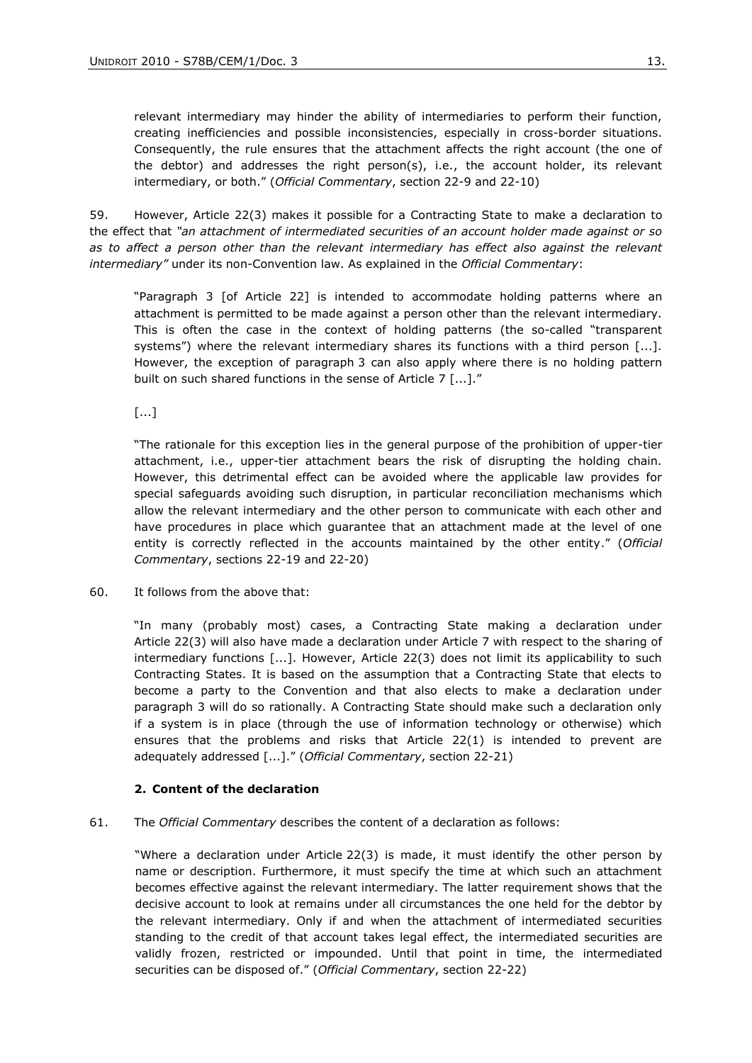relevant intermediary may hinder the ability of intermediaries to perform their function, creating inefficiencies and possible inconsistencies, especially in cross-border situations. Consequently, the rule ensures that the attachment affects the right account (the one of the debtor) and addresses the right person(s), i.e., the account holder, its relevant intermediary, or both." (*Official Commentary*, section 22-9 and 22-10)

59. However, Article 22(3) makes it possible for a Contracting State to make a declaration to the effect that *"an attachment of intermediated securities of an account holder made against or so as to affect a person other than the relevant intermediary has effect also against the relevant intermediary"* under its non-Convention law. As explained in the *Official Commentary*:

> "Paragraph 3 [of Article 22] is intended to accommodate holding patterns where an attachment is permitted to be made against a person other than the relevant intermediary. This is often the case in the context of holding patterns (the so-called "transparent systems") where the relevant intermediary shares its functions with a third person [...]. However, the exception of paragraph 3 can also apply where there is no holding pattern built on such shared functions in the sense of Article 7 [...]."
>
> [...]
>
> "The rationale for this exception lies in the general purpose of the prohibition of upper-tier attachment, i.e., upper-tier attachment bears the risk of disrupting the holding chain. However, this detrimental effect can be avoided where the applicable law provides for special safeguards avoiding such disruption, in particular reconciliation mechanisms which allow the relevant intermediary and the other person to communicate with each other and have procedures in place which guarantee that an attachment made at the level of one entity is correctly reflected in the accounts maintained by the other entity." (*Official Commentary*, sections 22-19 and 22-20)

60. It follows from the above that:

> "In many (probably most) cases, a Contracting State making a declaration under Article 22(3) will also have made a declaration under Article 7 with respect to the sharing of intermediary functions [...]. However, Article 22(3) does not limit its applicability to such Contracting States. It is based on the assumption that a Contracting State that elects to become a party to the Convention and that also elects to make a declaration under paragraph 3 will do so rationally. A Contracting State should make such a declaration only if a system is in place (through the use of information technology or otherwise) which ensures that the problems and risks that Article 22(1) is intended to prevent are adequately addressed [...]." (*Official Commentary*, section 22-21)

### 2. Content of the declaration

61. The *Official Commentary* describes the content of a declaration as follows:

> "Where a declaration under Article 22(3) is made, it must identify the other person by name or description. Furthermore, it must specify the time at which such an attachment becomes effective against the relevant intermediary. The latter requirement shows that the decisive account to look at remains under all circumstances the one held for the debtor by the relevant intermediary. Only if and when the attachment of intermediated securities standing to the credit of that account takes legal effect, the intermediated securities are validly frozen, restricted or impounded. Until that point in time, the intermediated securities can be disposed of." (*Official Commentary*, section 22-22)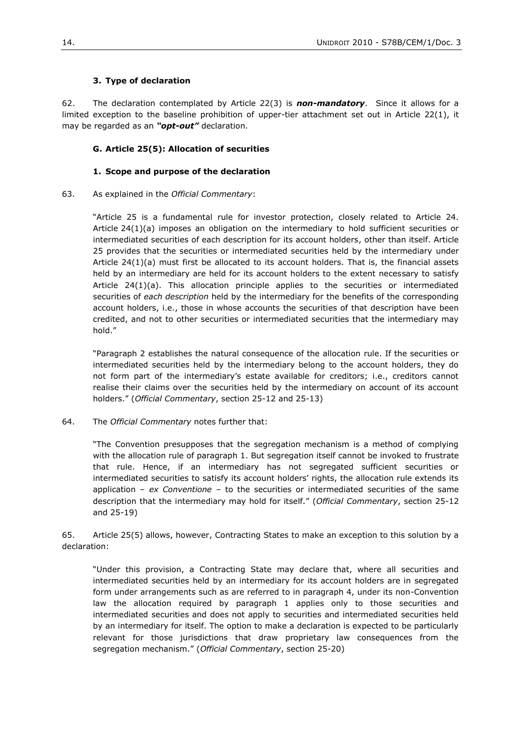### 3. Type of declaration

62. The declaration contemplated by Article 22(3) is ***non-mandatory***. Since it allows for a limited exception to the baseline prohibition of upper-tier attachment set out in Article 22(1), it may be regarded as an ***"opt-out"*** declaration.

### G. Article 25(5): Allocation of securities

#### 1. Scope and purpose of the declaration

63. As explained in the *Official Commentary*:

> "Article 25 is a fundamental rule for investor protection, closely related to Article 24. Article 24(1)(a) imposes an obligation on the intermediary to hold sufficient securities or intermediated securities of each description for its account holders, other than itself. Article 25 provides that the securities or intermediated securities held by the intermediary under Article 24(1)(a) must first be allocated to its account holders. That is, the financial assets held by an intermediary are held for its account holders to the extent necessary to satisfy Article 24(1)(a). This allocation principle applies to the securities or intermediated securities of *each description* held by the intermediary for the benefits of the corresponding account holders, i.e., those in whose accounts the securities of that description have been credited, and not to other securities or intermediated securities that the intermediary may hold."
>
> "Paragraph 2 establishes the natural consequence of the allocation rule. If the securities or intermediated securities held by the intermediary belong to the account holders, they do not form part of the intermediary's estate available for creditors; i.e., creditors cannot realise their claims over the securities held by the intermediary on account of its account holders." (*Official Commentary*, section 25-12 and 25-13)

64. The *Official Commentary* notes further that:

> "The Convention presupposes that the segregation mechanism is a method of complying with the allocation rule of paragraph 1. But segregation itself cannot be invoked to frustrate that rule. Hence, if an intermediary has not segregated sufficient securities or intermediated securities to satisfy its account holders' rights, the allocation rule extends its application – *ex Conventione* – to the securities or intermediated securities of the same description that the intermediary may hold for itself." (*Official Commentary*, section 25-12 and 25-19)

65. Article 25(5) allows, however, Contracting States to make an exception to this solution by a declaration:

> "Under this provision, a Contracting State may declare that, where all securities and intermediated securities held by an intermediary for its account holders are in segregated form under arrangements such as are referred to in paragraph 4, under its non-Convention law the allocation required by paragraph 1 applies only to those securities and intermediated securities and does not apply to securities and intermediated securities held by an intermediary for itself. The option to make a declaration is expected to be particularly relevant for those jurisdictions that draw proprietary law consequences from the segregation mechanism." (*Official Commentary*, section 25-20)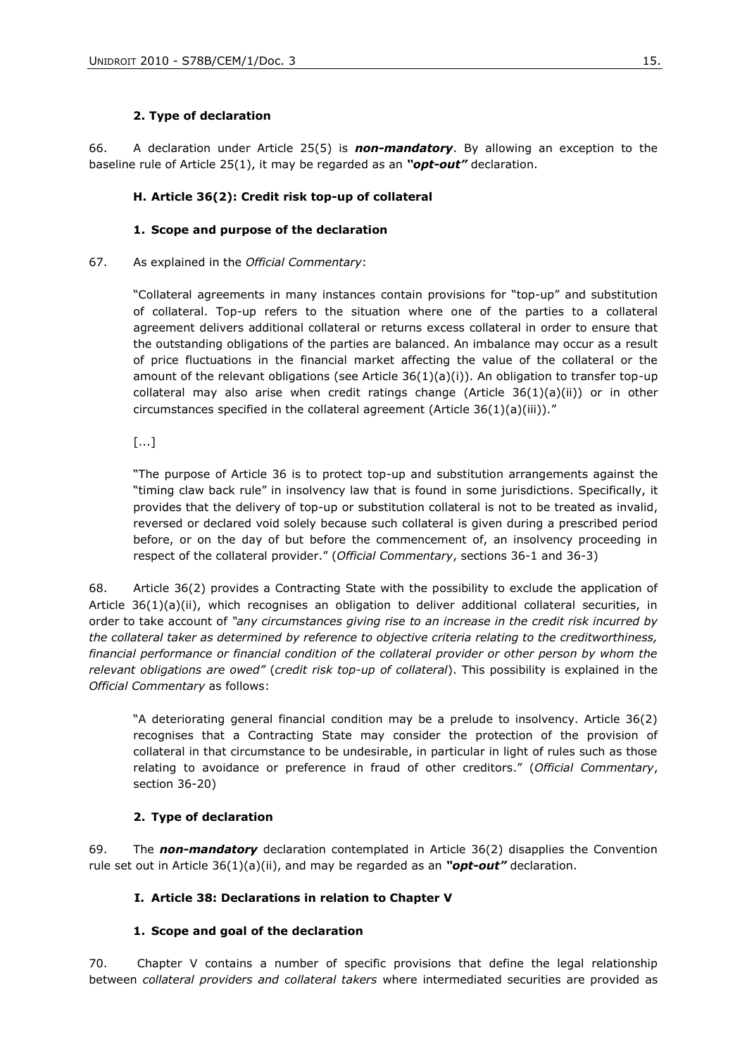#### 2. Type of declaration

66. A declaration under Article 25(5) is ***non-mandatory***. By allowing an exception to the baseline rule of Article 25(1), it may be regarded as an ***"opt-out"*** declaration.

### H. Article 36(2): Credit risk top-up of collateral

#### 1. Scope and purpose of the declaration

67. As explained in the *Official Commentary*:

> "Collateral agreements in many instances contain provisions for "top-up" and substitution of collateral. Top-up refers to the situation where one of the parties to a collateral agreement delivers additional collateral or returns excess collateral in order to ensure that the outstanding obligations of the parties are balanced. An imbalance may occur as a result of price fluctuations in the financial market affecting the value of the collateral or the amount of the relevant obligations (see Article 36(1)(a)(i)). An obligation to transfer top-up collateral may also arise when credit ratings change (Article 36(1)(a)(ii)) or in other circumstances specified in the collateral agreement (Article 36(1)(a)(iii))."
>
> [...]
>
> "The purpose of Article 36 is to protect top-up and substitution arrangements against the "timing claw back rule" in insolvency law that is found in some jurisdictions. Specifically, it provides that the delivery of top-up or substitution collateral is not to be treated as invalid, reversed or declared void solely because such collateral is given during a prescribed period before, or on the day of but before the commencement of, an insolvency proceeding in respect of the collateral provider." (*Official Commentary*, sections 36-1 and 36-3)

68. Article 36(2) provides a Contracting State with the possibility to exclude the application of Article 36(1)(a)(ii), which recognises an obligation to deliver additional collateral securities, in order to take account of *"any circumstances giving rise to an increase in the credit risk incurred by the collateral taker as determined by reference to objective criteria relating to the creditworthiness, financial performance or financial condition of the collateral provider or other person by whom the relevant obligations are owed"* (*credit risk top-up of collateral*). This possibility is explained in the *Official Commentary* as follows:

> "A deteriorating general financial condition may be a prelude to insolvency. Article 36(2) recognises that a Contracting State may consider the protection of the provision of collateral in that circumstance to be undesirable, in particular in light of rules such as those relating to avoidance or preference in fraud of other creditors." (*Official Commentary*, section 36-20)

#### 2. Type of declaration

69. The ***non-mandatory*** declaration contemplated in Article 36(2) disapplies the Convention rule set out in Article 36(1)(a)(ii), and may be regarded as an ***"opt-out"*** declaration.

### I. Article 38: Declarations in relation to Chapter V

#### 1. Scope and goal of the declaration

70. Chapter V contains a number of specific provisions that define the legal relationship between *collateral providers and collateral takers* where intermediated securities are provided as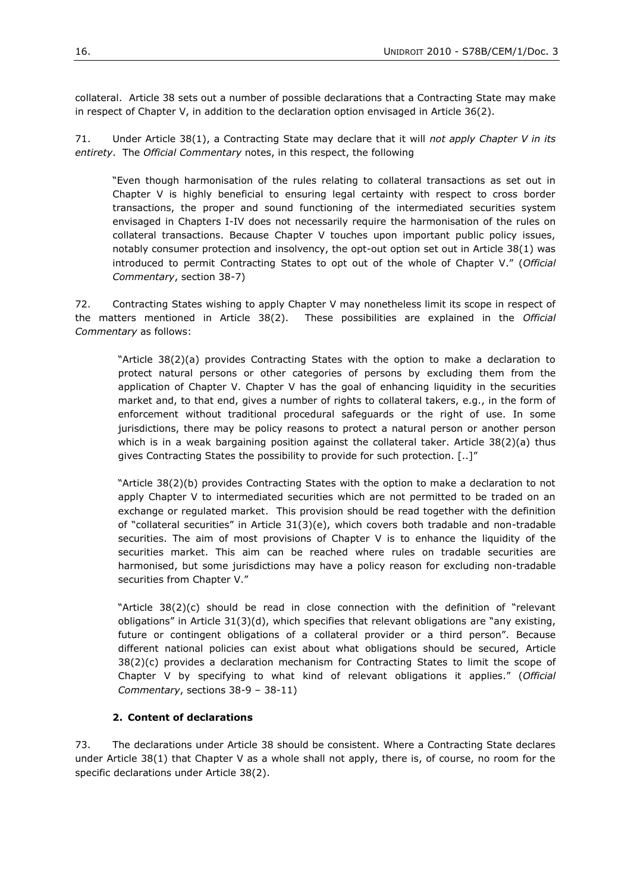collateral. Article 38 sets out a number of possible declarations that a Contracting State may make in respect of Chapter V, in addition to the declaration option envisaged in Article 36(2).

71. Under Article 38(1), a Contracting State may declare that it will *not apply Chapter V in its entirety*. The *Official Commentary* notes, in this respect, the following

> "Even though harmonisation of the rules relating to collateral transactions as set out in Chapter V is highly beneficial to ensuring legal certainty with respect to cross border transactions, the proper and sound functioning of the intermediated securities system envisaged in Chapters I-IV does not necessarily require the harmonisation of the rules on collateral transactions. Because Chapter V touches upon important public policy issues, notably consumer protection and insolvency, the opt-out option set out in Article 38(1) was introduced to permit Contracting States to opt out of the whole of Chapter V." (*Official Commentary*, section 38-7)

72. Contracting States wishing to apply Chapter V may nonetheless limit its scope in respect of the matters mentioned in Article 38(2). These possibilities are explained in the *Official Commentary* as follows:

> "Article 38(2)(a) provides Contracting States with the option to make a declaration to protect natural persons or other categories of persons by excluding them from the application of Chapter V. Chapter V has the goal of enhancing liquidity in the securities market and, to that end, gives a number of rights to collateral takers, e.g., in the form of enforcement without traditional procedural safeguards or the right of use. In some jurisdictions, there may be policy reasons to protect a natural person or another person which is in a weak bargaining position against the collateral taker. Article 38(2)(a) thus gives Contracting States the possibility to provide for such protection. [..]"
>
> "Article 38(2)(b) provides Contracting States with the option to make a declaration to not apply Chapter V to intermediated securities which are not permitted to be traded on an exchange or regulated market. This provision should be read together with the definition of "collateral securities" in Article 31(3)(e), which covers both tradable and non-tradable securities. The aim of most provisions of Chapter V is to enhance the liquidity of the securities market. This aim can be reached where rules on tradable securities are harmonised, but some jurisdictions may have a policy reason for excluding non-tradable securities from Chapter V."
>
> "Article 38(2)(c) should be read in close connection with the definition of "relevant obligations" in Article 31(3)(d), which specifies that relevant obligations are "any existing, future or contingent obligations of a collateral provider or a third person". Because different national policies can exist about what obligations should be secured, Article 38(2)(c) provides a declaration mechanism for Contracting States to limit the scope of Chapter V by specifying to what kind of relevant obligations it applies." (*Official Commentary*, sections 38-9 – 38-11)

#### 2. Content of declarations

73. The declarations under Article 38 should be consistent. Where a Contracting State declares under Article 38(1) that Chapter V as a whole shall not apply, there is, of course, no room for the specific declarations under Article 38(2).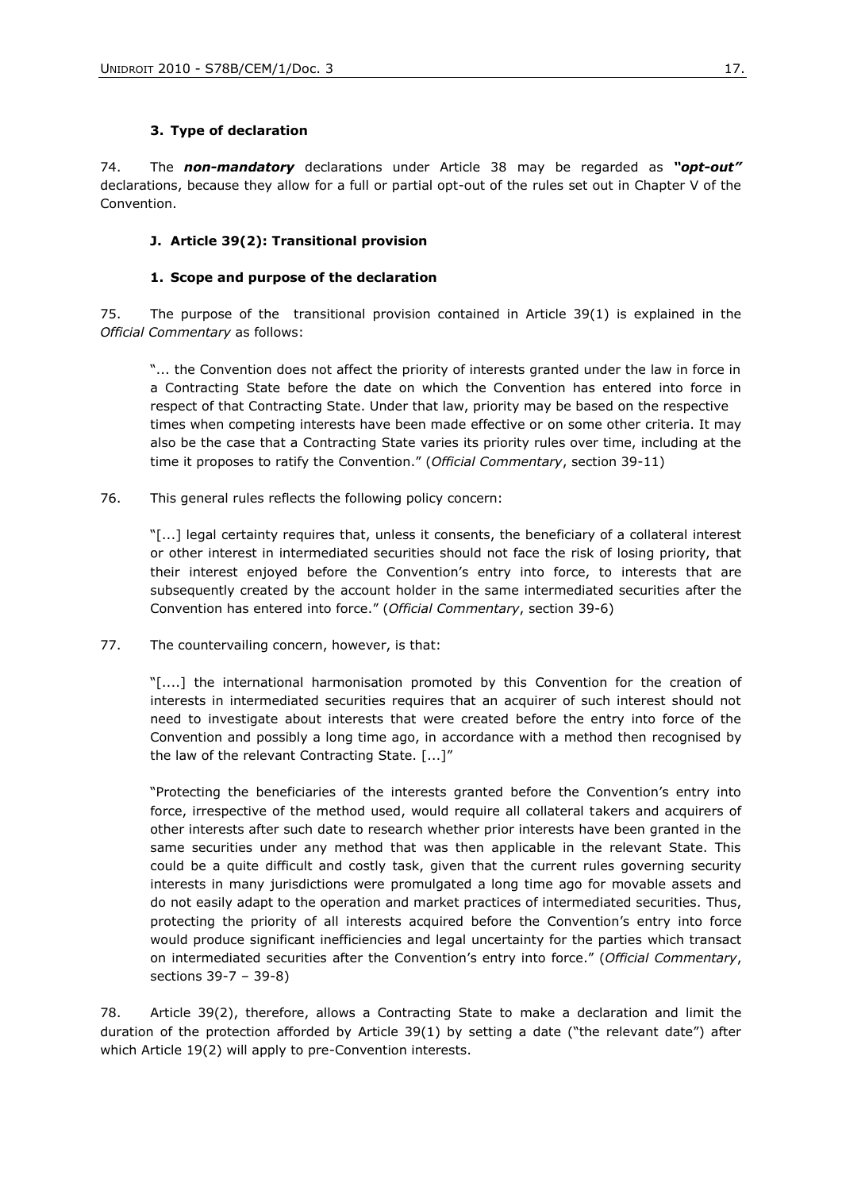### 3. Type of declaration

74. The ***non-mandatory*** declarations under Article 38 may be regarded as ***"opt-out"*** declarations, because they allow for a full or partial opt-out of the rules set out in Chapter V of the Convention.

### J. Article 39(2): Transitional provision

#### 1. Scope and purpose of the declaration

75. The purpose of the transitional provision contained in Article 39(1) is explained in the *Official Commentary* as follows:

> "... the Convention does not affect the priority of interests granted under the law in force in a Contracting State before the date on which the Convention has entered into force in respect of that Contracting State. Under that law, priority may be based on the respective times when competing interests have been made effective or on some other criteria. It may also be the case that a Contracting State varies its priority rules over time, including at the time it proposes to ratify the Convention." (*Official Commentary*, section 39-11)

76. This general rules reflects the following policy concern:

> "[...] legal certainty requires that, unless it consents, the beneficiary of a collateral interest or other interest in intermediated securities should not face the risk of losing priority, that their interest enjoyed before the Convention's entry into force, to interests that are subsequently created by the account holder in the same intermediated securities after the Convention has entered into force." (*Official Commentary*, section 39-6)

77. The countervailing concern, however, is that:

> "[....] the international harmonisation promoted by this Convention for the creation of interests in intermediated securities requires that an acquirer of such interest should not need to investigate about interests that were created before the entry into force of the Convention and possibly a long time ago, in accordance with a method then recognised by the law of the relevant Contracting State. [...]"
>
> "Protecting the beneficiaries of the interests granted before the Convention's entry into force, irrespective of the method used, would require all collateral takers and acquirers of other interests after such date to research whether prior interests have been granted in the same securities under any method that was then applicable in the relevant State. This could be a quite difficult and costly task, given that the current rules governing security interests in many jurisdictions were promulgated a long time ago for movable assets and do not easily adapt to the operation and market practices of intermediated securities. Thus, protecting the priority of all interests acquired before the Convention's entry into force would produce significant inefficiencies and legal uncertainty for the parties which transact on intermediated securities after the Convention's entry into force." (*Official Commentary*, sections 39-7 – 39-8)

78. Article 39(2), therefore, allows a Contracting State to make a declaration and limit the duration of the protection afforded by Article 39(1) by setting a date ("the relevant date") after which Article 19(2) will apply to pre-Convention interests.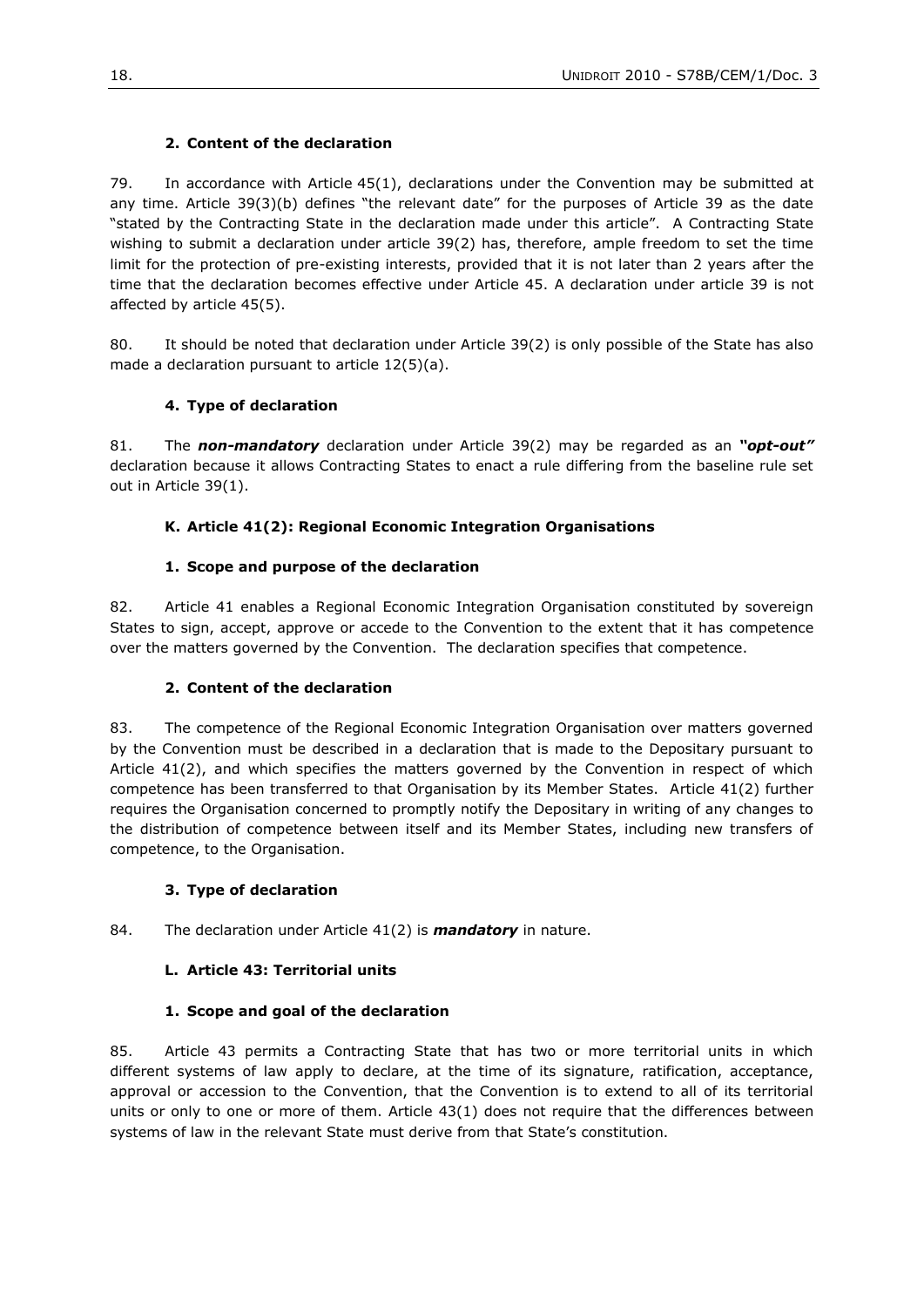### 2. Content of the declaration

79. In accordance with Article 45(1), declarations under the Convention may be submitted at any time. Article 39(3)(b) defines "the relevant date" for the purposes of Article 39 as the date "stated by the Contracting State in the declaration made under this article". A Contracting State wishing to submit a declaration under article 39(2) has, therefore, ample freedom to set the time limit for the protection of pre-existing interests, provided that it is not later than 2 years after the time that the declaration becomes effective under Article 45. A declaration under article 39 is not affected by article 45(5).

80. It should be noted that declaration under Article 39(2) is only possible of the State has also made a declaration pursuant to article 12(5)(a).

### 4. Type of declaration

81. The ***non-mandatory*** declaration under Article 39(2) may be regarded as an ***"opt-out"*** declaration because it allows Contracting States to enact a rule differing from the baseline rule set out in Article 39(1).

## K. Article 41(2): Regional Economic Integration Organisations

### 1. Scope and purpose of the declaration

82. Article 41 enables a Regional Economic Integration Organisation constituted by sovereign States to sign, accept, approve or accede to the Convention to the extent that it has competence over the matters governed by the Convention. The declaration specifies that competence.

### 2. Content of the declaration

83. The competence of the Regional Economic Integration Organisation over matters governed by the Convention must be described in a declaration that is made to the Depositary pursuant to Article 41(2), and which specifies the matters governed by the Convention in respect of which competence has been transferred to that Organisation by its Member States. Article 41(2) further requires the Organisation concerned to promptly notify the Depositary in writing of any changes to the distribution of competence between itself and its Member States, including new transfers of competence, to the Organisation.

### 3. Type of declaration

84. The declaration under Article 41(2) is ***mandatory*** in nature.

## L. Article 43: Territorial units

### 1. Scope and goal of the declaration

85. Article 43 permits a Contracting State that has two or more territorial units in which different systems of law apply to declare, at the time of its signature, ratification, acceptance, approval or accession to the Convention, that the Convention is to extend to all of its territorial units or only to one or more of them. Article 43(1) does not require that the differences between systems of law in the relevant State must derive from that State's constitution.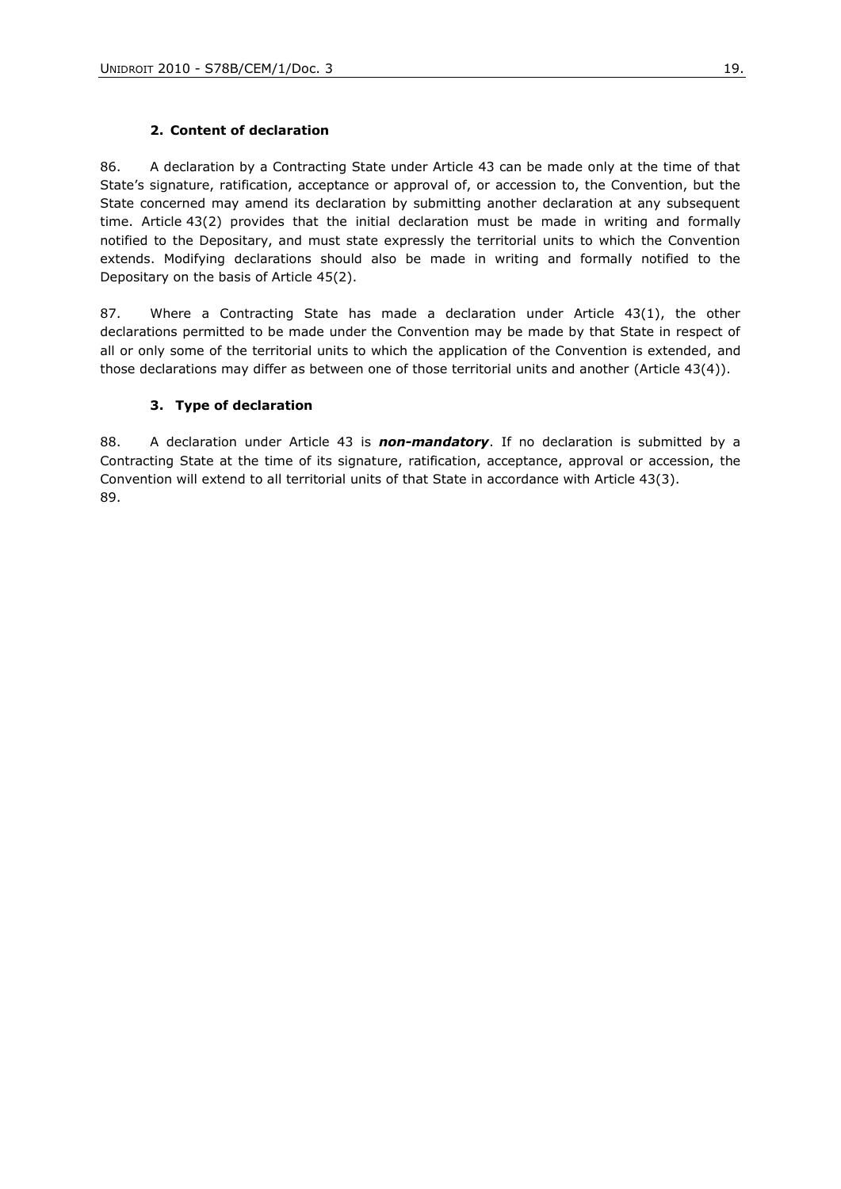### 2. Content of declaration

86. A declaration by a Contracting State under Article 43 can be made only at the time of that State's signature, ratification, acceptance or approval of, or accession to, the Convention, but the State concerned may amend its declaration by submitting another declaration at any subsequent time. Article 43(2) provides that the initial declaration must be made in writing and formally notified to the Depositary, and must state expressly the territorial units to which the Convention extends. Modifying declarations should also be made in writing and formally notified to the Depositary on the basis of Article 45(2).

87. Where a Contracting State has made a declaration under Article 43(1), the other declarations permitted to be made under the Convention may be made by that State in respect of all or only some of the territorial units to which the application of the Convention is extended, and those declarations may differ as between one of those territorial units and another (Article 43(4)).

### 3. Type of declaration

88. A declaration under Article 43 is ***non-mandatory***. If no declaration is submitted by a Contracting State at the time of its signature, ratification, acceptance, approval or accession, the Convention will extend to all territorial units of that State in accordance with Article 43(3).

89.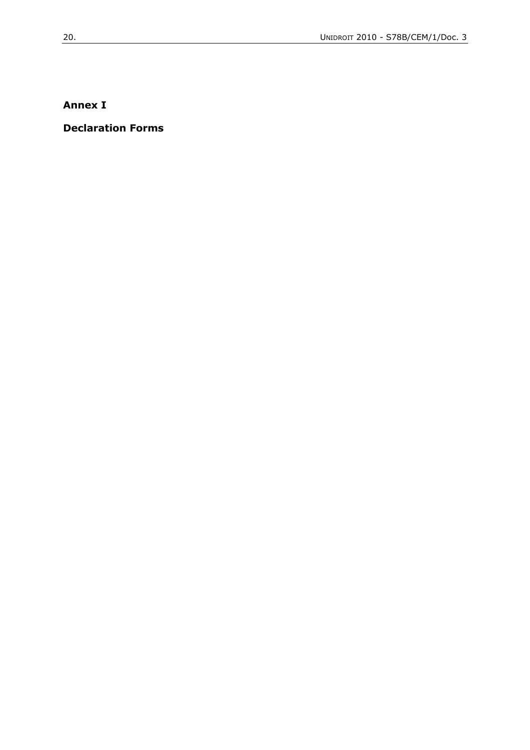## Annex I

## Declaration Forms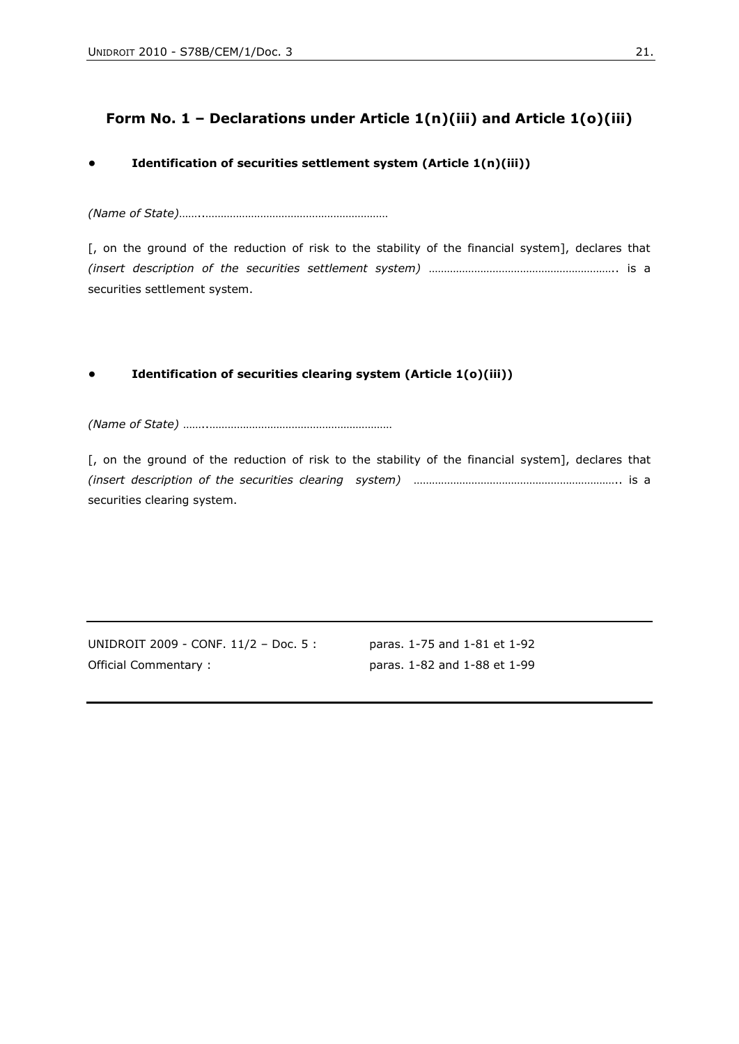## Form No. 1 – Declarations under Article 1(n)(iii) and Article 1(o)(iii)

- **Identification of securities settlement system (Article 1(n)(iii))**

*(Name of State)*……..……………………………………………………

[, on the ground of the reduction of risk to the stability of the financial system], declares that *(insert description of the securities settlement system)* ………………………………………………….. is a securities settlement system.

- **Identification of securities clearing system (Article 1(o)(iii))**

*(Name of State)* ……..……………………………………………………

[, on the ground of the reduction of risk to the stability of the financial system], declares that *(insert description of the securities clearing system)* ………………………………………………………….. is a securities clearing system.

---

| | |
|---|---|
| UNIDROIT 2009 - CONF. 11/2 – Doc. 5 : | paras. 1-75 and 1-81 et 1-92 |
| Official Commentary : | paras. 1-82 and 1-88 et 1-99 |

---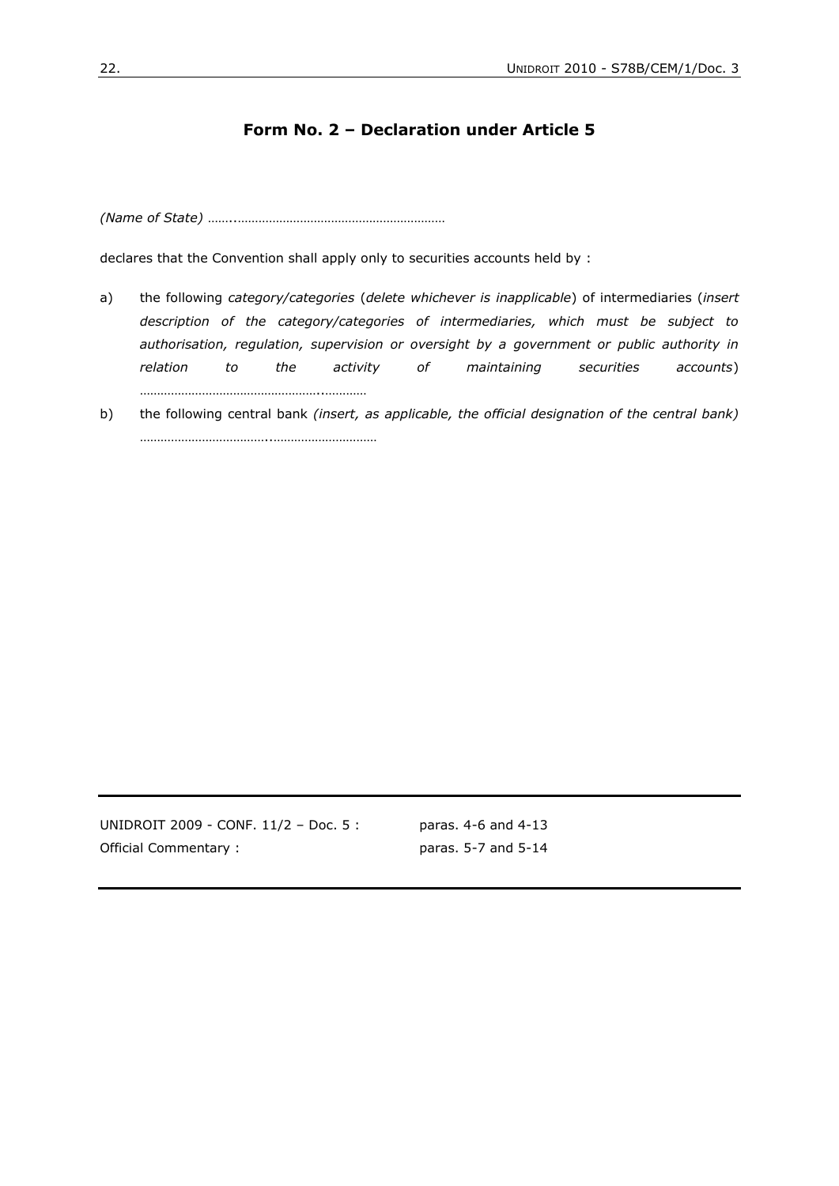## Form No. 2 – Declaration under Article 5

*(Name of State)* ……..……………………………………………………

declares that the Convention shall apply only to securities accounts held by :

a) the following *category/categories* (*delete whichever is inapplicable*) of intermediaries (*insert description of the category/categories of intermediaries, which must be subject to authorisation, regulation, supervision or oversight by a government or public authority in relation to the activity of maintaining securities accounts*) …………………………………………..…………

b) the following central bank *(insert, as applicable, the official designation of the central bank)* ……………………………..…………………………

---

| | |
|---|---|
| UNIDROIT 2009 - CONF. 11/2 – Doc. 5 : | paras. 4-6 and 4-13 |
| Official Commentary : | paras. 5-7 and 5-14 |

---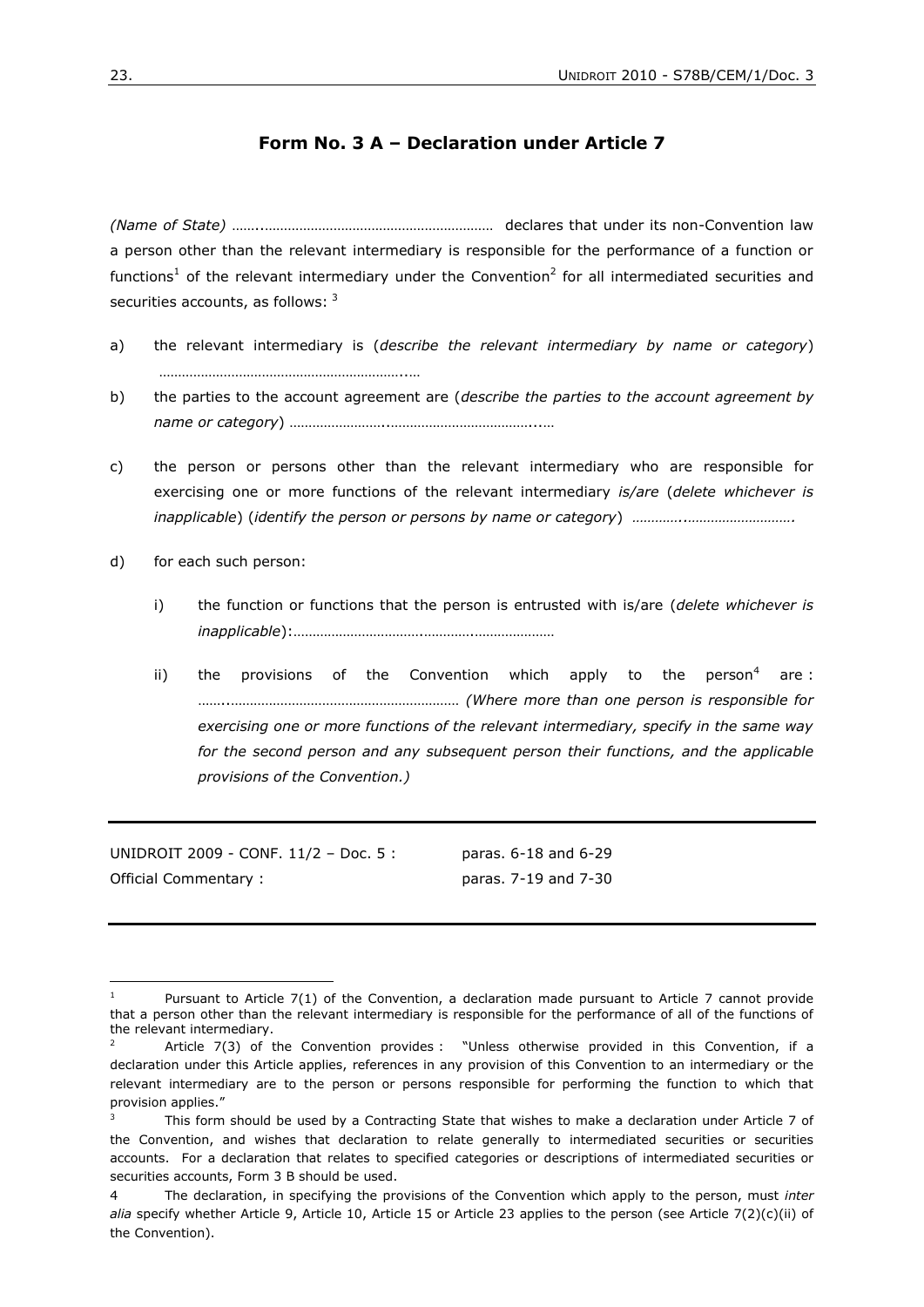## Form No. 3 A – Declaration under Article 7

*(Name of State)* ……..…………………………………………………… declares that under its non-Convention law a person other than the relevant intermediary is responsible for the performance of a function or functions[1] of the relevant intermediary under the Convention[2] for all intermediated securities and securities accounts, as follows: [3]

a) the relevant intermediary is (*describe the relevant intermediary by name or category*) ………………………………………………………..…

b) the parties to the account agreement are (*describe the parties to the account agreement by name or category*) ……………………..………………………………..…

c) the person or persons other than the relevant intermediary who are responsible for exercising one or more functions of the relevant intermediary *is/are* (*delete whichever is inapplicable*) (*identify the person or persons by name or category*) …………..……………………….

d) for each such person:

   i) the function or functions that the person is entrusted with is/are (*delete whichever is inapplicable*):……………………………..………….…………………

   ii) the provisions of the Convention which apply to the person[4] are : ……..…………………………………………………… *(Where more than one person is responsible for exercising one or more functions of the relevant intermediary, specify in the same way for the second person and any subsequent person their functions, and the applicable provisions of the Convention.)*

---

| | |
|---|---|
| UNIDROIT 2009 - CONF. 11/2 – Doc. 5 : | paras. 6-18 and 6-29 |
| Official Commentary : | paras. 7-19 and 7-30 |

---

[1] Pursuant to Article 7(1) of the Convention, a declaration made pursuant to Article 7 cannot provide that a person other than the relevant intermediary is responsible for the performance of all of the functions of the relevant intermediary.

[2] Article 7(3) of the Convention provides : "Unless otherwise provided in this Convention, if a declaration under this Article applies, references in any provision of this Convention to an intermediary or the relevant intermediary are to the person or persons responsible for performing the function to which that provision applies."

[3] This form should be used by a Contracting State that wishes to make a declaration under Article 7 of the Convention, and wishes that declaration to relate generally to intermediated securities or securities accounts. For a declaration that relates to specified categories or descriptions of intermediated securities or securities accounts, Form 3 B should be used.

[4] The declaration, in specifying the provisions of the Convention which apply to the person, must *inter alia* specify whether Article 9, Article 10, Article 15 or Article 23 applies to the person (see Article 7(2)(c)(ii) of the Convention).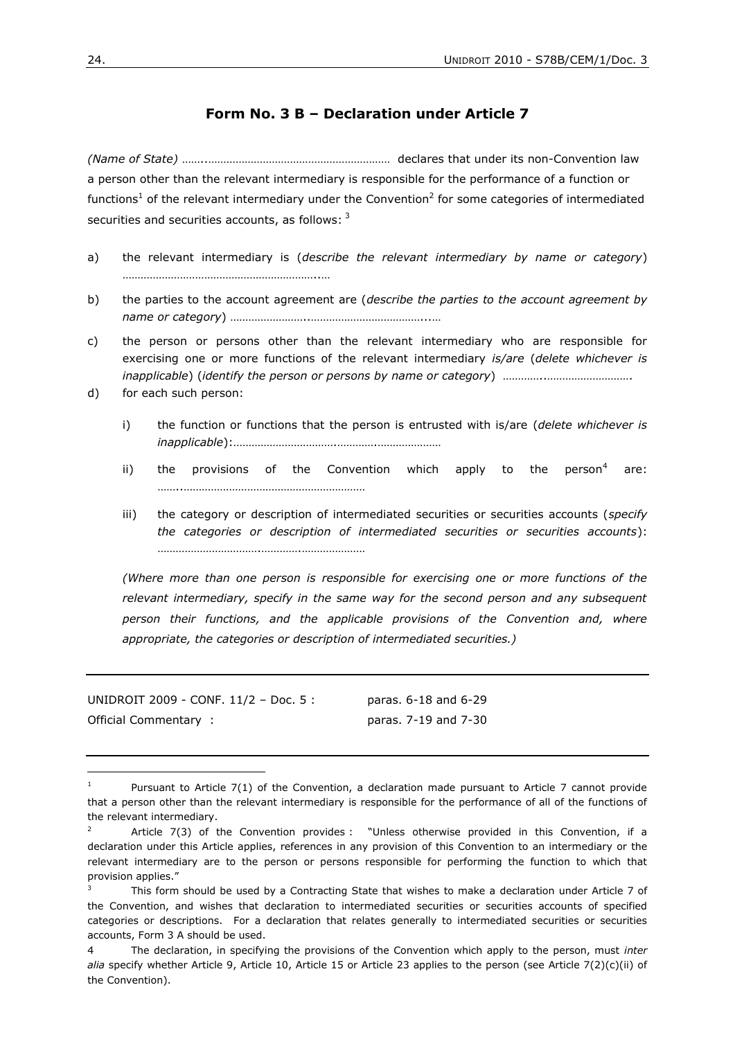## Form No. 3 B – Declaration under Article 7

*(Name of State)* ……..…………………………………………………… declares that under its non-Convention law a person other than the relevant intermediary is responsible for the performance of a function or functions[1] of the relevant intermediary under the Convention[2] for some categories of intermediated securities and securities accounts, as follows: [3]

a) the relevant intermediary is (*describe the relevant intermediary by name or category*) ………………………………………………………..…

b) the parties to the account agreement are (*describe the parties to the account agreement by name or category*) …………………….………………………………...…

c) the person or persons other than the relevant intermediary who are responsible for exercising one or more functions of the relevant intermediary *is/are* (*delete whichever is inapplicable*) (*identify the person or persons by name or category*) …………..……………………….

d) for each such person:

   i) the function or functions that the person is entrusted with is/are (*delete whichever is inapplicable*):…………………………….………….…………………

   ii) the provisions of the Convention which apply to the person[4] are: ……..……………………………………………………

   iii) the category or description of intermediated securities or securities accounts (*specify the categories or description of intermediated securities or securities accounts*): …………………………….………….…………………

   *(Where more than one person is responsible for exercising one or more functions of the relevant intermediary, specify in the same way for the second person and any subsequent person their functions, and the applicable provisions of the Convention and, where appropriate, the categories or description of intermediated securities.)*

---

| | |
|---|---|
| UNIDROIT 2009 - CONF. 11/2 – Doc. 5 : | paras. 6-18 and 6-29 |
| Official Commentary : | paras. 7-19 and 7-30 |

---

[1] Pursuant to Article 7(1) of the Convention, a declaration made pursuant to Article 7 cannot provide that a person other than the relevant intermediary is responsible for the performance of all of the functions of the relevant intermediary.

[2] Article 7(3) of the Convention provides : "Unless otherwise provided in this Convention, if a declaration under this Article applies, references in any provision of this Convention to an intermediary or the relevant intermediary are to the person or persons responsible for performing the function to which that provision applies."

[3] This form should be used by a Contracting State that wishes to make a declaration under Article 7 of the Convention, and wishes that declaration to intermediated securities or securities accounts of specified categories or descriptions. For a declaration that relates generally to intermediated securities or securities accounts, Form 3 A should be used.

[4] The declaration, in specifying the provisions of the Convention which apply to the person, must *inter alia* specify whether Article 9, Article 10, Article 15 or Article 23 applies to the person (see Article 7(2)(c)(ii) of the Convention).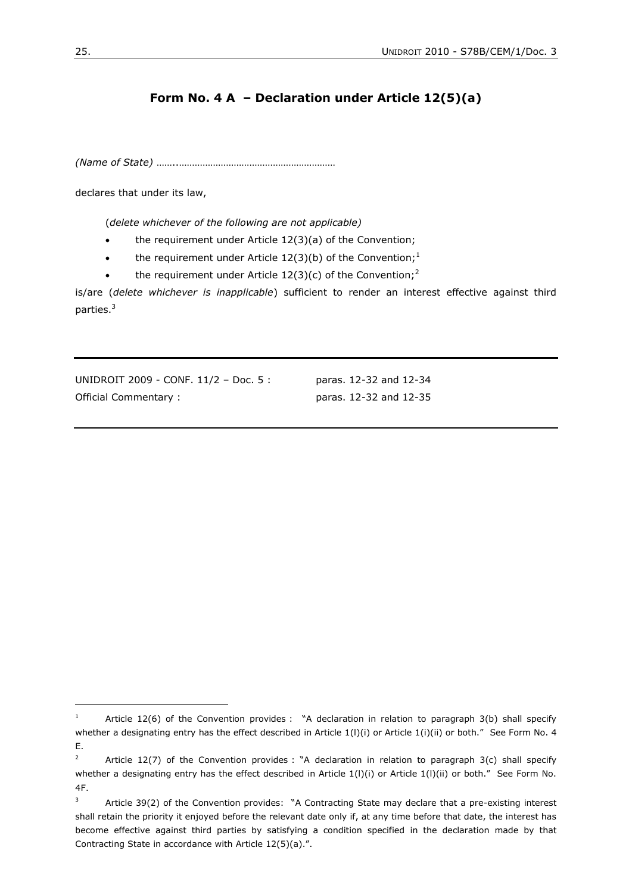## Form No. 4 A – Declaration under Article 12(5)(a)

*(Name of State)* ……..…………………………………………………

declares that under its law,

(*delete whichever of the following are not applicable)*

- the requirement under Article 12(3)(a) of the Convention;
- the requirement under Article 12(3)(b) of the Convention;[1]
- the requirement under Article 12(3)(c) of the Convention;[2]

is/are (*delete whichever is inapplicable*) sufficient to render an interest effective against third parties.[3]

| | |
|---|---|
| UNIDROIT 2009 - CONF. 11/2 – Doc. 5 : | paras. 12-32 and 12-34 |
| Official Commentary : | paras. 12-32 and 12-35 |

---

[1] Article 12(6) of the Convention provides : "A declaration in relation to paragraph 3(b) shall specify whether a designating entry has the effect described in Article 1(l)(i) or Article 1(i)(ii) or both." See Form No. 4 E.

[2] Article 12(7) of the Convention provides : "A declaration in relation to paragraph 3(c) shall specify whether a designating entry has the effect described in Article 1(l)(i) or Article 1(l)(ii) or both." See Form No. 4F.

[3] Article 39(2) of the Convention provides: "A Contracting State may declare that a pre-existing interest shall retain the priority it enjoyed before the relevant date only if, at any time before that date, the interest has become effective against third parties by satisfying a condition specified in the declaration made by that Contracting State in accordance with Article 12(5)(a).".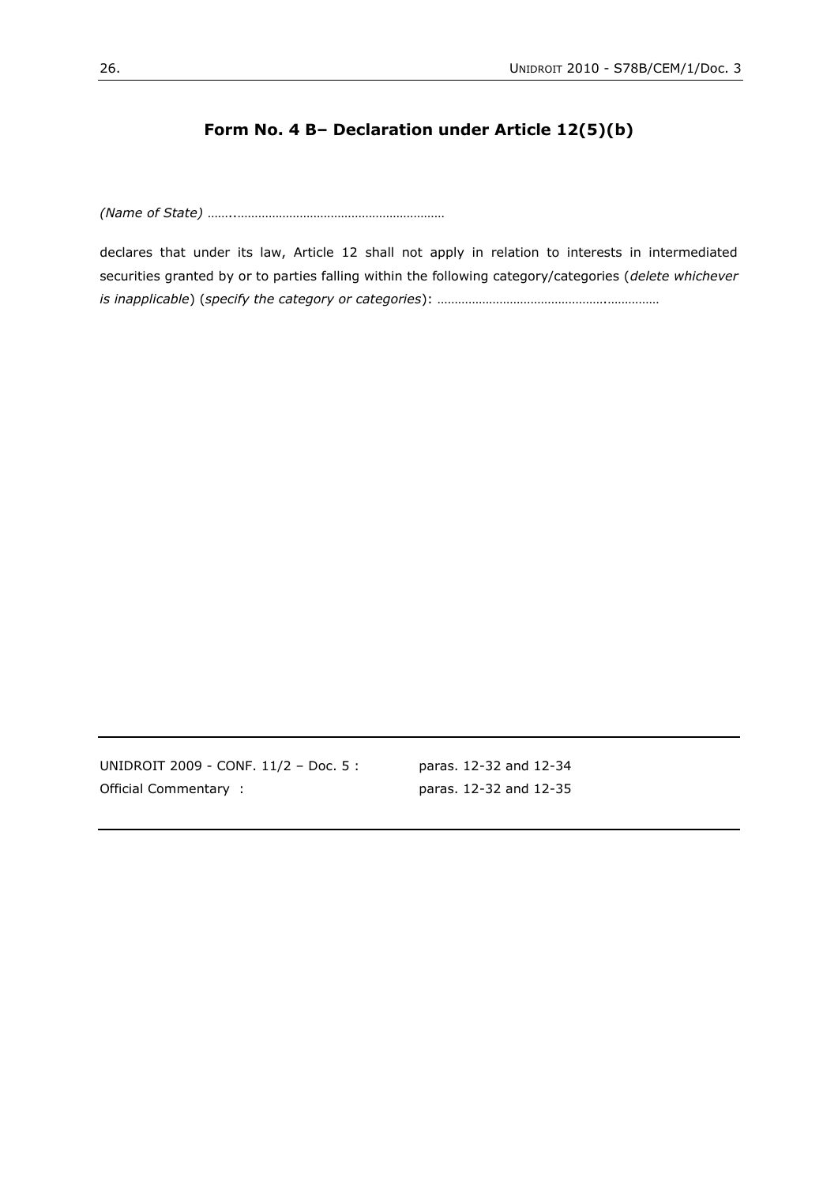## Form No. 4 B– Declaration under Article 12(5)(b)

*(Name of State)* ……..……………………………………………………

declares that under its law, Article 12 shall not apply in relation to interests in intermediated securities granted by or to parties falling within the following category/categories (*delete whichever is inapplicable*) (*specify the category or categories*): ……………………………………….……………

---

| | |
|---|---|
| UNIDROIT 2009 - CONF. 11/2 – Doc. 5 : | paras. 12-32 and 12-34 |
| Official Commentary : | paras. 12-32 and 12-35 |

---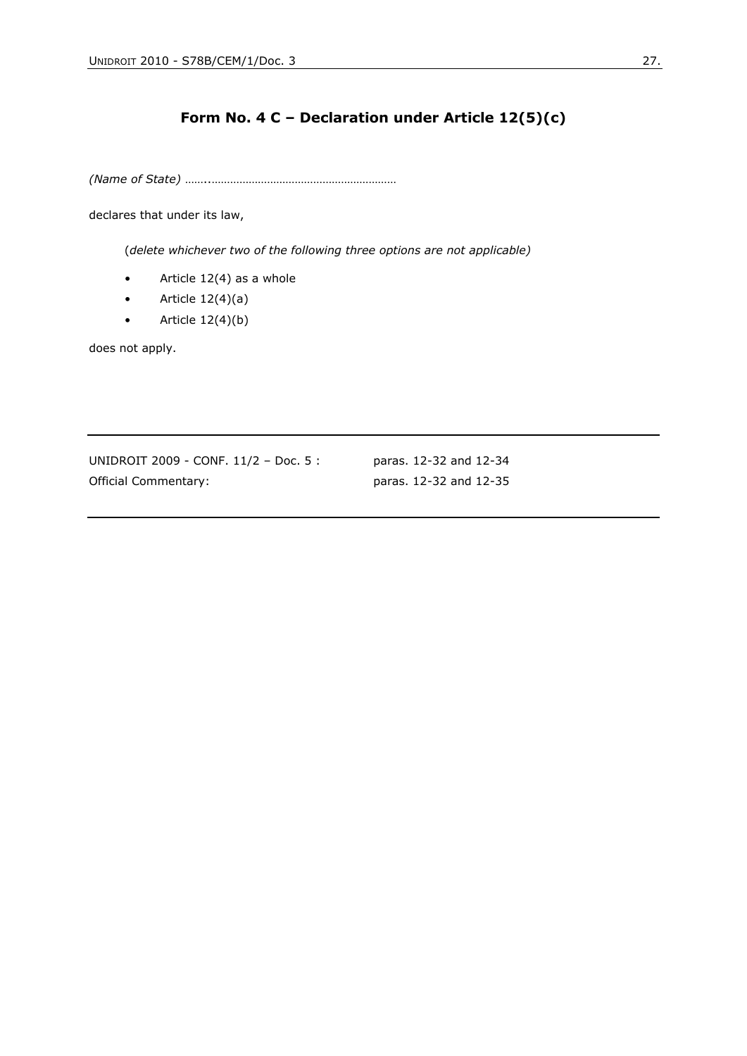## Form No. 4 C – Declaration under Article 12(5)(c)

*(Name of State)* ……..……………………………………………………

declares that under its law,

(*delete whichever two of the following three options are not applicable)*

- Article 12(4) as a whole
- Article 12(4)(a)
- Article 12(4)(b)

does not apply.

---

| | |
|---|---|
| UNIDROIT 2009 - CONF. 11/2 – Doc. 5 : | paras. 12-32 and 12-34 |
| Official Commentary: | paras. 12-32 and 12-35 |

---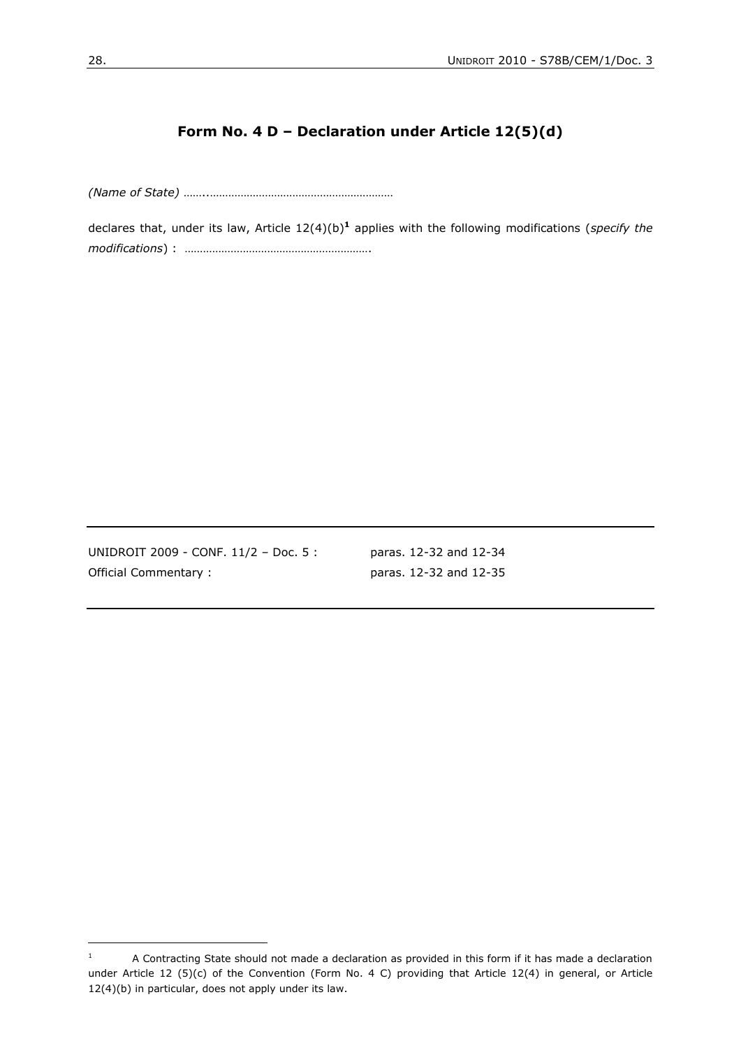## Form No. 4 D – Declaration under Article 12(5)(d)

*(Name of State)* ……..……………………………………………………

declares that, under its law, Article 12(4)(b)[1] applies with the following modifications (*specify the modifications*) : …………………………………………………….

| | |
|---|---|
| UNIDROIT 2009 - CONF. 11/2 – Doc. 5 : | paras. 12-32 and 12-34 |
| Official Commentary : | paras. 12-32 and 12-35 |

[1] A Contracting State should not made a declaration as provided in this form if it has made a declaration under Article 12 (5)(c) of the Convention (Form No. 4 C) providing that Article 12(4) in general, or Article 12(4)(b) in particular, does not apply under its law.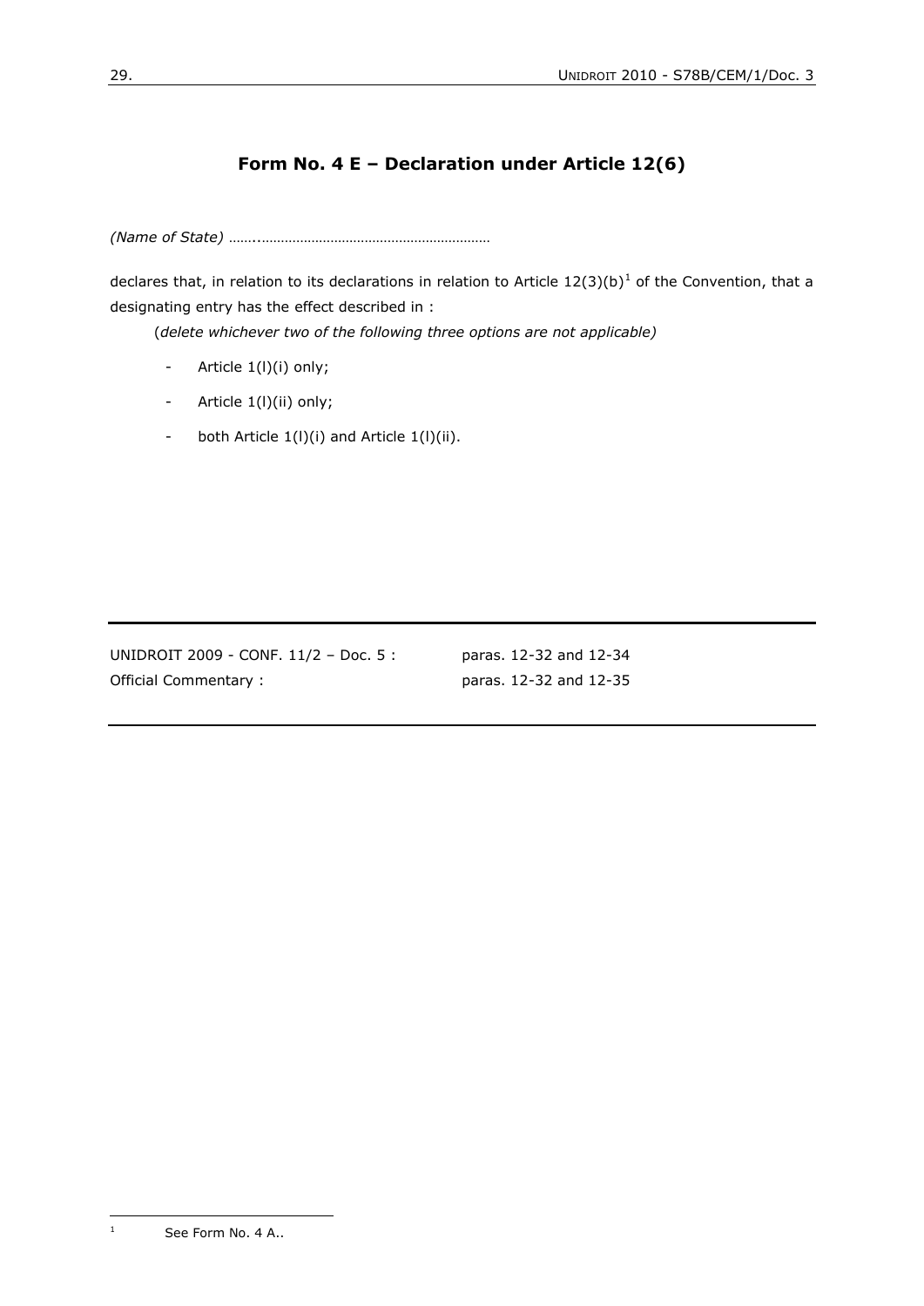## Form No. 4 E – Declaration under Article 12(6)

*(Name of State)* ……..…………………………………………………

declares that, in relation to its declarations in relation to Article 12(3)(b)[1] of the Convention, that a designating entry has the effect described in :

(*delete whichever two of the following three options are not applicable)*

- Article 1(l)(i) only;
- Article 1(l)(ii) only;
- both Article 1(l)(i) and Article 1(l)(ii).

---

| | |
|---|---|
| UNIDROIT 2009 - CONF. 11/2 – Doc. 5 : | paras. 12-32 and 12-34 |
| Official Commentary : | paras. 12-32 and 12-35 |

---

[1] See Form No. 4 A..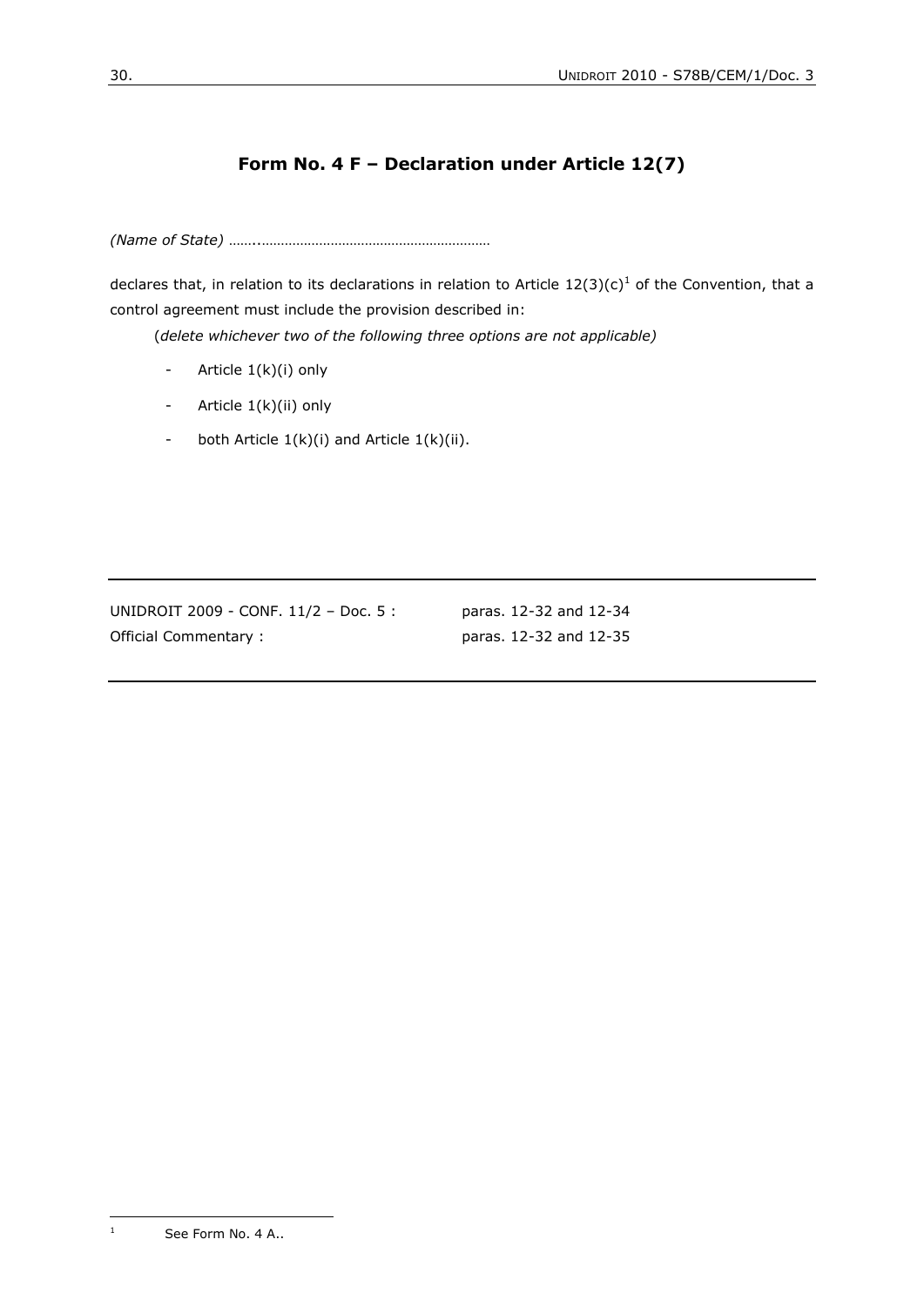## Form No. 4 F – Declaration under Article 12(7)

*(Name of State)* ……..……………………………………………………

declares that, in relation to its declarations in relation to Article 12(3)(c)[1] of the Convention, that a control agreement must include the provision described in:

(*delete whichever two of the following three options are not applicable)*

- Article 1(k)(i) only
- Article 1(k)(ii) only
- both Article 1(k)(i) and Article 1(k)(ii).

---

| | |
|---|---|
| UNIDROIT 2009 - CONF. 11/2 – Doc. 5 : | paras. 12-32 and 12-34 |
| Official Commentary : | paras. 12-32 and 12-35 |

---

[1] See Form No. 4 A..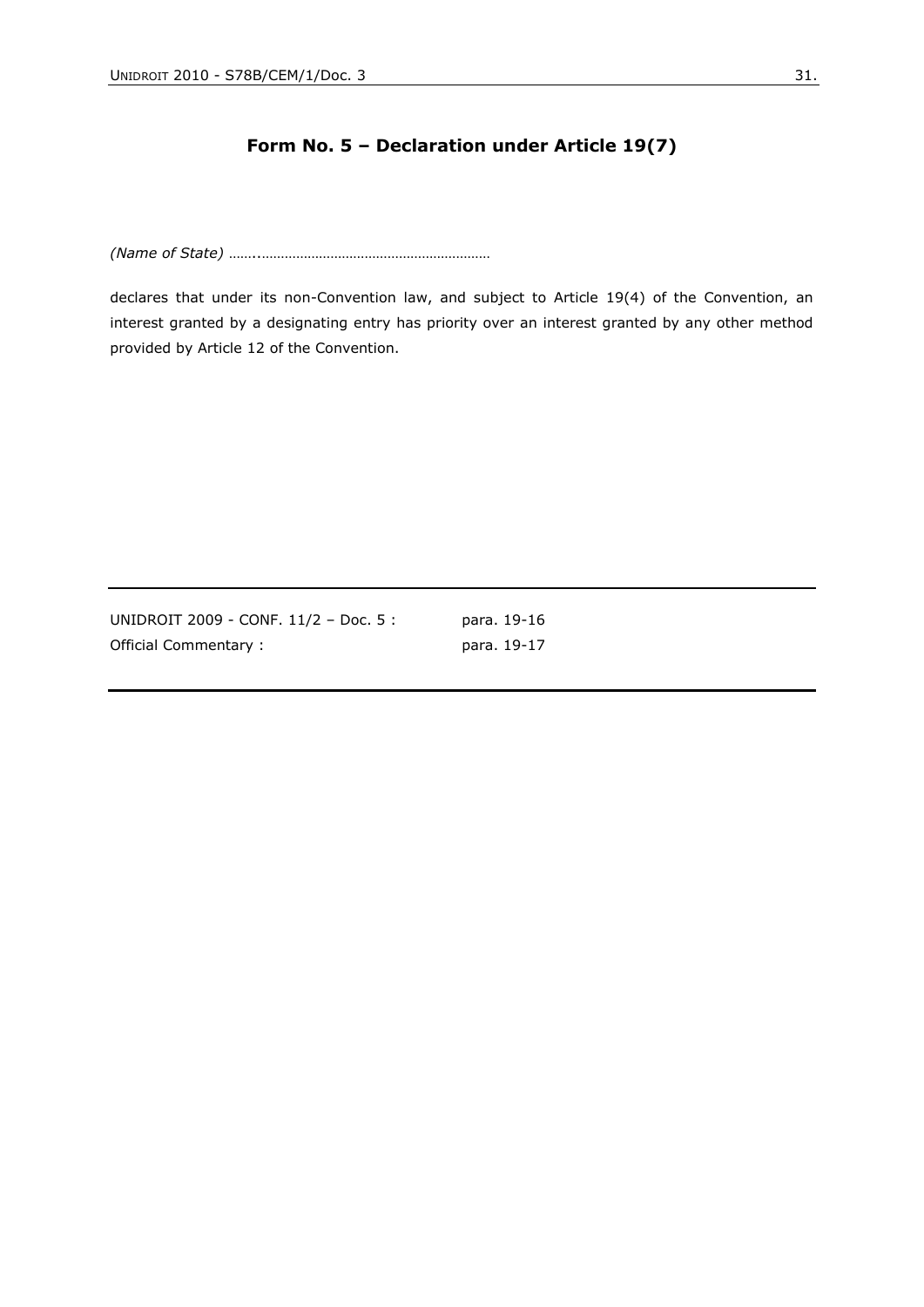## Form No. 5 – Declaration under Article 19(7)

*(Name of State)* ……..……………………………………………………

declares that under its non-Convention law, and subject to Article 19(4) of the Convention, an interest granted by a designating entry has priority over an interest granted by any other method provided by Article 12 of the Convention.

---

| | |
|---|---|
| UNIDROIT 2009 - CONF. 11/2 – Doc. 5 : | para. 19-16 |
| Official Commentary : | para. 19-17 |

---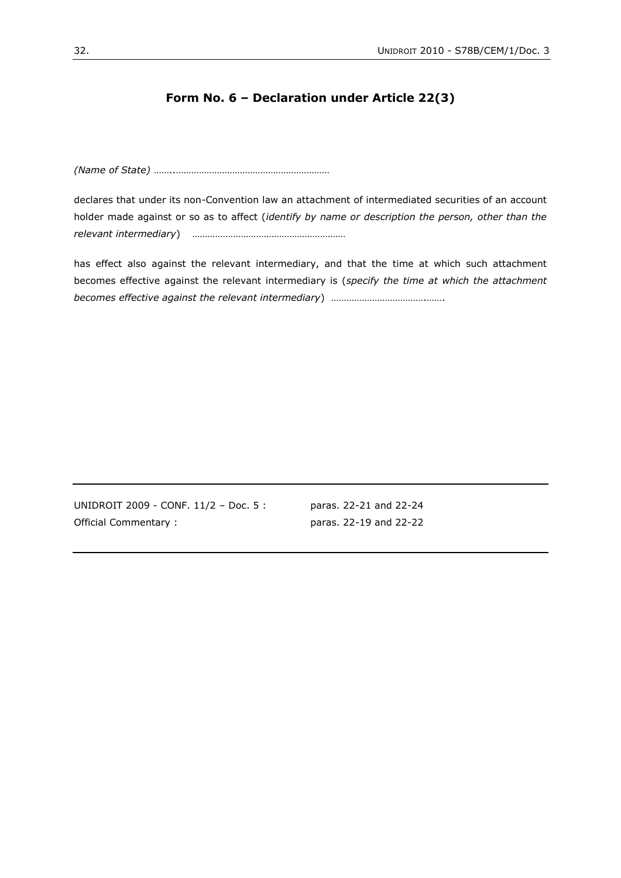## Form No. 6 – Declaration under Article 22(3)

*(Name of State)* ……..…………………………………………………

declares that under its non-Convention law an attachment of intermediated securities of an account holder made against or so as to affect (*identify by name or description the person, other than the relevant intermediary*) …………………………………………………

has effect also against the relevant intermediary, and that the time at which such attachment becomes effective against the relevant intermediary is (*specify the time at which the attachment becomes effective against the relevant intermediary*) ……………………………….…….

| | |
|---|---|
| UNIDROIT 2009 - CONF. 11/2 – Doc. 5 : | paras. 22-21 and 22-24 |
| Official Commentary : | paras. 22-19 and 22-22 |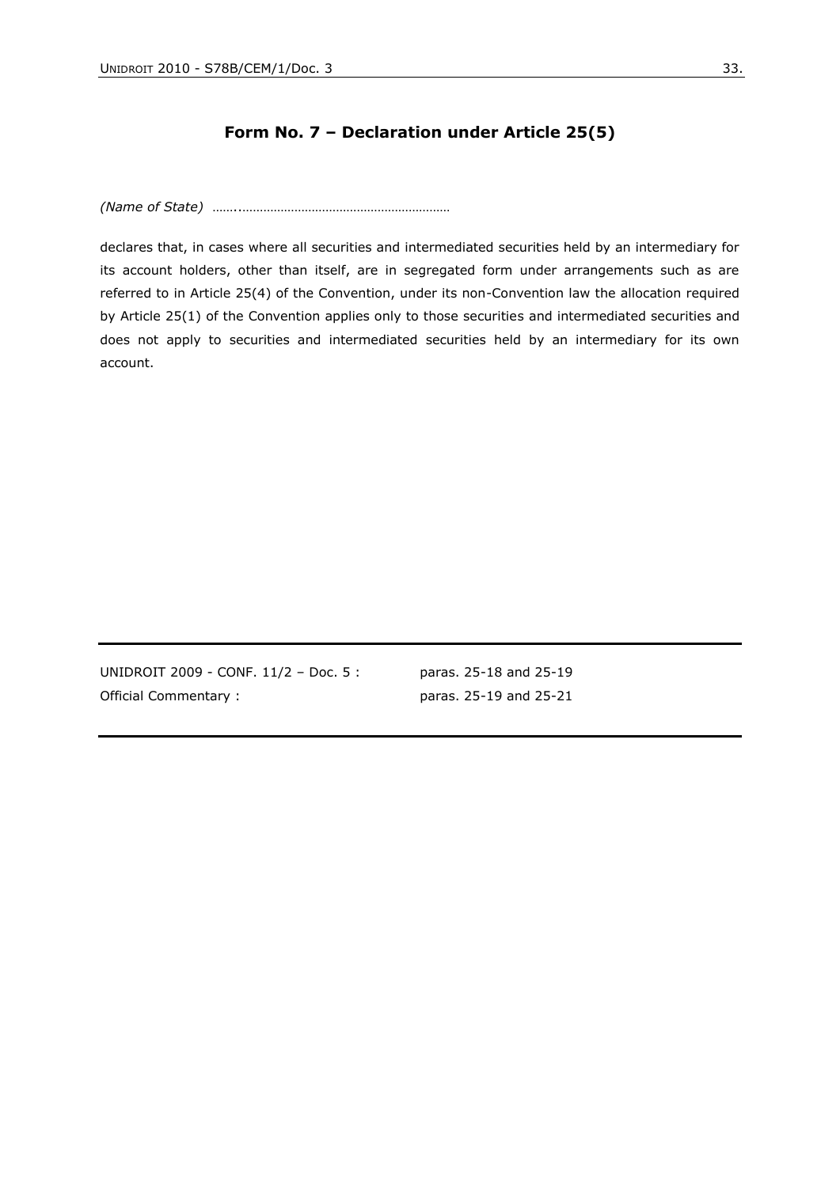## Form No. 7 – Declaration under Article 25(5)

*(Name of State)* …….……………………………………………………

declares that, in cases where all securities and intermediated securities held by an intermediary for its account holders, other than itself, are in segregated form under arrangements such as are referred to in Article 25(4) of the Convention, under its non-Convention law the allocation required by Article 25(1) of the Convention applies only to those securities and intermediated securities and does not apply to securities and intermediated securities held by an intermediary for its own account.

---

| | |
|---|---|
| UNIDROIT 2009 - CONF. 11/2 – Doc. 5 : | paras. 25-18 and 25-19 |
| Official Commentary : | paras. 25-19 and 25-21 |

---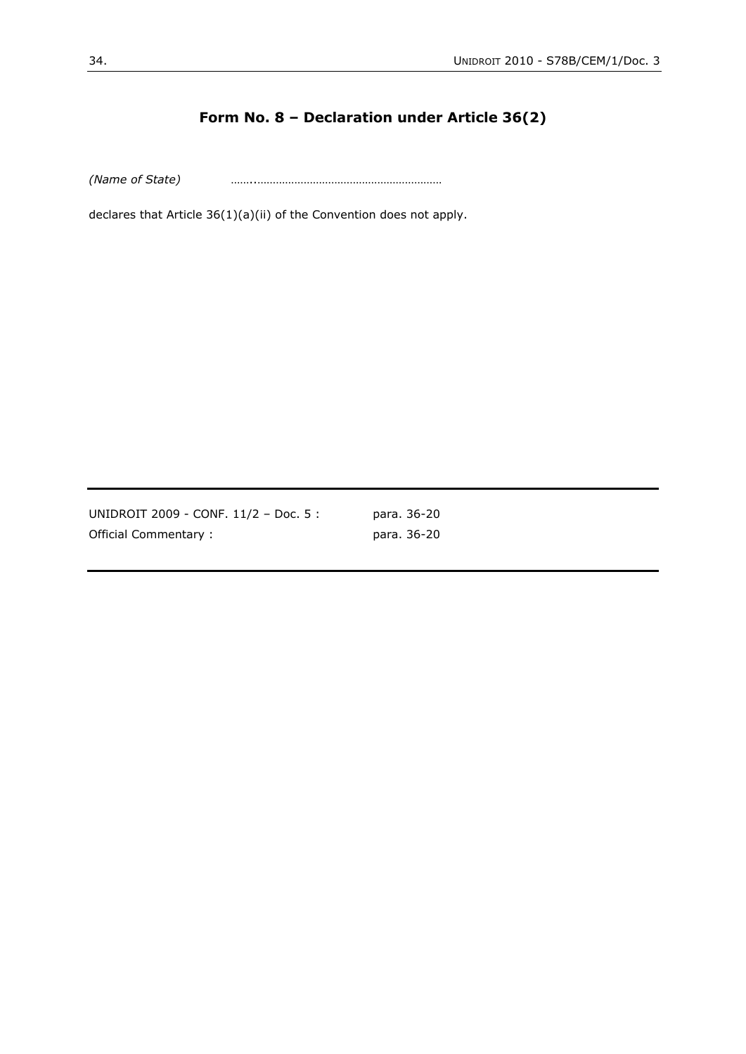## Form No. 8 – Declaration under Article 36(2)

*(Name of State)* ……..…………………………………………………

declares that Article 36(1)(a)(ii) of the Convention does not apply.

---

| | |
|---|---|
| UNIDROIT 2009 - CONF. 11/2 – Doc. 5 : | para. 36-20 |
| Official Commentary : | para. 36-20 |

---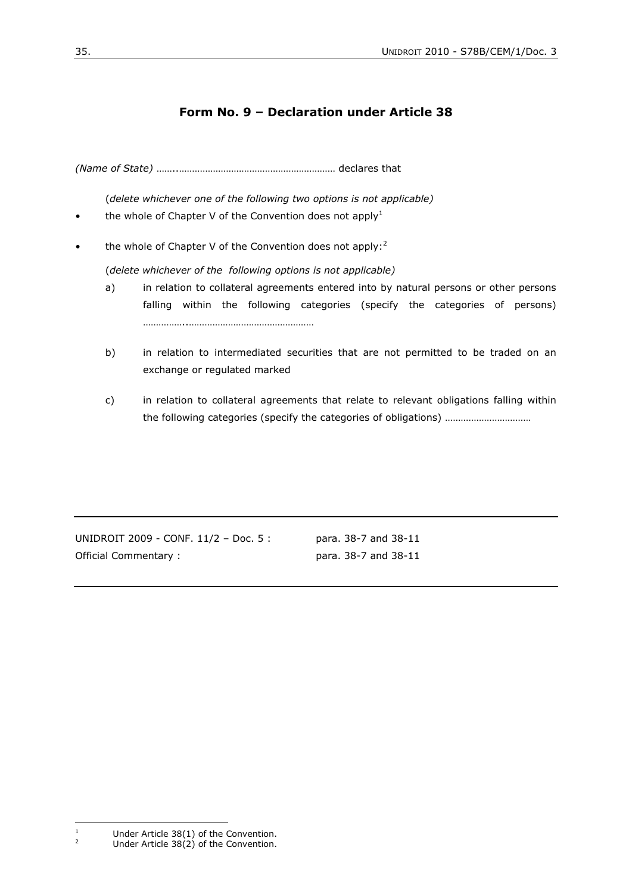## Form No. 9 – Declaration under Article 38

*(Name of State)* ……..…………………………………………………… declares that

(*delete whichever one of the following two options is not applicable)*

- the whole of Chapter V of the Convention does not apply[1]

- the whole of Chapter V of the Convention does not apply:[2]

  (*delete whichever of the following options is not applicable)*

  a) in relation to collateral agreements entered into by natural persons or other persons falling within the following categories (specify the categories of persons) ……………..…………………………………………

  b) in relation to intermediated securities that are not permitted to be traded on an exchange or regulated marked

  c) in relation to collateral agreements that relate to relevant obligations falling within the following categories (specify the categories of obligations) ……………………………

---

UNIDROIT 2009 - CONF. 11/2 – Doc. 5 : para. 38-7 and 38-11
Official Commentary : para. 38-7 and 38-11

---

[1] Under Article 38(1) of the Convention.
[2] Under Article 38(2) of the Convention.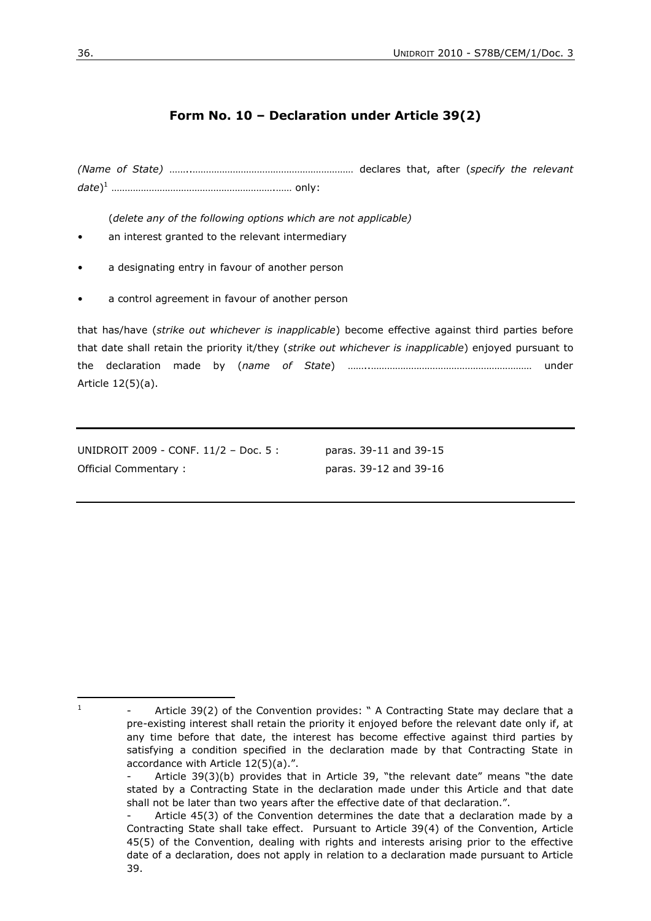## Form No. 10 – Declaration under Article 39(2)

*(Name of State)* ……..…………………………………………………… declares that, after (*specify the relevant date*)[1] ……………………………………………………..…… only:

(*delete any of the following options which are not applicable)*

- an interest granted to the relevant intermediary
- a designating entry in favour of another person
- a control agreement in favour of another person

that has/have (*strike out whichever is inapplicable*) become effective against third parties before that date shall retain the priority it/they (*strike out whichever is inapplicable*) enjoyed pursuant to the declaration made by (*name of State*) ……..…………………………………………………… under Article 12(5)(a).

| | |
|---|---|
| UNIDROIT 2009 - CONF. 11/2 – Doc. 5 : | paras. 39-11 and 39-15 |
| Official Commentary : | paras. 39-12 and 39-16 |

[1]
- Article 39(2) of the Convention provides: " A Contracting State may declare that a pre-existing interest shall retain the priority it enjoyed before the relevant date only if, at any time before that date, the interest has become effective against third parties by satisfying a condition specified in the declaration made by that Contracting State in accordance with Article 12(5)(a).".
- Article 39(3)(b) provides that in Article 39, "the relevant date" means "the date stated by a Contracting State in the declaration made under this Article and that date shall not be later than two years after the effective date of that declaration.".
- Article 45(3) of the Convention determines the date that a declaration made by a Contracting State shall take effect. Pursuant to Article 39(4) of the Convention, Article 45(5) of the Convention, dealing with rights and interests arising prior to the effective date of a declaration, does not apply in relation to a declaration made pursuant to Article 39.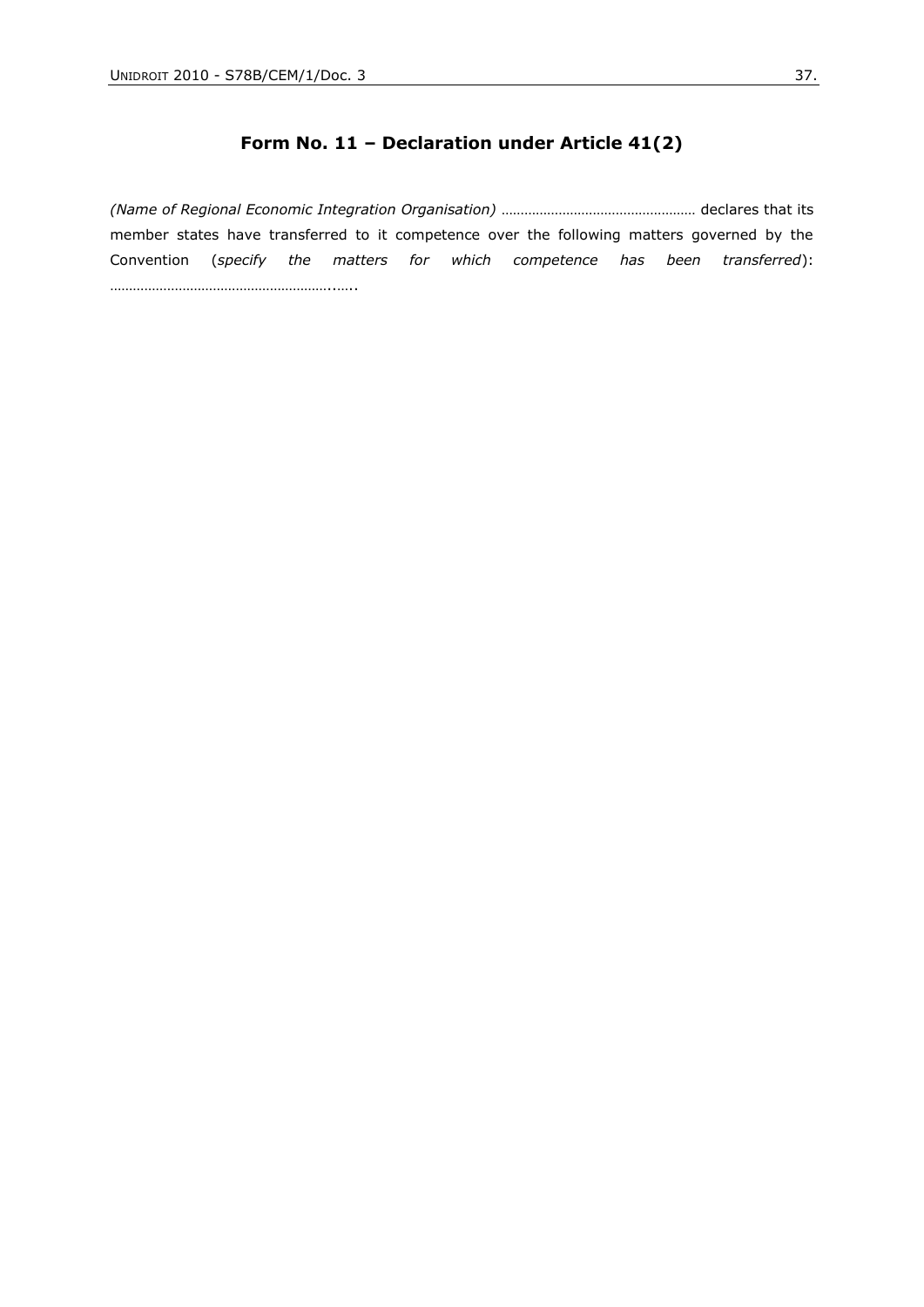## Form No. 11 – Declaration under Article 41(2)

*(Name of Regional Economic Integration Organisation)* …………………………………………… declares that its member states have transferred to it competence over the following matters governed by the Convention (*specify the matters for which competence has been transferred*): …………………………………………………..…..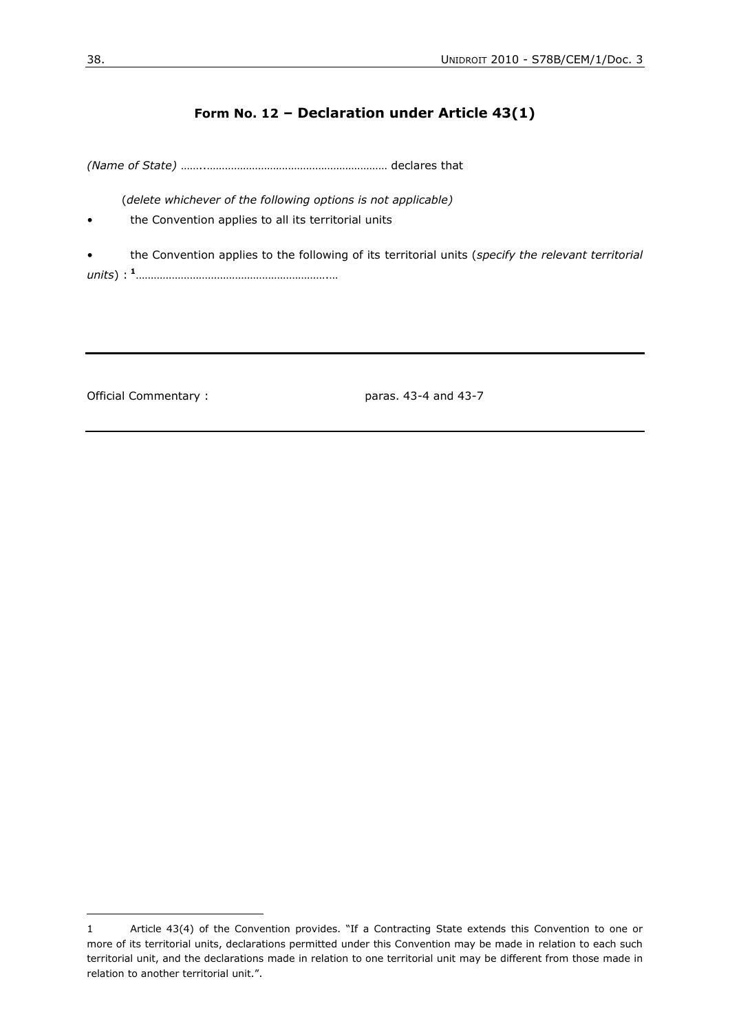## Form No. 12 – Declaration under Article 43(1)

*(Name of State)* ……..…………………………………………………… declares that

(*delete whichever of the following options is not applicable)*

- the Convention applies to all its territorial units

- the Convention applies to the following of its territorial units (*specify the relevant territorial units*) : [1]……………………………………………………….…

---

Official Commentary : paras. 43-4 and 43-7

---

1 Article 43(4) of the Convention provides. "If a Contracting State extends this Convention to one or more of its territorial units, declarations permitted under this Convention may be made in relation to each such territorial unit, and the declarations made in relation to one territorial unit may be different from those made in relation to another territorial unit.".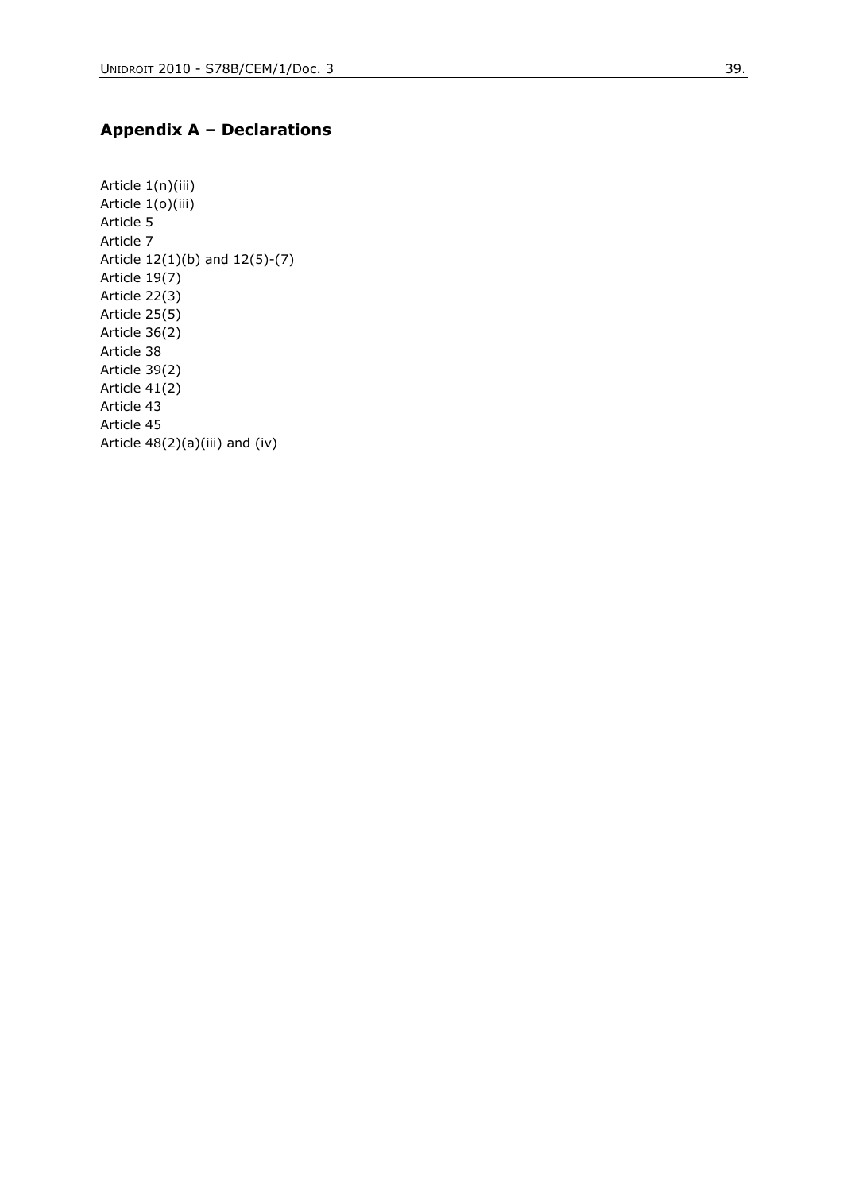## Appendix A – Declarations

Article 1(n)(iii)  
Article 1(o)(iii)  
Article 5  
Article 7  
Article 12(1)(b) and 12(5)-(7)  
Article 19(7)  
Article 22(3)  
Article 25(5)  
Article 36(2)  
Article 38  
Article 39(2)  
Article 41(2)  
Article 43  
Article 45  
Article 48(2)(a)(iii) and (iv)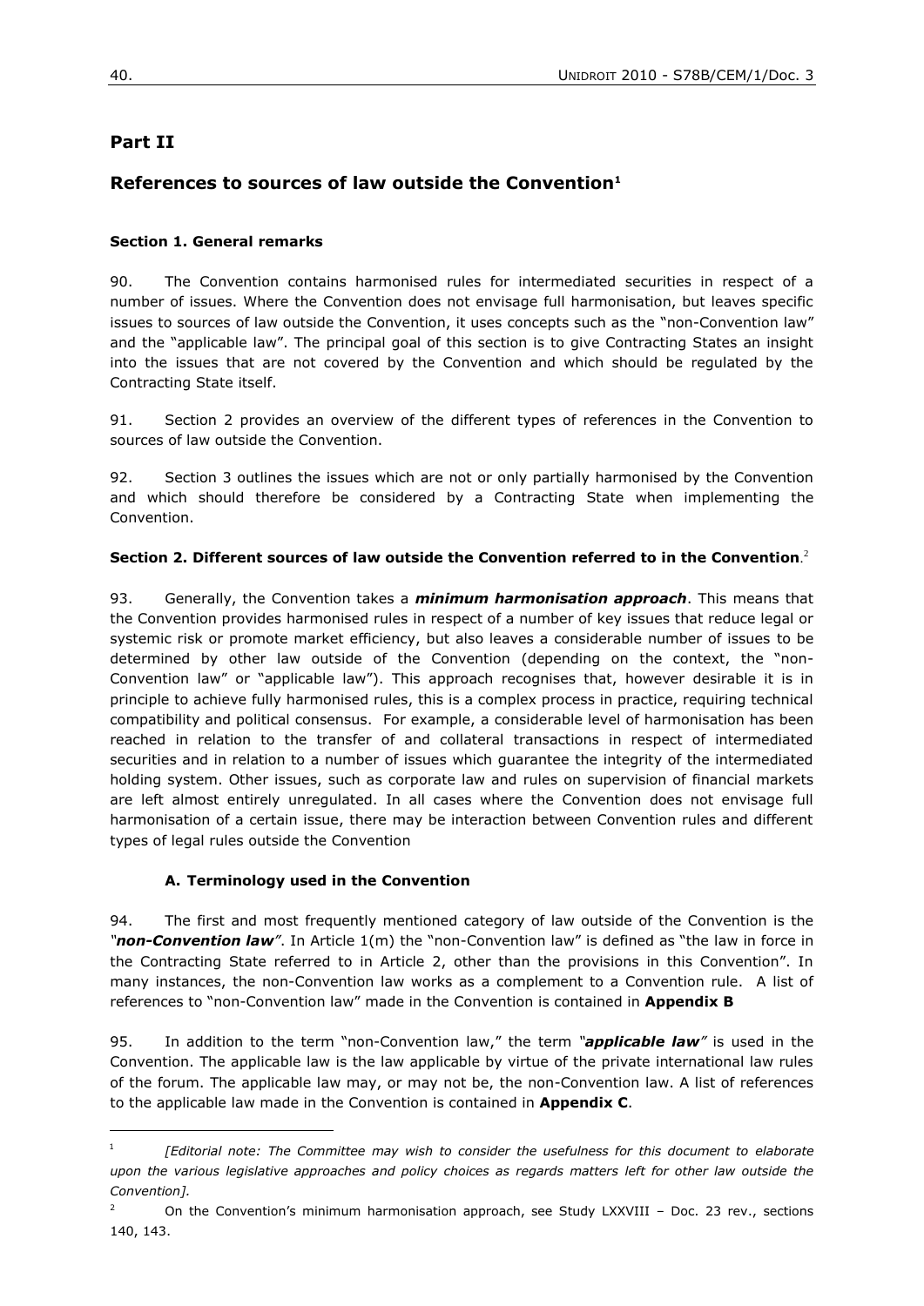## Part II

## References to sources of law outside the Convention[1]

**Section 1. General remarks**

90. The Convention contains harmonised rules for intermediated securities in respect of a number of issues. Where the Convention does not envisage full harmonisation, but leaves specific issues to sources of law outside the Convention, it uses concepts such as the "non-Convention law" and the "applicable law". The principal goal of this section is to give Contracting States an insight into the issues that are not covered by the Convention and which should be regulated by the Contracting State itself.

91. Section 2 provides an overview of the different types of references in the Convention to sources of law outside the Convention.

92. Section 3 outlines the issues which are not or only partially harmonised by the Convention and which should therefore be considered by a Contracting State when implementing the Convention.

**Section 2. Different sources of law outside the Convention referred to in the Convention**.[2]

93. Generally, the Convention takes a ***minimum harmonisation approach***. This means that the Convention provides harmonised rules in respect of a number of key issues that reduce legal or systemic risk or promote market efficiency, but also leaves a considerable number of issues to be determined by other law outside of the Convention (depending on the context, the "non-Convention law" or "applicable law"). This approach recognises that, however desirable it is in principle to achieve fully harmonised rules, this is a complex process in practice, requiring technical compatibility and political consensus. For example, a considerable level of harmonisation has been reached in relation to the transfer of and collateral transactions in respect of intermediated securities and in relation to a number of issues which guarantee the integrity of the intermediated holding system. Other issues, such as corporate law and rules on supervision of financial markets are left almost entirely unregulated. In all cases where the Convention does not envisage full harmonisation of a certain issue, there may be interaction between Convention rules and different types of legal rules outside the Convention

**A. Terminology used in the Convention**

94. The first and most frequently mentioned category of law outside of the Convention is the ***"non-Convention law"***. In Article 1(m) the "non-Convention law" is defined as "the law in force in the Contracting State referred to in Article 2, other than the provisions in this Convention". In many instances, the non-Convention law works as a complement to a Convention rule. A list of references to "non-Convention law" made in the Convention is contained in **Appendix B**

95. In addition to the term "non-Convention law," the term ***"applicable law"*** is used in the Convention. The applicable law is the law applicable by virtue of the private international law rules of the forum. The applicable law may, or may not be, the non-Convention law. A list of references to the applicable law made in the Convention is contained in **Appendix C**.

---

[1] *[Editorial note: The Committee may wish to consider the usefulness for this document to elaborate upon the various legislative approaches and policy choices as regards matters left for other law outside the Convention].*

[2] On the Convention's minimum harmonisation approach, see Study LXXVIII – Doc. 23 rev., sections 140, 143.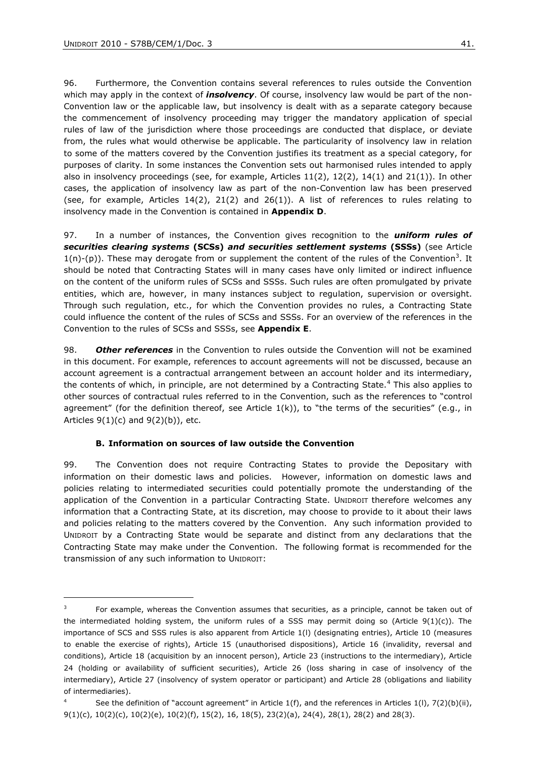96. Furthermore, the Convention contains several references to rules outside the Convention which may apply in the context of ***insolvency***. Of course, insolvency law would be part of the non-Convention law or the applicable law, but insolvency is dealt with as a separate category because the commencement of insolvency proceeding may trigger the mandatory application of special rules of law of the jurisdiction where those proceedings are conducted that displace, or deviate from, the rules what would otherwise be applicable. The particularity of insolvency law in relation to some of the matters covered by the Convention justifies its treatment as a special category, for purposes of clarity. In some instances the Convention sets out harmonised rules intended to apply also in insolvency proceedings (see, for example, Articles 11(2), 12(2), 14(1) and 21(1)). In other cases, the application of insolvency law as part of the non-Convention law has been preserved (see, for example, Articles 14(2), 21(2) and 26(1)). A list of references to rules relating to insolvency made in the Convention is contained in **Appendix D**.

97. In a number of instances, the Convention gives recognition to the ***uniform rules of securities clearing systems* (SCSs) *and securities settlement systems* (SSSs)** (see Article 1(n)-(p)). These may derogate from or supplement the content of the rules of the Convention[3]. It should be noted that Contracting States will in many cases have only limited or indirect influence on the content of the uniform rules of SCSs and SSSs. Such rules are often promulgated by private entities, which are, however, in many instances subject to regulation, supervision or oversight. Through such regulation, etc., for which the Convention provides no rules, a Contracting State could influence the content of the rules of SCSs and SSSs. For an overview of the references in the Convention to the rules of SCSs and SSSs, see **Appendix E**.

98. ***Other references*** in the Convention to rules outside the Convention will not be examined in this document. For example, references to account agreements will not be discussed, because an account agreement is a contractual arrangement between an account holder and its intermediary, the contents of which, in principle, are not determined by a Contracting State.[4] This also applies to other sources of contractual rules referred to in the Convention, such as the references to "control agreement" (for the definition thereof, see Article 1(k)), to "the terms of the securities" (e.g., in Articles 9(1)(c) and 9(2)(b)), etc.

### B. Information on sources of law outside the Convention

99. The Convention does not require Contracting States to provide the Depositary with information on their domestic laws and policies. However, information on domestic laws and policies relating to intermediated securities could potentially promote the understanding of the application of the Convention in a particular Contracting State. UNIDROIT therefore welcomes any information that a Contracting State, at its discretion, may choose to provide to it about their laws and policies relating to the matters covered by the Convention. Any such information provided to UNIDROIT by a Contracting State would be separate and distinct from any declarations that the Contracting State may make under the Convention. The following format is recommended for the transmission of any such information to UNIDROIT:

---

[3] For example, whereas the Convention assumes that securities, as a principle, cannot be taken out of the intermediated holding system, the uniform rules of a SSS may permit doing so (Article 9(1)(c)). The importance of SCS and SSS rules is also apparent from Article 1(l) (designating entries), Article 10 (measures to enable the exercise of rights), Article 15 (unauthorised dispositions), Article 16 (invalidity, reversal and conditions), Article 18 (acquisition by an innocent person), Article 23 (instructions to the intermediary), Article 24 (holding or availability of sufficient securities), Article 26 (loss sharing in case of insolvency of the intermediary), Article 27 (insolvency of system operator or participant) and Article 28 (obligations and liability of intermediaries).

[4] See the definition of "account agreement" in Article 1(f), and the references in Articles 1(l), 7(2)(b)(ii), 9(1)(c), 10(2)(c), 10(2)(e), 10(2)(f), 15(2), 16, 18(5), 23(2)(a), 24(4), 28(1), 28(2) and 28(3).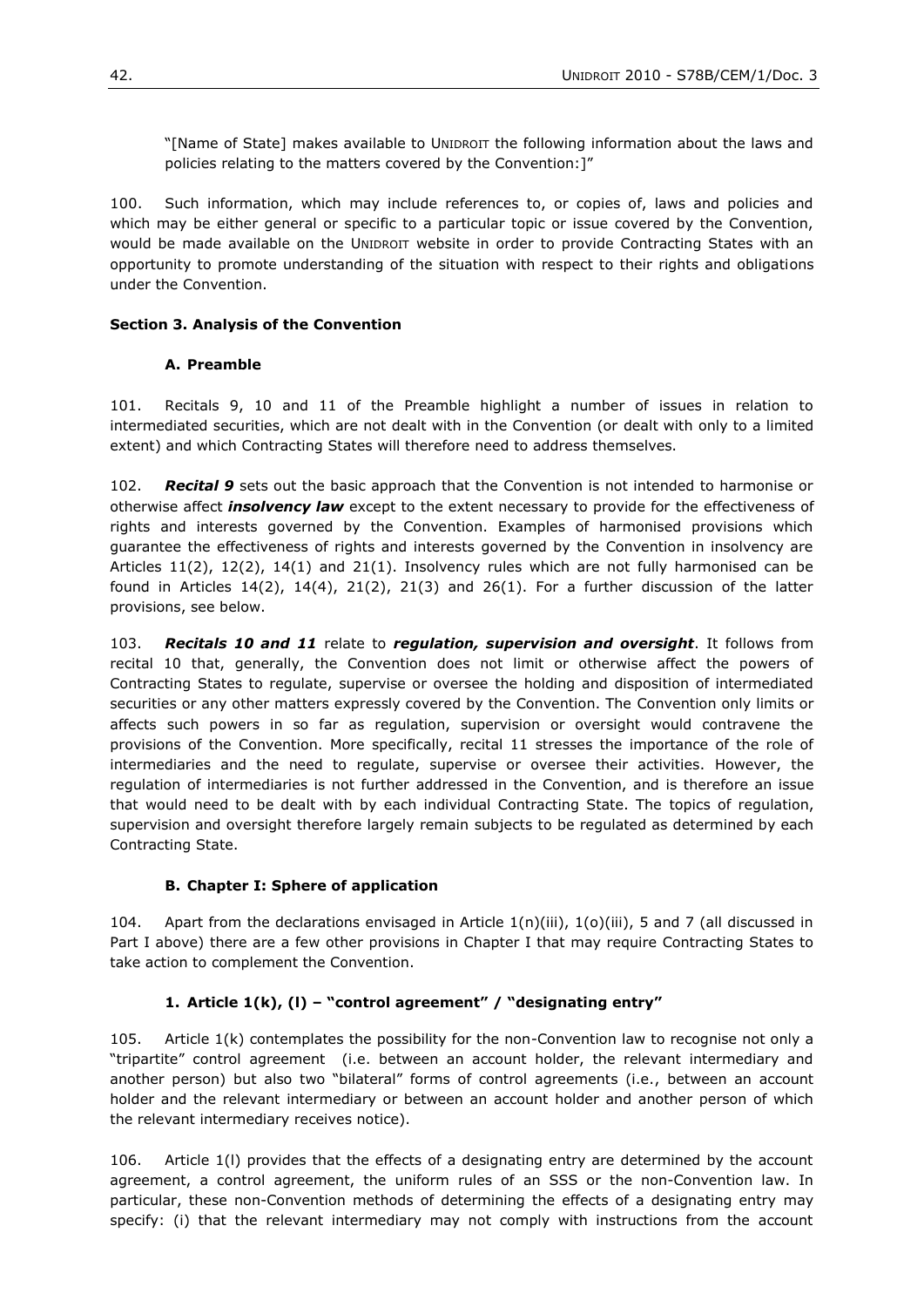"[Name of State] makes available to UNIDROIT the following information about the laws and policies relating to the matters covered by the Convention:]"

100. Such information, which may include references to, or copies of, laws and policies and which may be either general or specific to a particular topic or issue covered by the Convention, would be made available on the UNIDROIT website in order to provide Contracting States with an opportunity to promote understanding of the situation with respect to their rights and obligations under the Convention.

### Section 3. Analysis of the Convention

#### A. Preamble

101. Recitals 9, 10 and 11 of the Preamble highlight a number of issues in relation to intermediated securities, which are not dealt with in the Convention (or dealt with only to a limited extent) and which Contracting States will therefore need to address themselves.

102. ***Recital 9*** sets out the basic approach that the Convention is not intended to harmonise or otherwise affect ***insolvency law*** except to the extent necessary to provide for the effectiveness of rights and interests governed by the Convention. Examples of harmonised provisions which guarantee the effectiveness of rights and interests governed by the Convention in insolvency are Articles 11(2), 12(2), 14(1) and 21(1). Insolvency rules which are not fully harmonised can be found in Articles 14(2), 14(4), 21(2), 21(3) and 26(1). For a further discussion of the latter provisions, see below.

103. ***Recitals 10 and 11*** relate to ***regulation, supervision and oversight***. It follows from recital 10 that, generally, the Convention does not limit or otherwise affect the powers of Contracting States to regulate, supervise or oversee the holding and disposition of intermediated securities or any other matters expressly covered by the Convention. The Convention only limits or affects such powers in so far as regulation, supervision or oversight would contravene the provisions of the Convention. More specifically, recital 11 stresses the importance of the role of intermediaries and the need to regulate, supervise or oversee their activities. However, the regulation of intermediaries is not further addressed in the Convention, and is therefore an issue that would need to be dealt with by each individual Contracting State. The topics of regulation, supervision and oversight therefore largely remain subjects to be regulated as determined by each Contracting State.

#### B. Chapter I: Sphere of application

104. Apart from the declarations envisaged in Article 1(n)(iii), 1(o)(iii), 5 and 7 (all discussed in Part I above) there are a few other provisions in Chapter I that may require Contracting States to take action to complement the Convention.

#### 1. Article 1(k), (l) – "control agreement" / "designating entry"

105. Article 1(k) contemplates the possibility for the non-Convention law to recognise not only a "tripartite" control agreement (i.e. between an account holder, the relevant intermediary and another person) but also two "bilateral" forms of control agreements (i.e., between an account holder and the relevant intermediary or between an account holder and another person of which the relevant intermediary receives notice).

106. Article 1(l) provides that the effects of a designating entry are determined by the account agreement, a control agreement, the uniform rules of an SSS or the non-Convention law. In particular, these non-Convention methods of determining the effects of a designating entry may specify: (i) that the relevant intermediary may not comply with instructions from the account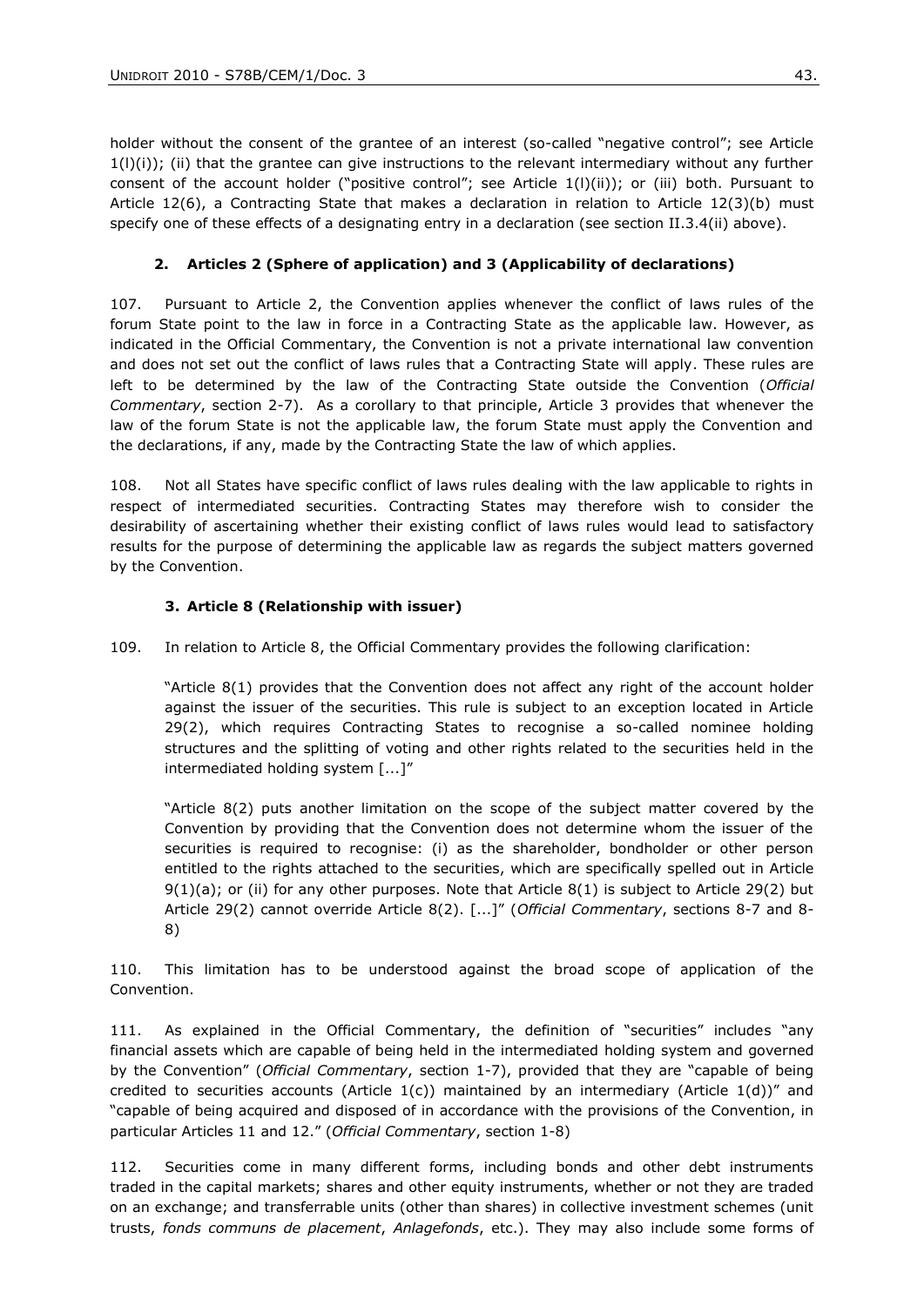holder without the consent of the grantee of an interest (so-called "negative control"; see Article 1(l)(i)); (ii) that the grantee can give instructions to the relevant intermediary without any further consent of the account holder ("positive control"; see Article 1(l)(ii)); or (iii) both. Pursuant to Article 12(6), a Contracting State that makes a declaration in relation to Article 12(3)(b) must specify one of these effects of a designating entry in a declaration (see section II.3.4(ii) above).

### 2. Articles 2 (Sphere of application) and 3 (Applicability of declarations)

107. Pursuant to Article 2, the Convention applies whenever the conflict of laws rules of the forum State point to the law in force in a Contracting State as the applicable law. However, as indicated in the Official Commentary, the Convention is not a private international law convention and does not set out the conflict of laws rules that a Contracting State will apply. These rules are left to be determined by the law of the Contracting State outside the Convention (*Official Commentary*, section 2-7). As a corollary to that principle, Article 3 provides that whenever the law of the forum State is not the applicable law, the forum State must apply the Convention and the declarations, if any, made by the Contracting State the law of which applies.

108. Not all States have specific conflict of laws rules dealing with the law applicable to rights in respect of intermediated securities. Contracting States may therefore wish to consider the desirability of ascertaining whether their existing conflict of laws rules would lead to satisfactory results for the purpose of determining the applicable law as regards the subject matters governed by the Convention.

### 3. Article 8 (Relationship with issuer)

109. In relation to Article 8, the Official Commentary provides the following clarification:

> "Article 8(1) provides that the Convention does not affect any right of the account holder against the issuer of the securities. This rule is subject to an exception located in Article 29(2), which requires Contracting States to recognise a so-called nominee holding structures and the splitting of voting and other rights related to the securities held in the intermediated holding system [...]"
>
> "Article 8(2) puts another limitation on the scope of the subject matter covered by the Convention by providing that the Convention does not determine whom the issuer of the securities is required to recognise: (i) as the shareholder, bondholder or other person entitled to the rights attached to the securities, which are specifically spelled out in Article 9(1)(a); or (ii) for any other purposes. Note that Article 8(1) is subject to Article 29(2) but Article 29(2) cannot override Article 8(2). [...]" (*Official Commentary*, sections 8-7 and 8-8)

110. This limitation has to be understood against the broad scope of application of the Convention.

111. As explained in the Official Commentary, the definition of "securities" includes "any financial assets which are capable of being held in the intermediated holding system and governed by the Convention" (*Official Commentary*, section 1-7), provided that they are "capable of being credited to securities accounts (Article 1(c)) maintained by an intermediary (Article 1(d))" and "capable of being acquired and disposed of in accordance with the provisions of the Convention, in particular Articles 11 and 12." (*Official Commentary*, section 1-8)

112. Securities come in many different forms, including bonds and other debt instruments traded in the capital markets; shares and other equity instruments, whether or not they are traded on an exchange; and transferrable units (other than shares) in collective investment schemes (unit trusts, *fonds communs de placement*, *Anlagefonds*, etc.). They may also include some forms of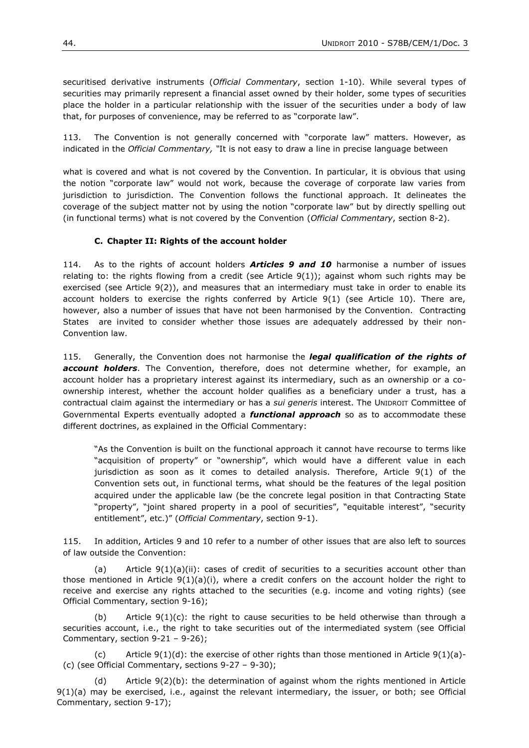securitised derivative instruments (*Official Commentary*, section 1-10). While several types of securities may primarily represent a financial asset owned by their holder, some types of securities place the holder in a particular relationship with the issuer of the securities under a body of law that, for purposes of convenience, may be referred to as "corporate law".

113. The Convention is not generally concerned with "corporate law" matters. However, as indicated in the *Official Commentary,* "It is not easy to draw a line in precise language between

what is covered and what is not covered by the Convention. In particular, it is obvious that using the notion "corporate law" would not work, because the coverage of corporate law varies from jurisdiction to jurisdiction. The Convention follows the functional approach. It delineates the coverage of the subject matter not by using the notion "corporate law" but by directly spelling out (in functional terms) what is not covered by the Convention (*Official Commentary*, section 8-2).

### C. Chapter II: Rights of the account holder

114. As to the rights of account holders ***Articles 9 and 10*** harmonise a number of issues relating to: the rights flowing from a credit (see Article 9(1)); against whom such rights may be exercised (see Article 9(2)), and measures that an intermediary must take in order to enable its account holders to exercise the rights conferred by Article 9(1) (see Article 10). There are, however, also a number of issues that have not been harmonised by the Convention. Contracting States are invited to consider whether those issues are adequately addressed by their non-Convention law.

115. Generally, the Convention does not harmonise the ***legal qualification of the rights of account holders***. The Convention, therefore, does not determine whether, for example, an account holder has a proprietary interest against its intermediary, such as an ownership or a co-ownership interest, whether the account holder qualifies as a beneficiary under a trust, has a contractual claim against the intermediary or has a *sui generis* interest. The UNIDROIT Committee of Governmental Experts eventually adopted a ***functional approach*** so as to accommodate these different doctrines, as explained in the Official Commentary:

> "As the Convention is built on the functional approach it cannot have recourse to terms like "acquisition of property" or "ownership", which would have a different value in each jurisdiction as soon as it comes to detailed analysis. Therefore, Article 9(1) of the Convention sets out, in functional terms, what should be the features of the legal position acquired under the applicable law (be the concrete legal position in that Contracting State "property", "joint shared property in a pool of securities", "equitable interest", "security entitlement", etc.)" (*Official Commentary*, section 9-1).

115. In addition, Articles 9 and 10 refer to a number of other issues that are also left to sources of law outside the Convention:

(a) Article 9(1)(a)(ii): cases of credit of securities to a securities account other than those mentioned in Article 9(1)(a)(i), where a credit confers on the account holder the right to receive and exercise any rights attached to the securities (e.g. income and voting rights) (see Official Commentary, section 9-16);

(b) Article 9(1)(c): the right to cause securities to be held otherwise than through a securities account, i.e., the right to take securities out of the intermediated system (see Official Commentary, section 9-21 – 9-26);

(c) Article 9(1)(d): the exercise of other rights than those mentioned in Article 9(1)(a)-(c) (see Official Commentary, sections 9-27 – 9-30);

(d) Article 9(2)(b): the determination of against whom the rights mentioned in Article 9(1)(a) may be exercised, i.e., against the relevant intermediary, the issuer, or both; see Official Commentary, section 9-17);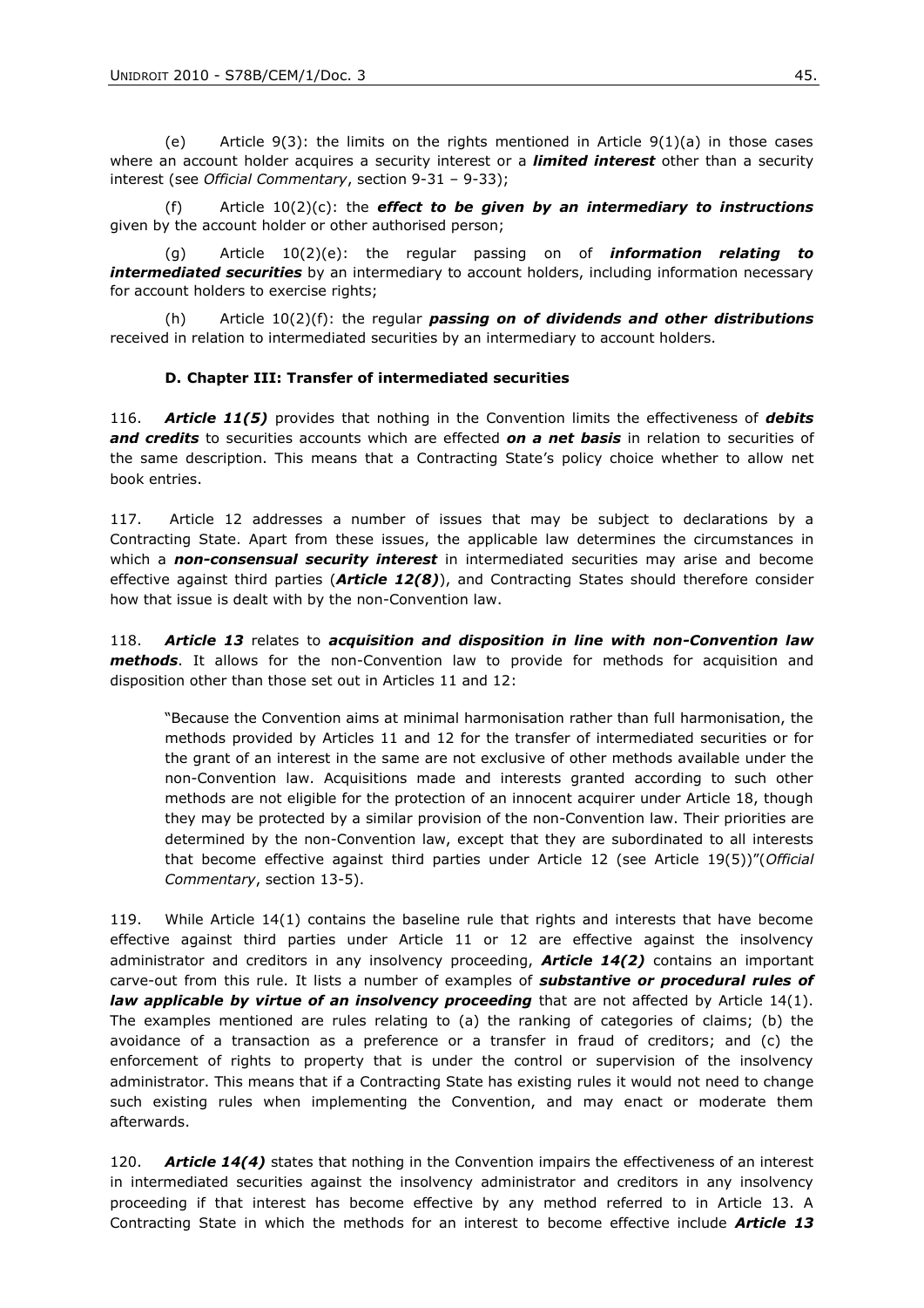(e) Article 9(3): the limits on the rights mentioned in Article 9(1)(a) in those cases where an account holder acquires a security interest or a ***limited interest*** other than a security interest (see *Official Commentary*, section 9-31 – 9-33);

(f) Article 10(2)(c): the ***effect to be given by an intermediary to instructions*** given by the account holder or other authorised person;

(g) Article 10(2)(e): the regular passing on of ***information relating to intermediated securities*** by an intermediary to account holders, including information necessary for account holders to exercise rights;

(h) Article 10(2)(f): the regular ***passing on of dividends and other distributions*** received in relation to intermediated securities by an intermediary to account holders.

#### D. Chapter III: Transfer of intermediated securities

116. ***Article 11(5)*** provides that nothing in the Convention limits the effectiveness of ***debits and credits*** to securities accounts which are effected ***on a net basis*** in relation to securities of the same description. This means that a Contracting State's policy choice whether to allow net book entries.

117. Article 12 addresses a number of issues that may be subject to declarations by a Contracting State. Apart from these issues, the applicable law determines the circumstances in which a ***non-consensual security interest*** in intermediated securities may arise and become effective against third parties (***Article 12(8)***), and Contracting States should therefore consider how that issue is dealt with by the non-Convention law.

118. ***Article 13*** relates to ***acquisition and disposition in line with non-Convention law methods***. It allows for the non-Convention law to provide for methods for acquisition and disposition other than those set out in Articles 11 and 12:

> "Because the Convention aims at minimal harmonisation rather than full harmonisation, the methods provided by Articles 11 and 12 for the transfer of intermediated securities or for the grant of an interest in the same are not exclusive of other methods available under the non-Convention law. Acquisitions made and interests granted according to such other methods are not eligible for the protection of an innocent acquirer under Article 18, though they may be protected by a similar provision of the non-Convention law. Their priorities are determined by the non-Convention law, except that they are subordinated to all interests that become effective against third parties under Article 12 (see Article 19(5))"(*Official Commentary*, section 13-5).

119. While Article 14(1) contains the baseline rule that rights and interests that have become effective against third parties under Article 11 or 12 are effective against the insolvency administrator and creditors in any insolvency proceeding, ***Article 14(2)*** contains an important carve-out from this rule. It lists a number of examples of ***substantive or procedural rules of law applicable by virtue of an insolvency proceeding*** that are not affected by Article 14(1). The examples mentioned are rules relating to (a) the ranking of categories of claims; (b) the avoidance of a transaction as a preference or a transfer in fraud of creditors; and (c) the enforcement of rights to property that is under the control or supervision of the insolvency administrator. This means that if a Contracting State has existing rules it would not need to change such existing rules when implementing the Convention, and may enact or moderate them afterwards.

120. ***Article 14(4)*** states that nothing in the Convention impairs the effectiveness of an interest in intermediated securities against the insolvency administrator and creditors in any insolvency proceeding if that interest has become effective by any method referred to in Article 13. A Contracting State in which the methods for an interest to become effective include ***Article 13***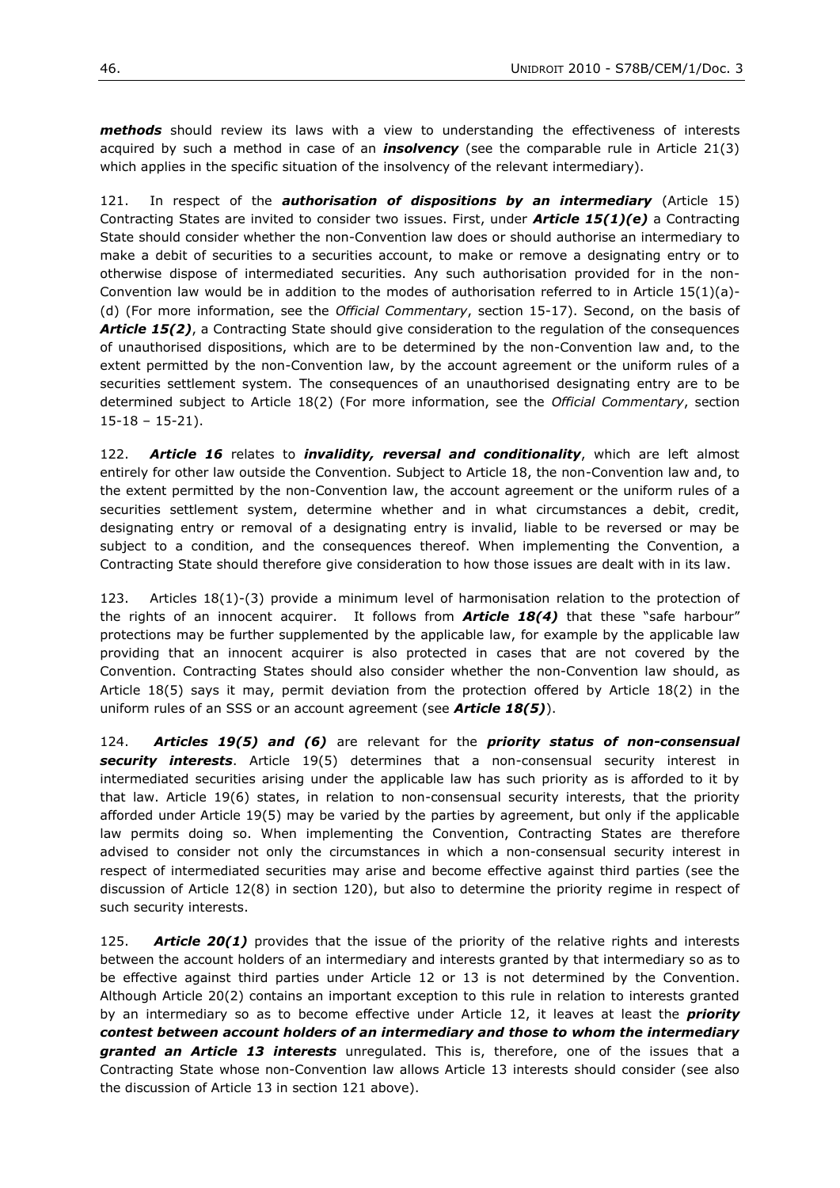***methods*** should review its laws with a view to understanding the effectiveness of interests acquired by such a method in case of an ***insolvency*** (see the comparable rule in Article 21(3) which applies in the specific situation of the insolvency of the relevant intermediary).

121. In respect of the ***authorisation of dispositions by an intermediary*** (Article 15) Contracting States are invited to consider two issues. First, under ***Article 15(1)(e)*** a Contracting State should consider whether the non-Convention law does or should authorise an intermediary to make a debit of securities to a securities account, to make or remove a designating entry or to otherwise dispose of intermediated securities. Any such authorisation provided for in the non-Convention law would be in addition to the modes of authorisation referred to in Article 15(1)(a)-(d) (For more information, see the *Official Commentary*, section 15-17). Second, on the basis of ***Article 15(2)***, a Contracting State should give consideration to the regulation of the consequences of unauthorised dispositions, which are to be determined by the non-Convention law and, to the extent permitted by the non-Convention law, by the account agreement or the uniform rules of a securities settlement system. The consequences of an unauthorised designating entry are to be determined subject to Article 18(2) (For more information, see the *Official Commentary*, section 15-18 – 15-21).

122. ***Article 16*** relates to ***invalidity, reversal and conditionality***, which are left almost entirely for other law outside the Convention. Subject to Article 18, the non-Convention law and, to the extent permitted by the non-Convention law, the account agreement or the uniform rules of a securities settlement system, determine whether and in what circumstances a debit, credit, designating entry or removal of a designating entry is invalid, liable to be reversed or may be subject to a condition, and the consequences thereof. When implementing the Convention, a Contracting State should therefore give consideration to how those issues are dealt with in its law.

123. Articles 18(1)-(3) provide a minimum level of harmonisation relation to the protection of the rights of an innocent acquirer. It follows from ***Article 18(4)*** that these "safe harbour" protections may be further supplemented by the applicable law, for example by the applicable law providing that an innocent acquirer is also protected in cases that are not covered by the Convention. Contracting States should also consider whether the non-Convention law should, as Article 18(5) says it may, permit deviation from the protection offered by Article 18(2) in the uniform rules of an SSS or an account agreement (see ***Article 18(5)***).

124. ***Articles 19(5) and (6)*** are relevant for the ***priority status of non-consensual security interests***. Article 19(5) determines that a non-consensual security interest in intermediated securities arising under the applicable law has such priority as is afforded to it by that law. Article 19(6) states, in relation to non-consensual security interests, that the priority afforded under Article 19(5) may be varied by the parties by agreement, but only if the applicable law permits doing so. When implementing the Convention, Contracting States are therefore advised to consider not only the circumstances in which a non-consensual security interest in respect of intermediated securities may arise and become effective against third parties (see the discussion of Article 12(8) in section 120), but also to determine the priority regime in respect of such security interests.

125. ***Article 20(1)*** provides that the issue of the priority of the relative rights and interests between the account holders of an intermediary and interests granted by that intermediary so as to be effective against third parties under Article 12 or 13 is not determined by the Convention. Although Article 20(2) contains an important exception to this rule in relation to interests granted by an intermediary so as to become effective under Article 12, it leaves at least the ***priority contest between account holders of an intermediary and those to whom the intermediary granted an Article 13 interests*** unregulated. This is, therefore, one of the issues that a Contracting State whose non-Convention law allows Article 13 interests should consider (see also the discussion of Article 13 in section 121 above).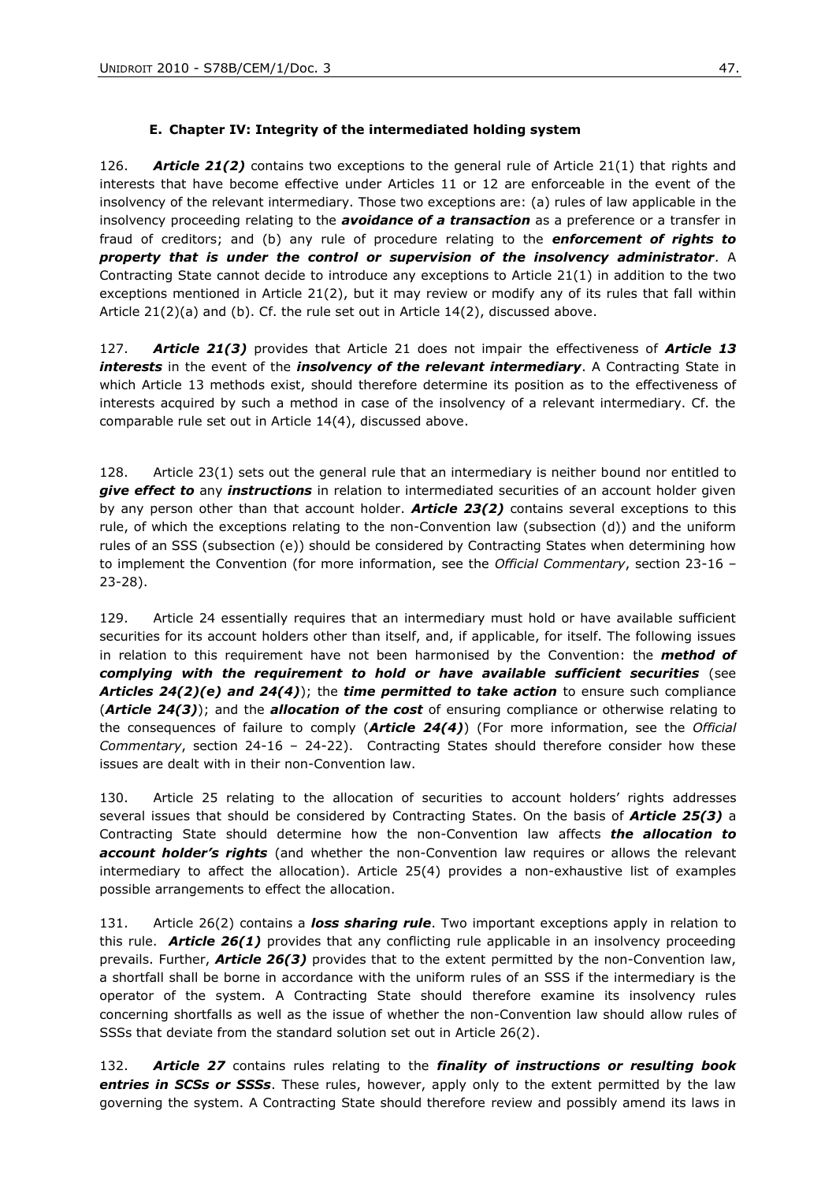#### E. Chapter IV: Integrity of the intermediated holding system

126. ***Article 21(2)*** contains two exceptions to the general rule of Article 21(1) that rights and interests that have become effective under Articles 11 or 12 are enforceable in the event of the insolvency of the relevant intermediary. Those two exceptions are: (a) rules of law applicable in the insolvency proceeding relating to the ***avoidance of a transaction*** as a preference or a transfer in fraud of creditors; and (b) any rule of procedure relating to the ***enforcement of rights to property that is under the control or supervision of the insolvency administrator***. A Contracting State cannot decide to introduce any exceptions to Article 21(1) in addition to the two exceptions mentioned in Article 21(2), but it may review or modify any of its rules that fall within Article 21(2)(a) and (b). Cf. the rule set out in Article 14(2), discussed above.

127. ***Article 21(3)*** provides that Article 21 does not impair the effectiveness of ***Article 13 interests*** in the event of the ***insolvency of the relevant intermediary***. A Contracting State in which Article 13 methods exist, should therefore determine its position as to the effectiveness of interests acquired by such a method in case of the insolvency of a relevant intermediary. Cf. the comparable rule set out in Article 14(4), discussed above.

128. Article 23(1) sets out the general rule that an intermediary is neither bound nor entitled to ***give effect to*** any ***instructions*** in relation to intermediated securities of an account holder given by any person other than that account holder. ***Article 23(2)*** contains several exceptions to this rule, of which the exceptions relating to the non-Convention law (subsection (d)) and the uniform rules of an SSS (subsection (e)) should be considered by Contracting States when determining how to implement the Convention (for more information, see the *Official Commentary*, section 23-16 – 23-28).

129. Article 24 essentially requires that an intermediary must hold or have available sufficient securities for its account holders other than itself, and, if applicable, for itself. The following issues in relation to this requirement have not been harmonised by the Convention: the ***method of complying with the requirement to hold or have available sufficient securities*** (see ***Articles 24(2)(e) and 24(4)***); the ***time permitted to take action*** to ensure such compliance (***Article 24(3)***); and the ***allocation of the cost*** of ensuring compliance or otherwise relating to the consequences of failure to comply (***Article 24(4)***) (For more information, see the *Official Commentary*, section 24-16 – 24-22). Contracting States should therefore consider how these issues are dealt with in their non-Convention law.

130. Article 25 relating to the allocation of securities to account holders' rights addresses several issues that should be considered by Contracting States. On the basis of ***Article 25(3)*** a Contracting State should determine how the non-Convention law affects ***the allocation to account holder's rights*** (and whether the non-Convention law requires or allows the relevant intermediary to affect the allocation). Article 25(4) provides a non-exhaustive list of examples possible arrangements to effect the allocation.

131. Article 26(2) contains a ***loss sharing rule***. Two important exceptions apply in relation to this rule. ***Article 26(1)*** provides that any conflicting rule applicable in an insolvency proceeding prevails. Further, ***Article 26(3)*** provides that to the extent permitted by the non-Convention law, a shortfall shall be borne in accordance with the uniform rules of an SSS if the intermediary is the operator of the system. A Contracting State should therefore examine its insolvency rules concerning shortfalls as well as the issue of whether the non-Convention law should allow rules of SSSs that deviate from the standard solution set out in Article 26(2).

132. ***Article 27*** contains rules relating to the ***finality of instructions or resulting book entries in SCSs or SSSs***. These rules, however, apply only to the extent permitted by the law governing the system. A Contracting State should therefore review and possibly amend its laws in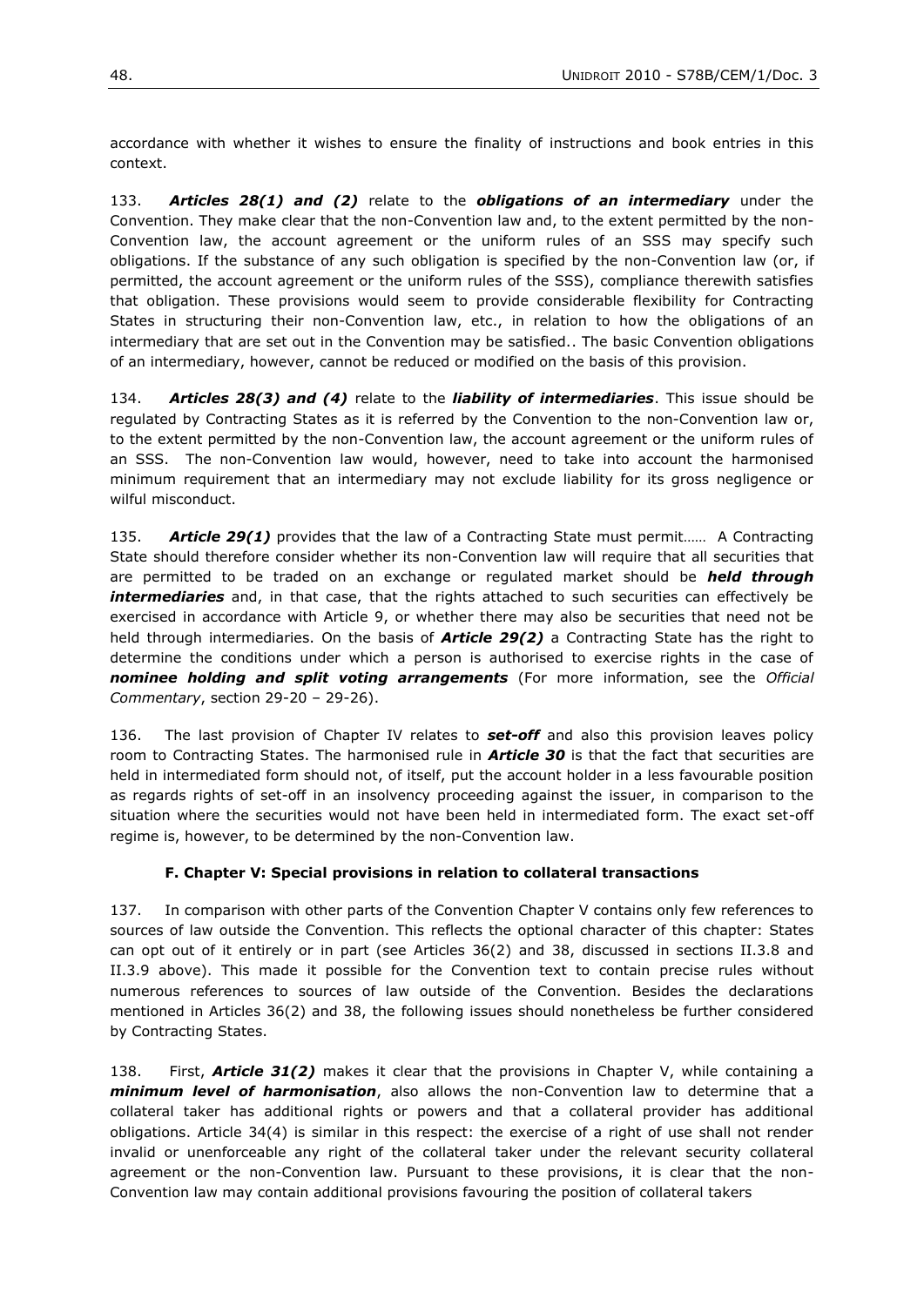accordance with whether it wishes to ensure the finality of instructions and book entries in this context.

133. ***Articles 28(1) and (2)*** relate to the ***obligations of an intermediary*** under the Convention. They make clear that the non-Convention law and, to the extent permitted by the non-Convention law, the account agreement or the uniform rules of an SSS may specify such obligations. If the substance of any such obligation is specified by the non-Convention law (or, if permitted, the account agreement or the uniform rules of the SSS), compliance therewith satisfies that obligation. These provisions would seem to provide considerable flexibility for Contracting States in structuring their non-Convention law, etc., in relation to how the obligations of an intermediary that are set out in the Convention may be satisfied.. The basic Convention obligations of an intermediary, however, cannot be reduced or modified on the basis of this provision.

134. ***Articles 28(3) and (4)*** relate to the ***liability of intermediaries***. This issue should be regulated by Contracting States as it is referred by the Convention to the non-Convention law or, to the extent permitted by the non-Convention law, the account agreement or the uniform rules of an SSS. The non-Convention law would, however, need to take into account the harmonised minimum requirement that an intermediary may not exclude liability for its gross negligence or wilful misconduct.

135. ***Article 29(1)*** provides that the law of a Contracting State must permit…… A Contracting State should therefore consider whether its non-Convention law will require that all securities that are permitted to be traded on an exchange or regulated market should be ***held through intermediaries*** and, in that case, that the rights attached to such securities can effectively be exercised in accordance with Article 9, or whether there may also be securities that need not be held through intermediaries. On the basis of ***Article 29(2)*** a Contracting State has the right to determine the conditions under which a person is authorised to exercise rights in the case of ***nominee holding and split voting arrangements*** (For more information, see the *Official Commentary*, section 29-20 – 29-26).

136. The last provision of Chapter IV relates to ***set-off*** and also this provision leaves policy room to Contracting States. The harmonised rule in ***Article 30*** is that the fact that securities are held in intermediated form should not, of itself, put the account holder in a less favourable position as regards rights of set-off in an insolvency proceeding against the issuer, in comparison to the situation where the securities would not have been held in intermediated form. The exact set-off regime is, however, to be determined by the non-Convention law.

### F. Chapter V: Special provisions in relation to collateral transactions

137. In comparison with other parts of the Convention Chapter V contains only few references to sources of law outside the Convention. This reflects the optional character of this chapter: States can opt out of it entirely or in part (see Articles 36(2) and 38, discussed in sections II.3.8 and II.3.9 above). This made it possible for the Convention text to contain precise rules without numerous references to sources of law outside of the Convention. Besides the declarations mentioned in Articles 36(2) and 38, the following issues should nonetheless be further considered by Contracting States.

138. First, ***Article 31(2)*** makes it clear that the provisions in Chapter V, while containing a ***minimum level of harmonisation***, also allows the non-Convention law to determine that a collateral taker has additional rights or powers and that a collateral provider has additional obligations. Article 34(4) is similar in this respect: the exercise of a right of use shall not render invalid or unenforceable any right of the collateral taker under the relevant security collateral agreement or the non-Convention law. Pursuant to these provisions, it is clear that the non-Convention law may contain additional provisions favouring the position of collateral takers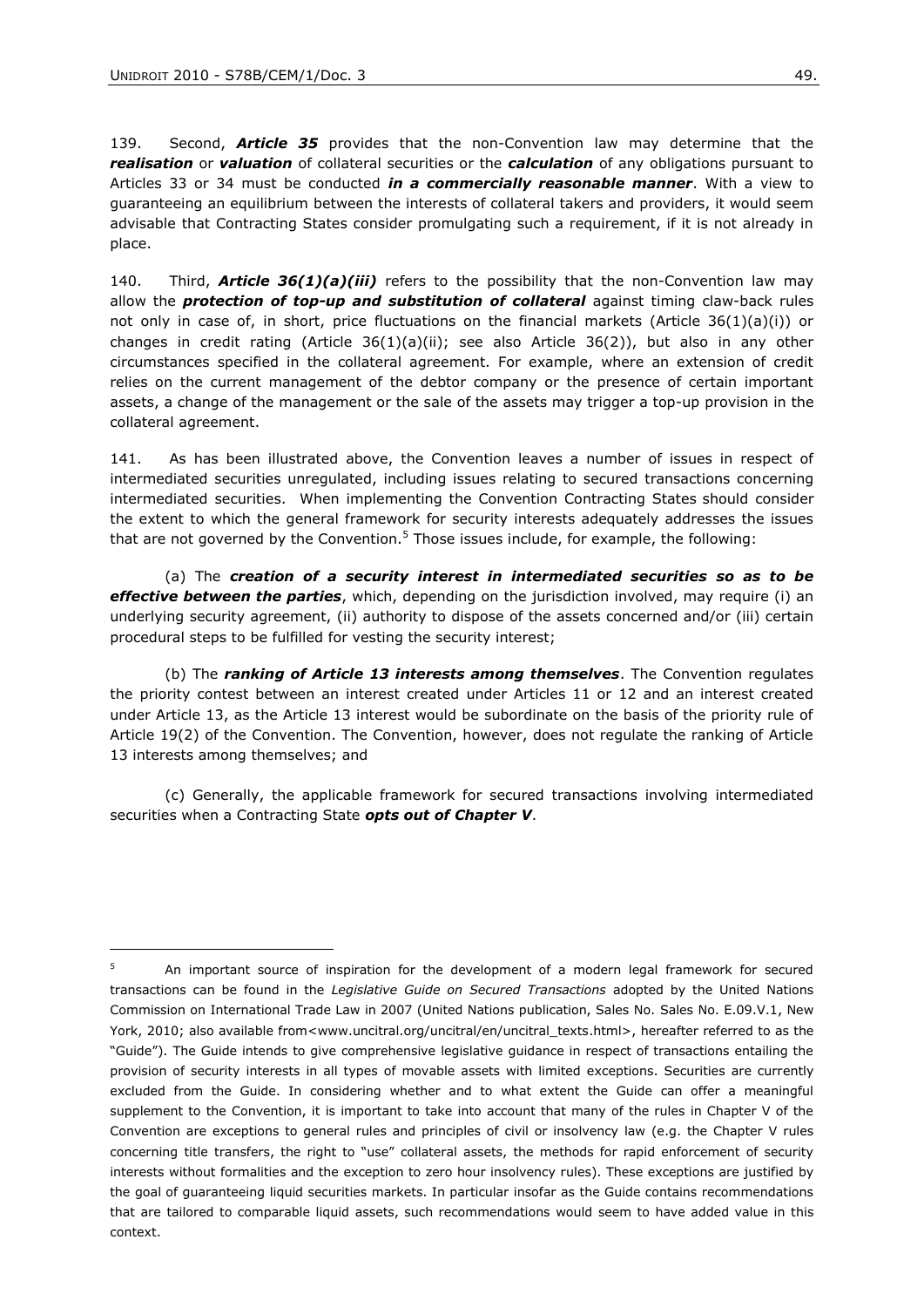139. Second, ***Article 35*** provides that the non-Convention law may determine that the ***realisation*** or ***valuation*** of collateral securities or the ***calculation*** of any obligations pursuant to Articles 33 or 34 must be conducted ***in a commercially reasonable manner***. With a view to guaranteeing an equilibrium between the interests of collateral takers and providers, it would seem advisable that Contracting States consider promulgating such a requirement, if it is not already in place.

140. Third, ***Article 36(1)(a)(iii)*** refers to the possibility that the non-Convention law may allow the ***protection of top-up and substitution of collateral*** against timing claw-back rules not only in case of, in short, price fluctuations on the financial markets (Article 36(1)(a)(i)) or changes in credit rating (Article 36(1)(a)(ii); see also Article 36(2)), but also in any other circumstances specified in the collateral agreement. For example, where an extension of credit relies on the current management of the debtor company or the presence of certain important assets, a change of the management or the sale of the assets may trigger a top-up provision in the collateral agreement.

141. As has been illustrated above, the Convention leaves a number of issues in respect of intermediated securities unregulated, including issues relating to secured transactions concerning intermediated securities. When implementing the Convention Contracting States should consider the extent to which the general framework for security interests adequately addresses the issues that are not governed by the Convention.[5] Those issues include, for example, the following:

(a) The ***creation of a security interest in intermediated securities so as to be effective between the parties***, which, depending on the jurisdiction involved, may require (i) an underlying security agreement, (ii) authority to dispose of the assets concerned and/or (iii) certain procedural steps to be fulfilled for vesting the security interest;

(b) The ***ranking of Article 13 interests among themselves***. The Convention regulates the priority contest between an interest created under Articles 11 or 12 and an interest created under Article 13, as the Article 13 interest would be subordinate on the basis of the priority rule of Article 19(2) of the Convention. The Convention, however, does not regulate the ranking of Article 13 interests among themselves; and

(c) Generally, the applicable framework for secured transactions involving intermediated securities when a Contracting State ***opts out of Chapter V***.

---

[5] An important source of inspiration for the development of a modern legal framework for secured transactions can be found in the *Legislative Guide on Secured Transactions* adopted by the United Nations Commission on International Trade Law in 2007 (United Nations publication, Sales No. Sales No. E.09.V.1, New York, 2010; also available from<www.uncitral.org/uncitral/en/uncitral_texts.html>, hereafter referred to as the "Guide"). The Guide intends to give comprehensive legislative guidance in respect of transactions entailing the provision of security interests in all types of movable assets with limited exceptions. Securities are currently excluded from the Guide. In considering whether and to what extent the Guide can offer a meaningful supplement to the Convention, it is important to take into account that many of the rules in Chapter V of the Convention are exceptions to general rules and principles of civil or insolvency law (e.g. the Chapter V rules concerning title transfers, the right to "use" collateral assets, the methods for rapid enforcement of security interests without formalities and the exception to zero hour insolvency rules). These exceptions are justified by the goal of guaranteeing liquid securities markets. In particular insofar as the Guide contains recommendations that are tailored to comparable liquid assets, such recommendations would seem to have added value in this context.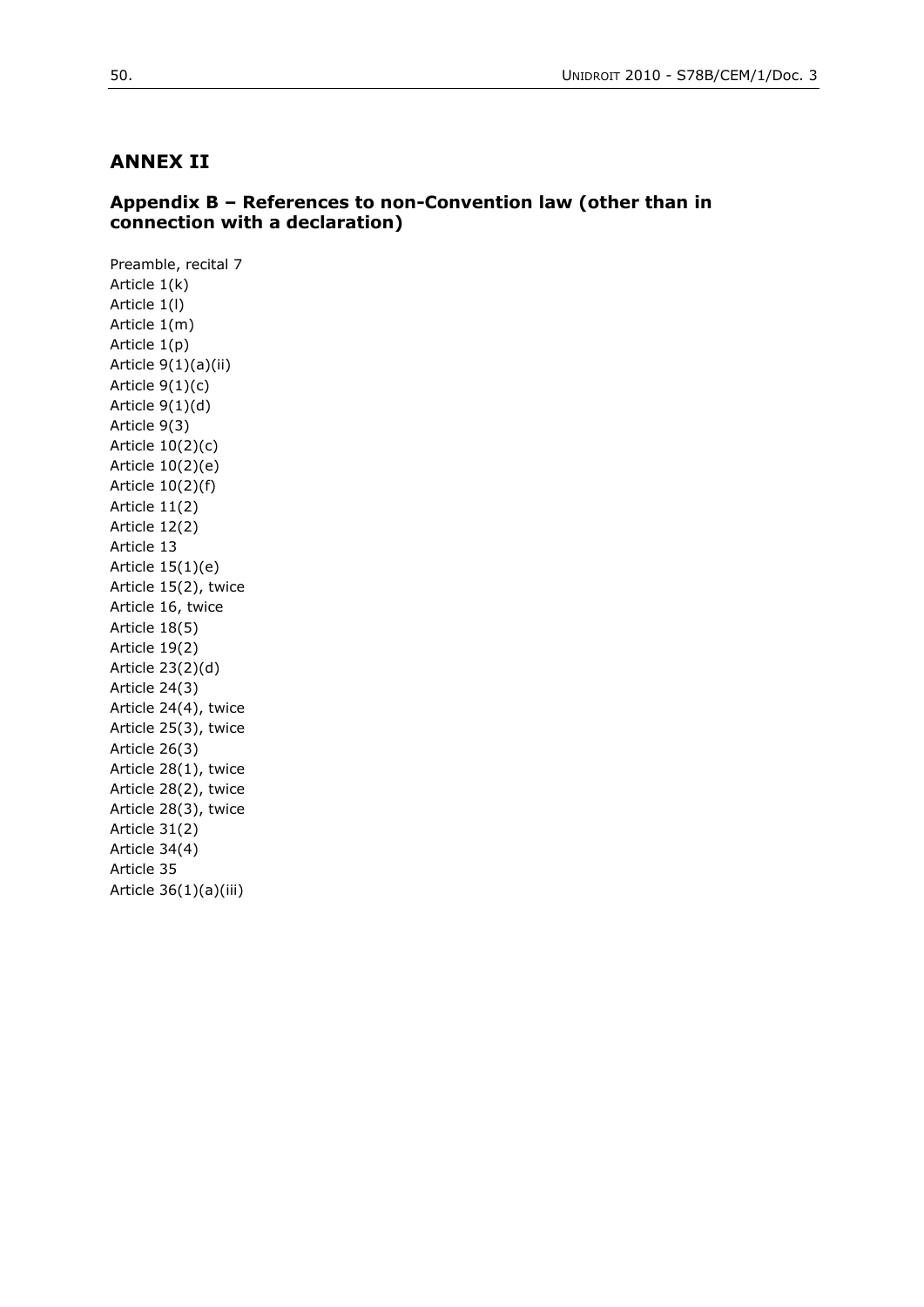# ANNEX II

## Appendix B – References to non-Convention law (other than in connection with a declaration)

Preamble, recital 7
Article 1(k)
Article 1(l)
Article 1(m)
Article 1(p)
Article 9(1)(a)(ii)
Article 9(1)(c)
Article 9(1)(d)
Article 9(3)
Article 10(2)(c)
Article 10(2)(e)
Article 10(2)(f)
Article 11(2)
Article 12(2)
Article 13
Article 15(1)(e)
Article 15(2), twice
Article 16, twice
Article 18(5)
Article 19(2)
Article 23(2)(d)
Article 24(3)
Article 24(4), twice
Article 25(3), twice
Article 26(3)
Article 28(1), twice
Article 28(2), twice
Article 28(3), twice
Article 31(2)
Article 34(4)
Article 35
Article 36(1)(a)(iii)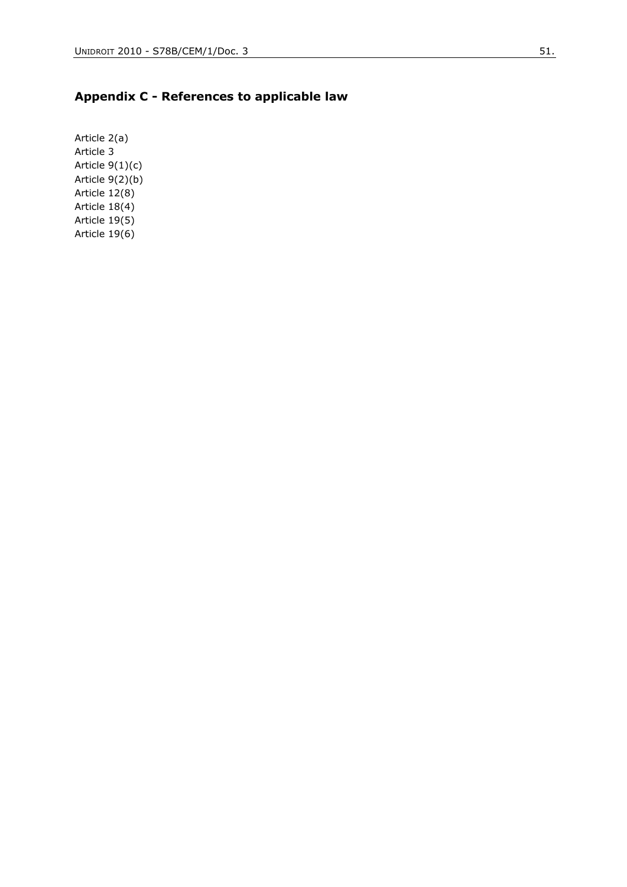## Appendix C - References to applicable law

Article 2(a)
Article 3
Article 9(1)(c)
Article 9(2)(b)
Article 12(8)
Article 18(4)
Article 19(5)
Article 19(6)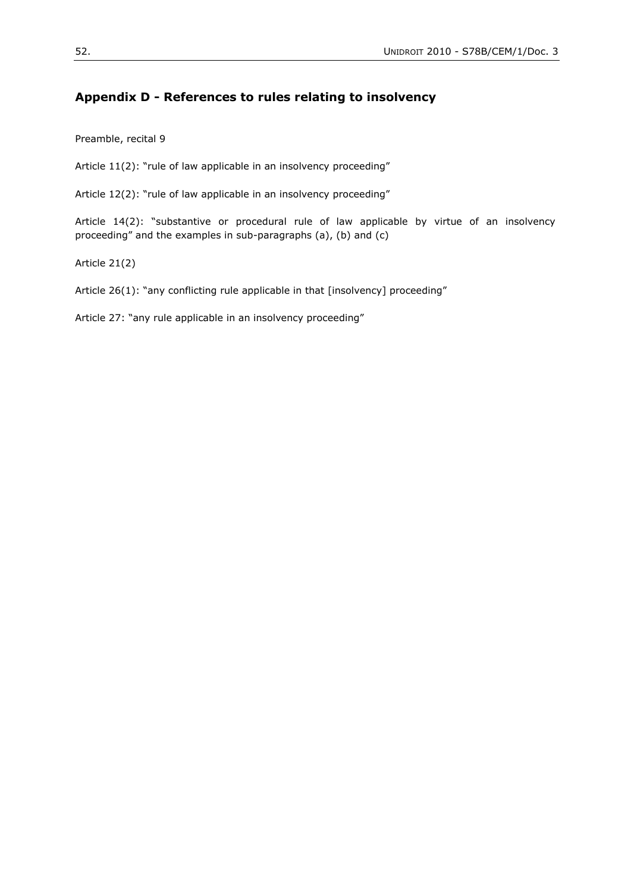## Appendix D - References to rules relating to insolvency

Preamble, recital 9

Article 11(2): "rule of law applicable in an insolvency proceeding"

Article 12(2): "rule of law applicable in an insolvency proceeding"

Article 14(2): "substantive or procedural rule of law applicable by virtue of an insolvency proceeding" and the examples in sub-paragraphs (a), (b) and (c)

Article 21(2)

Article 26(1): "any conflicting rule applicable in that [insolvency] proceeding"

Article 27: "any rule applicable in an insolvency proceeding"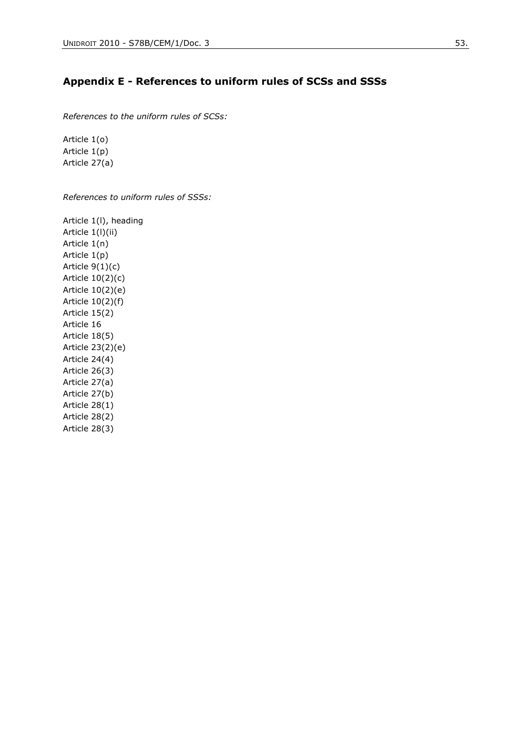## Appendix E - References to uniform rules of SCSs and SSSs

*References to the uniform rules of SCSs:*

Article 1(o)
Article 1(p)
Article 27(a)

*References to uniform rules of SSSs:*

Article 1(l), heading
Article 1(l)(ii)
Article 1(n)
Article 1(p)
Article 9(1)(c)
Article 10(2)(c)
Article 10(2)(e)
Article 10(2)(f)
Article 15(2)
Article 16
Article 18(5)
Article 23(2)(e)
Article 24(4)
Article 26(3)
Article 27(a)
Article 27(b)
Article 28(1)
Article 28(2)
Article 28(3)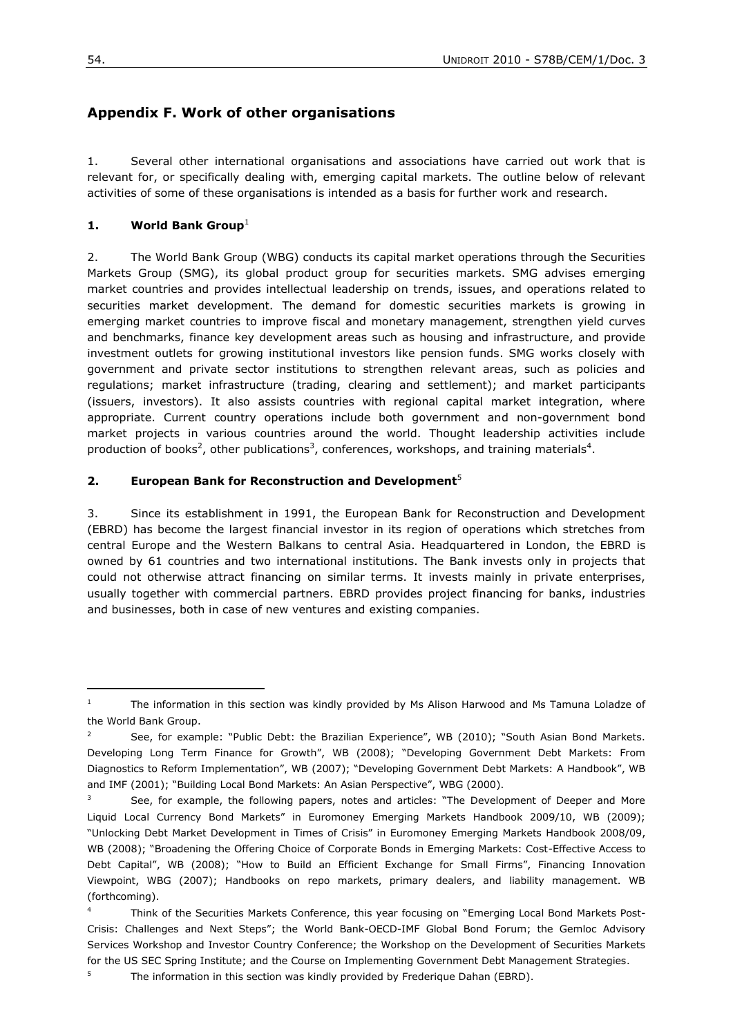## Appendix F. Work of other organisations

1. Several other international organisations and associations have carried out work that is relevant for, or specifically dealing with, emerging capital markets. The outline below of relevant activities of some of these organisations is intended as a basis for further work and research.

### 1. World Bank Group[1]

2. The World Bank Group (WBG) conducts its capital market operations through the Securities Markets Group (SMG), its global product group for securities markets. SMG advises emerging market countries and provides intellectual leadership on trends, issues, and operations related to securities market development. The demand for domestic securities markets is growing in emerging market countries to improve fiscal and monetary management, strengthen yield curves and benchmarks, finance key development areas such as housing and infrastructure, and provide investment outlets for growing institutional investors like pension funds. SMG works closely with government and private sector institutions to strengthen relevant areas, such as policies and regulations; market infrastructure (trading, clearing and settlement); and market participants (issuers, investors). It also assists countries with regional capital market integration, where appropriate. Current country operations include both government and non-government bond market projects in various countries around the world. Thought leadership activities include production of books[2], other publications[3], conferences, workshops, and training materials[4].

### 2. European Bank for Reconstruction and Development[5]

3. Since its establishment in 1991, the European Bank for Reconstruction and Development (EBRD) has become the largest financial investor in its region of operations which stretches from central Europe and the Western Balkans to central Asia. Headquartered in London, the EBRD is owned by 61 countries and two international institutions. The Bank invests only in projects that could not otherwise attract financing on similar terms. It invests mainly in private enterprises, usually together with commercial partners. EBRD provides project financing for banks, industries and businesses, both in case of new ventures and existing companies.

---

[1] The information in this section was kindly provided by Ms Alison Harwood and Ms Tamuna Loladze of the World Bank Group.

[2] See, for example: "Public Debt: the Brazilian Experience", WB (2010); "South Asian Bond Markets. Developing Long Term Finance for Growth", WB (2008); "Developing Government Debt Markets: From Diagnostics to Reform Implementation", WB (2007); "Developing Government Debt Markets: A Handbook", WB and IMF (2001); "Building Local Bond Markets: An Asian Perspective", WBG (2000).

[3] See, for example, the following papers, notes and articles: "The Development of Deeper and More Liquid Local Currency Bond Markets" in Euromoney Emerging Markets Handbook 2009/10, WB (2009); "Unlocking Debt Market Development in Times of Crisis" in Euromoney Emerging Markets Handbook 2008/09, WB (2008); "Broadening the Offering Choice of Corporate Bonds in Emerging Markets: Cost-Effective Access to Debt Capital", WB (2008); "How to Build an Efficient Exchange for Small Firms", Financing Innovation Viewpoint, WBG (2007); Handbooks on repo markets, primary dealers, and liability management. WB (forthcoming).

[4] Think of the Securities Markets Conference, this year focusing on "Emerging Local Bond Markets Post-Crisis: Challenges and Next Steps"; the World Bank-OECD-IMF Global Bond Forum; the Gemloc Advisory Services Workshop and Investor Country Conference; the Workshop on the Development of Securities Markets for the US SEC Spring Institute; and the Course on Implementing Government Debt Management Strategies.

[5] The information in this section was kindly provided by Frederique Dahan (EBRD).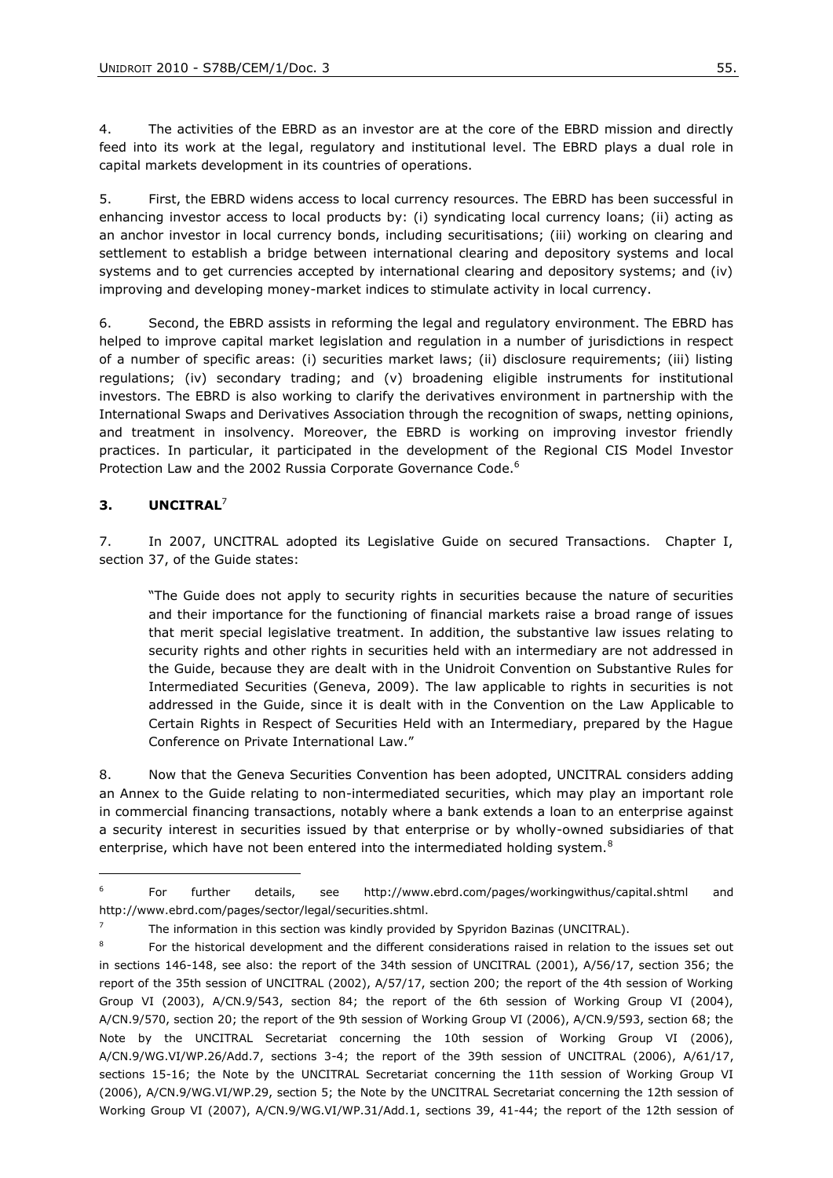4. The activities of the EBRD as an investor are at the core of the EBRD mission and directly feed into its work at the legal, regulatory and institutional level. The EBRD plays a dual role in capital markets development in its countries of operations.

5. First, the EBRD widens access to local currency resources. The EBRD has been successful in enhancing investor access to local products by: (i) syndicating local currency loans; (ii) acting as an anchor investor in local currency bonds, including securitisations; (iii) working on clearing and settlement to establish a bridge between international clearing and depository systems and local systems and to get currencies accepted by international clearing and depository systems; and (iv) improving and developing money-market indices to stimulate activity in local currency.

6. Second, the EBRD assists in reforming the legal and regulatory environment. The EBRD has helped to improve capital market legislation and regulation in a number of jurisdictions in respect of a number of specific areas: (i) securities market laws; (ii) disclosure requirements; (iii) listing regulations; (iv) secondary trading; and (v) broadening eligible instruments for institutional investors. The EBRD is also working to clarify the derivatives environment in partnership with the International Swaps and Derivatives Association through the recognition of swaps, netting opinions, and treatment in insolvency. Moreover, the EBRD is working on improving investor friendly practices. In particular, it participated in the development of the Regional CIS Model Investor Protection Law and the 2002 Russia Corporate Governance Code.[6]

### 3. UNCITRAL[7]

7. In 2007, UNCITRAL adopted its Legislative Guide on secured Transactions. Chapter I, section 37, of the Guide states:

> "The Guide does not apply to security rights in securities because the nature of securities and their importance for the functioning of financial markets raise a broad range of issues that merit special legislative treatment. In addition, the substantive law issues relating to security rights and other rights in securities held with an intermediary are not addressed in the Guide, because they are dealt with in the Unidroit Convention on Substantive Rules for Intermediated Securities (Geneva, 2009). The law applicable to rights in securities is not addressed in the Guide, since it is dealt with in the Convention on the Law Applicable to Certain Rights in Respect of Securities Held with an Intermediary, prepared by the Hague Conference on Private International Law."

8. Now that the Geneva Securities Convention has been adopted, UNCITRAL considers adding an Annex to the Guide relating to non-intermediated securities, which may play an important role in commercial financing transactions, notably where a bank extends a loan to an enterprise against a security interest in securities issued by that enterprise or by wholly-owned subsidiaries of that enterprise, which have not been entered into the intermediated holding system.[8]

---

[6] For further details, see http://www.ebrd.com/pages/workingwithus/capital.shtml and http://www.ebrd.com/pages/sector/legal/securities.shtml.

[7] The information in this section was kindly provided by Spyridon Bazinas (UNCITRAL).

[8] For the historical development and the different considerations raised in relation to the issues set out in sections 146-148, see also: the report of the 34th session of UNCITRAL (2001), A/56/17, section 356; the report of the 35th session of UNCITRAL (2002), A/57/17, section 200; the report of the 4th session of Working Group VI (2003), A/CN.9/543, section 84; the report of the 6th session of Working Group VI (2004), A/CN.9/570, section 20; the report of the 9th session of Working Group VI (2006), A/CN.9/593, section 68; the Note by the UNCITRAL Secretariat concerning the 10th session of Working Group VI (2006), A/CN.9/WG.VI/WP.26/Add.7, sections 3-4; the report of the 39th session of UNCITRAL (2006), A/61/17, sections 15-16; the Note by the UNCITRAL Secretariat concerning the 11th session of Working Group VI (2006), A/CN.9/WG.VI/WP.29, section 5; the Note by the UNCITRAL Secretariat concerning the 12th session of Working Group VI (2007), A/CN.9/WG.VI/WP.31/Add.1, sections 39, 41-44; the report of the 12th session of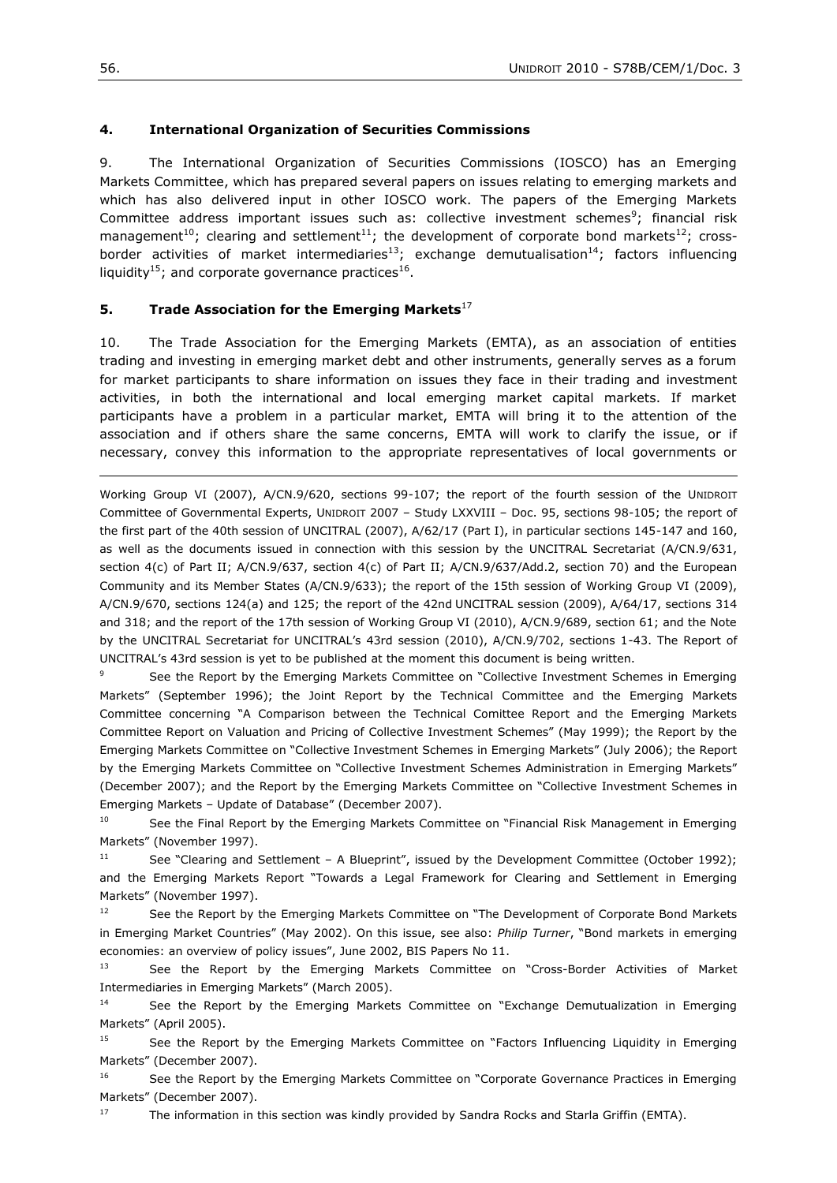## 4. International Organization of Securities Commissions

9. The International Organization of Securities Commissions (IOSCO) has an Emerging Markets Committee, which has prepared several papers on issues relating to emerging markets and which has also delivered input in other IOSCO work. The papers of the Emerging Markets Committee address important issues such as: collective investment schemes[9]; financial risk management[10]; clearing and settlement[11]; the development of corporate bond markets[12]; cross-border activities of market intermediaries[13]; exchange demutualisation[14]; factors influencing liquidity[15]; and corporate governance practices[16].

## 5. Trade Association for the Emerging Markets[17]

10. The Trade Association for the Emerging Markets (EMTA), as an association of entities trading and investing in emerging market debt and other instruments, generally serves as a forum for market participants to share information on issues they face in their trading and investment activities, in both the international and local emerging market capital markets. If market participants have a problem in a particular market, EMTA will bring it to the attention of the association and if others share the same concerns, EMTA will work to clarify the issue, or if necessary, convey this information to the appropriate representatives of local governments or

---

Working Group VI (2007), A/CN.9/620, sections 99-107; the report of the fourth session of the UNIDROIT Committee of Governmental Experts, UNIDROIT 2007 – Study LXXVIII – Doc. 95, sections 98-105; the report of the first part of the 40th session of UNCITRAL (2007), A/62/17 (Part I), in particular sections 145-147 and 160, as well as the documents issued in connection with this session by the UNCITRAL Secretariat (A/CN.9/631, section 4(c) of Part II; A/CN.9/637, section 4(c) of Part II; A/CN.9/637/Add.2, section 70) and the European Community and its Member States (A/CN.9/633); the report of the 15th session of Working Group VI (2009), A/CN.9/670, sections 124(a) and 125; the report of the 42nd UNCITRAL session (2009), A/64/17, sections 314 and 318; and the report of the 17th session of Working Group VI (2010), A/CN.9/689, section 61; and the Note by the UNCITRAL Secretariat for UNCITRAL's 43rd session (2010), A/CN.9/702, sections 1-43. The Report of UNCITRAL's 43rd session is yet to be published at the moment this document is being written.

[9] See the Report by the Emerging Markets Committee on "Collective Investment Schemes in Emerging Markets" (September 1996); the Joint Report by the Technical Committee and the Emerging Markets Committee concerning "A Comparison between the Technical Comittee Report and the Emerging Markets Committee Report on Valuation and Pricing of Collective Investment Schemes" (May 1999); the Report by the Emerging Markets Committee on "Collective Investment Schemes in Emerging Markets" (July 2006); the Report by the Emerging Markets Committee on "Collective Investment Schemes Administration in Emerging Markets" (December 2007); and the Report by the Emerging Markets Committee on "Collective Investment Schemes in Emerging Markets – Update of Database" (December 2007).

[10] See the Final Report by the Emerging Markets Committee on "Financial Risk Management in Emerging Markets" (November 1997).

[11] See "Clearing and Settlement – A Blueprint", issued by the Development Committee (October 1992); and the Emerging Markets Report "Towards a Legal Framework for Clearing and Settlement in Emerging Markets" (November 1997).

[12] See the Report by the Emerging Markets Committee on "The Development of Corporate Bond Markets in Emerging Market Countries" (May 2002). On this issue, see also: *Philip Turner*, "Bond markets in emerging economies: an overview of policy issues", June 2002, BIS Papers No 11.

[13] See the Report by the Emerging Markets Committee on "Cross-Border Activities of Market Intermediaries in Emerging Markets" (March 2005).

[14] See the Report by the Emerging Markets Committee on "Exchange Demutualization in Emerging Markets" (April 2005).

[15] See the Report by the Emerging Markets Committee on "Factors Influencing Liquidity in Emerging Markets" (December 2007).

[16] See the Report by the Emerging Markets Committee on "Corporate Governance Practices in Emerging Markets" (December 2007).

[17] The information in this section was kindly provided by Sandra Rocks and Starla Griffin (EMTA).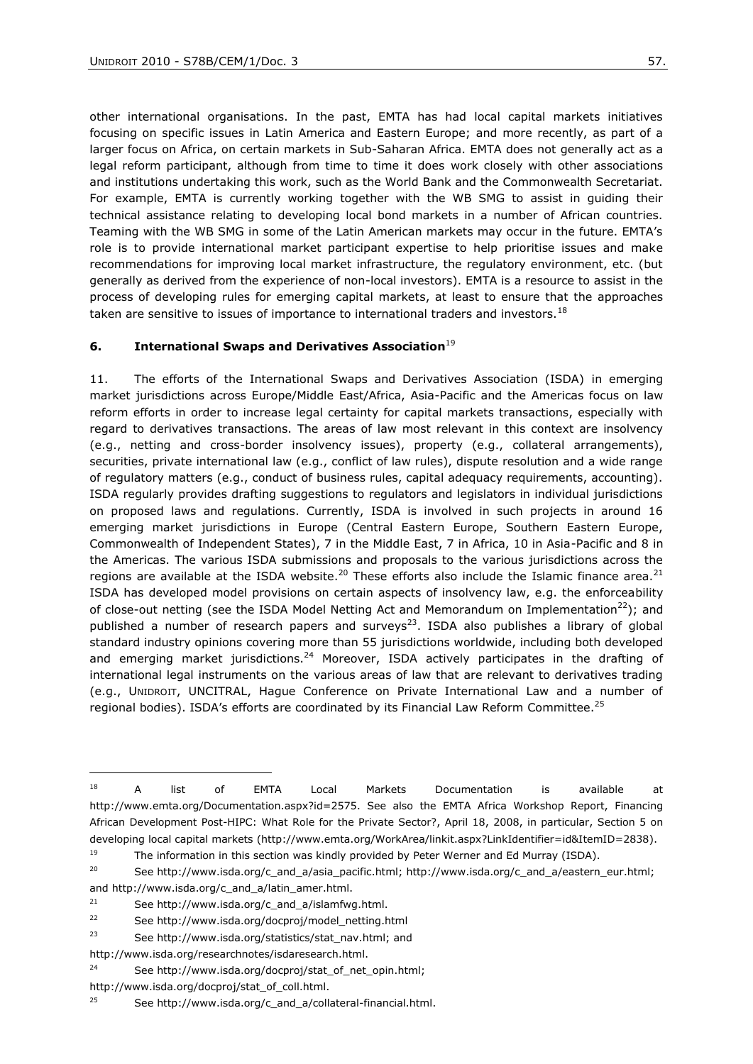other international organisations. In the past, EMTA has had local capital markets initiatives focusing on specific issues in Latin America and Eastern Europe; and more recently, as part of a larger focus on Africa, on certain markets in Sub-Saharan Africa. EMTA does not generally act as a legal reform participant, although from time to time it does work closely with other associations and institutions undertaking this work, such as the World Bank and the Commonwealth Secretariat. For example, EMTA is currently working together with the WB SMG to assist in guiding their technical assistance relating to developing local bond markets in a number of African countries. Teaming with the WB SMG in some of the Latin American markets may occur in the future. EMTA's role is to provide international market participant expertise to help prioritise issues and make recommendations for improving local market infrastructure, the regulatory environment, etc. (but generally as derived from the experience of non-local investors). EMTA is a resource to assist in the process of developing rules for emerging capital markets, at least to ensure that the approaches taken are sensitive to issues of importance to international traders and investors.[18]

### 6. International Swaps and Derivatives Association[19]

11. The efforts of the International Swaps and Derivatives Association (ISDA) in emerging market jurisdictions across Europe/Middle East/Africa, Asia-Pacific and the Americas focus on law reform efforts in order to increase legal certainty for capital markets transactions, especially with regard to derivatives transactions. The areas of law most relevant in this context are insolvency (e.g., netting and cross-border insolvency issues), property (e.g., collateral arrangements), securities, private international law (e.g., conflict of law rules), dispute resolution and a wide range of regulatory matters (e.g., conduct of business rules, capital adequacy requirements, accounting). ISDA regularly provides drafting suggestions to regulators and legislators in individual jurisdictions on proposed laws and regulations. Currently, ISDA is involved in such projects in around 16 emerging market jurisdictions in Europe (Central Eastern Europe, Southern Eastern Europe, Commonwealth of Independent States), 7 in the Middle East, 7 in Africa, 10 in Asia-Pacific and 8 in the Americas. The various ISDA submissions and proposals to the various jurisdictions across the regions are available at the ISDA website.[20] These efforts also include the Islamic finance area.[21] ISDA has developed model provisions on certain aspects of insolvency law, e.g. the enforceability of close-out netting (see the ISDA Model Netting Act and Memorandum on Implementation[22]); and published a number of research papers and surveys[23]. ISDA also publishes a library of global standard industry opinions covering more than 55 jurisdictions worldwide, including both developed and emerging market jurisdictions.[24] Moreover, ISDA actively participates in the drafting of international legal instruments on the various areas of law that are relevant to derivatives trading (e.g., UNIDROIT, UNCITRAL, Hague Conference on Private International Law and a number of regional bodies). ISDA's efforts are coordinated by its Financial Law Reform Committee.[25]

---

[18] A list of EMTA Local Markets Documentation is available at http://www.emta.org/Documentation.aspx?id=2575. See also the EMTA Africa Workshop Report, Financing African Development Post-HIPC: What Role for the Private Sector?, April 18, 2008, in particular, Section 5 on developing local capital markets (http://www.emta.org/WorkArea/linkit.aspx?LinkIdentifier=id&ItemID=2838).

[19] The information in this section was kindly provided by Peter Werner and Ed Murray (ISDA).

[20] See http://www.isda.org/c_and_a/asia_pacific.html; http://www.isda.org/c_and_a/eastern_eur.html; and http://www.isda.org/c_and_a/latin_amer.html.

[21] See http://www.isda.org/c_and_a/islamfwg.html.

[22] See http://www.isda.org/docproj/model_netting.html

[23] See http://www.isda.org/statistics/stat_nav.html; and http://www.isda.org/researchnotes/isdaresearch.html.

[24] See http://www.isda.org/docproj/stat_of_net_opin.html; http://www.isda.org/docproj/stat_of_coll.html.

[25] See http://www.isda.org/c_and_a/collateral-financial.html.